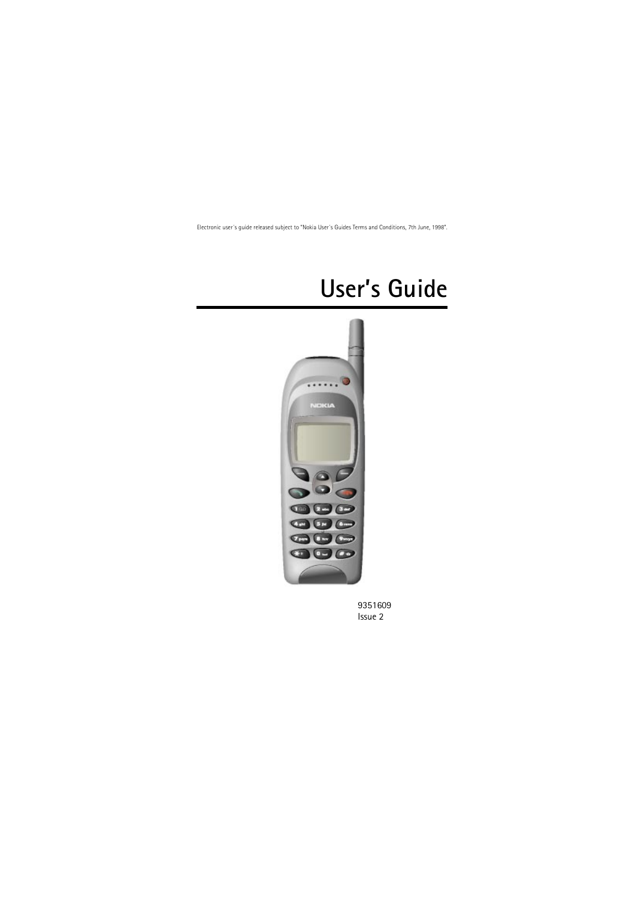Electronic user´s guide released subject to "Nokia User´s Guides Terms and Conditions, 7th June, 1998".

# User's Guide

9351609
Issue 2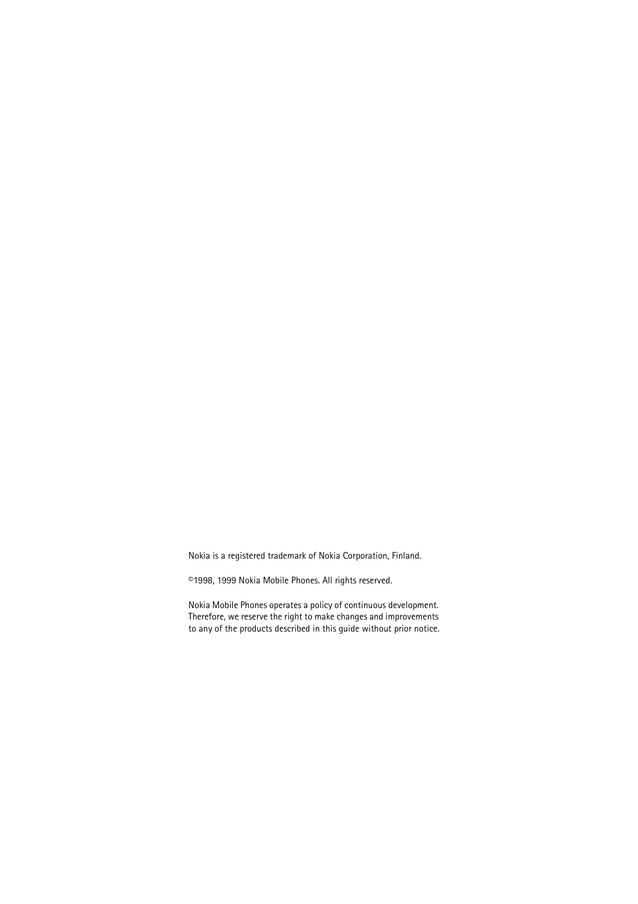Nokia is a registered trademark of Nokia Corporation, Finland.

©1998, 1999 Nokia Mobile Phones. All rights reserved.

Nokia Mobile Phones operates a policy of continuous development. Therefore, we reserve the right to make changes and improvements to any of the products described in this guide without prior notice.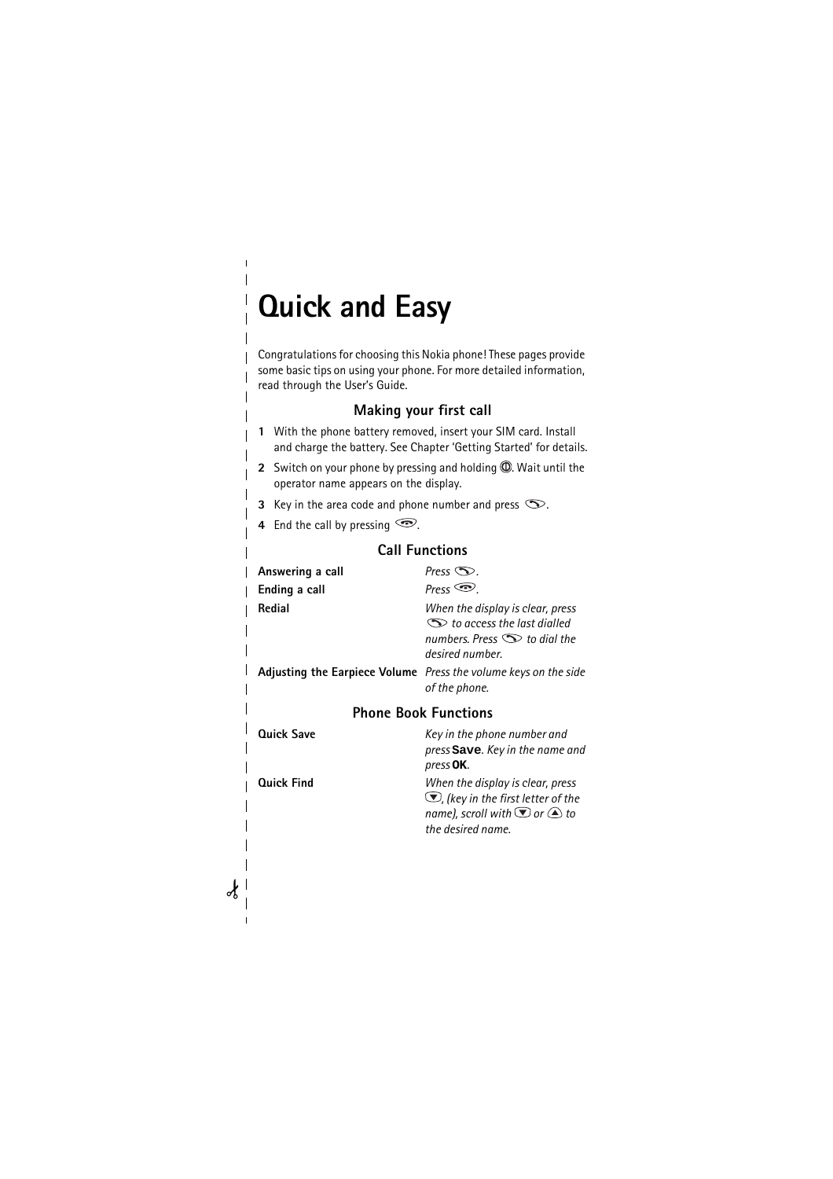# Quick and Easy

Congratulations for choosing this Nokia phone! These pages provide some basic tips on using your phone. For more detailed information, read through the User's Guide.

## Making your first call

1. With the phone battery removed, insert your SIM card. Install and charge the battery. See Chapter 'Getting Started' for details.
2. Switch on your phone by pressing and holding ⏻. Wait until the operator name appears on the display.
3. Key in the area code and phone number and press 📞.
4. End the call by pressing ☎.

## Call Functions

| | |
|---|---|
| **Answering a call** | *Press 📞.* |
| **Ending a call** | *Press ☎.* |
| **Redial** | *When the display is clear, press 📞 to access the last dialled numbers. Press 📞 to dial the desired number.* |
| **Adjusting the Earpiece Volume** | *Press the volume keys on the side of the phone.* |

## Phone Book Functions

| | |
|---|---|
| **Quick Save** | *Key in the phone number and press* **Save**. *Key in the name and press* **OK**. |
| **Quick Find** | *When the display is clear, press ▼, (key in the first letter of the name), scroll with ▼ or ▲ to the desired name.* |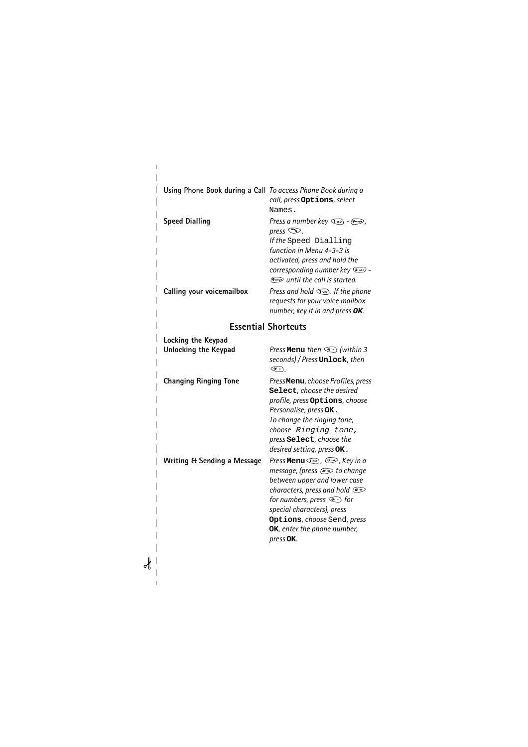| | |
|---|---|
| **Using Phone Book during a Call** | *To access Phone Book during a call, press* `Options`*, select* `Names.` |
| **Speed Dialling** | *Press a number key* 1 *–* 9*, press* Send*.* *If the* `Speed Dialling` *function in Menu 4-3-3 is activated, press and hold the corresponding number key* 2 *–* 9 *until the call is started.* |
| **Calling your voicemailbox** | *Press and hold* 1*. If the phone requests for your voice mailbox number, key it in and press* ***OK****.* |

## Essential Shortcuts

| | |
|---|---|
| **Locking the Keypad** **Unlocking the Keypad** | *Press* `Menu` *then* * *(within 3 seconds) / Press* `Unlock`*, then* **.* |
| **Changing Ringing Tone** | *Press* `Menu`*, choose Profiles, press* `Select`*, choose the desired profile, press* `Options`*, choose Personalise, press* `OK.` *To change the ringing tone, choose* `Ringing tone,` *press* `Select`*, choose the desired setting, press* `OK.` |
| **Writing & Sending a Message** | *Press* `Menu` 1*,* 3*, Key in a message, (press* # *to change between upper and lower case characters, press and hold* # *for numbers, press* * *for special characters), press* `Options`*, choose* Send*, press* `OK`*, enter the phone number, press* `OK`*.* |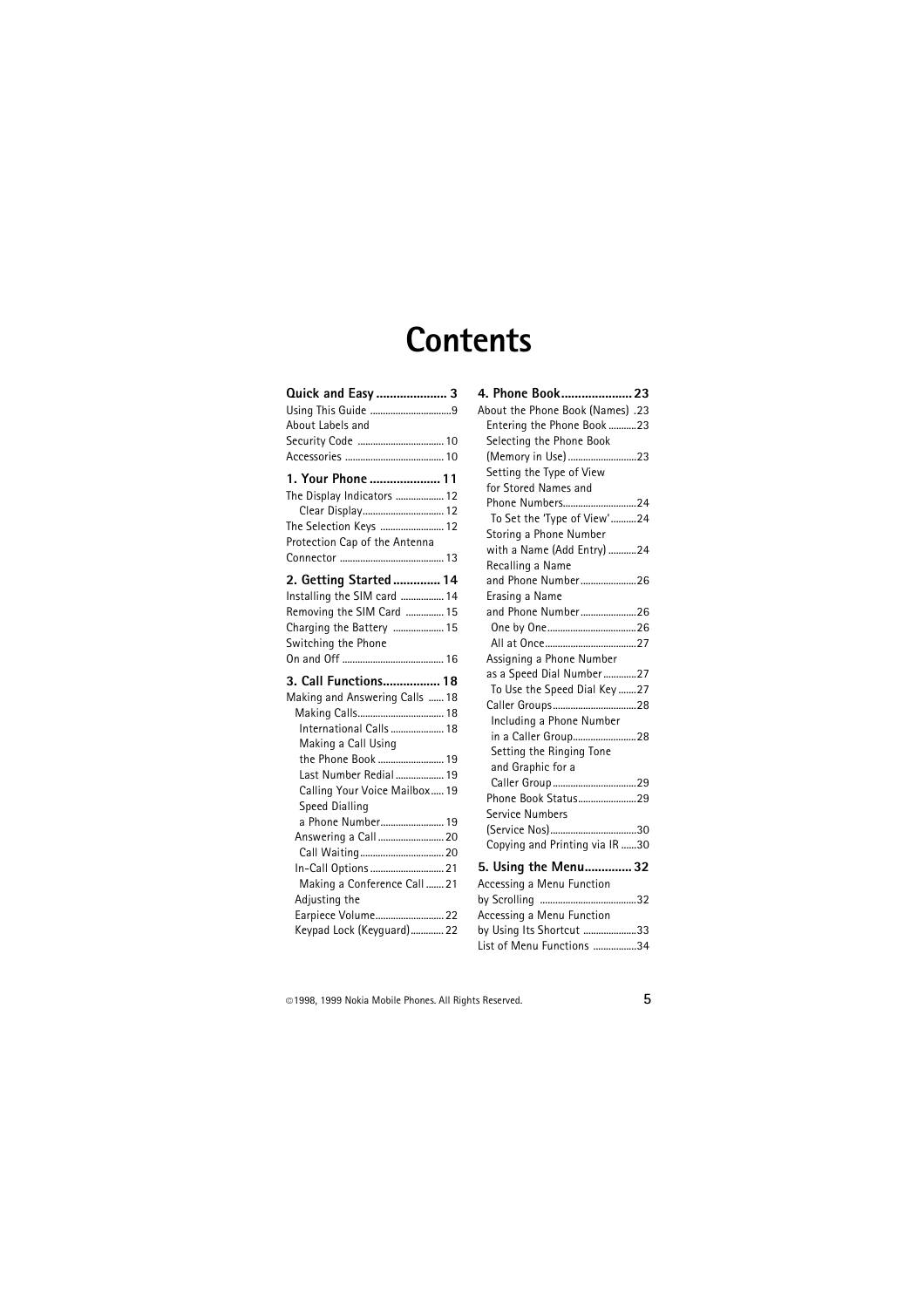# Contents

**Quick and Easy ..................... 3**

Using This Guide ................................9
About Labels and Security Code ................................ 10
Accessories ...................................... 10

**1. Your Phone ..................... 11**

The Display Indicators .................. 12
- Clear Display................................ 12

The Selection Keys ........................ 12
Protection Cap of the Antenna Connector ........................................ 13

**2. Getting Started .............. 14**

Installing the SIM card ................ 14
Removing the SIM Card .............. 15
Charging the Battery .................... 15
Switching the Phone On and Off ....................................... 16

**3. Call Functions................. 18**

Making and Answering Calls ...... 18
- Making Calls................................. 18
  - International Calls .................... 18
  - Making a Call Using the Phone Book ......................... 19
  - Last Number Redial .................. 19
  - Calling Your Voice Mailbox..... 19
  - Speed Dialling a Phone Number........................ 19
- Answering a Call .......................... 20
  - Call Waiting................................. 20
- In-Call Options ............................ 21
  - Making a Conference Call ....... 21
- Adjusting the Earpiece Volume.......................... 22
- Keypad Lock (Keyguard)............ 22

**4. Phone Book..................... 23**

About the Phone Book (Names) .23
- Entering the Phone Book ...........23
- Selecting the Phone Book (Memory in Use) ..........................23
- Setting the Type of View for Stored Names and Phone Numbers............................24
  - To Set the 'Type of View'..........24
- Storing a Phone Number with a Name (Add Entry) ...........24
- Recalling a Name and Phone Number......................26
- Erasing a Name and Phone Number......................26
  - One by One...................................26
  - All at Once....................................27
- Assigning a Phone Number as a Speed Dial Number............27
  - To Use the Speed Dial Key .......27
- Caller Groups.................................28
  - Including a Phone Number in a Caller Group.........................28
  - Setting the Ringing Tone and Graphic for a Caller Group .................................29
- Phone Book Status.......................29
- Service Numbers (Service Nos).................................30
- Copying and Printing via IR ......30

**5. Using the Menu.............. 32**

Accessing a Menu Function by Scrolling .....................................32
Accessing a Menu Function by Using Its Shortcut .....................33
List of Menu Functions .................34

©1998, 1999 Nokia Mobile Phones. All Rights Reserved.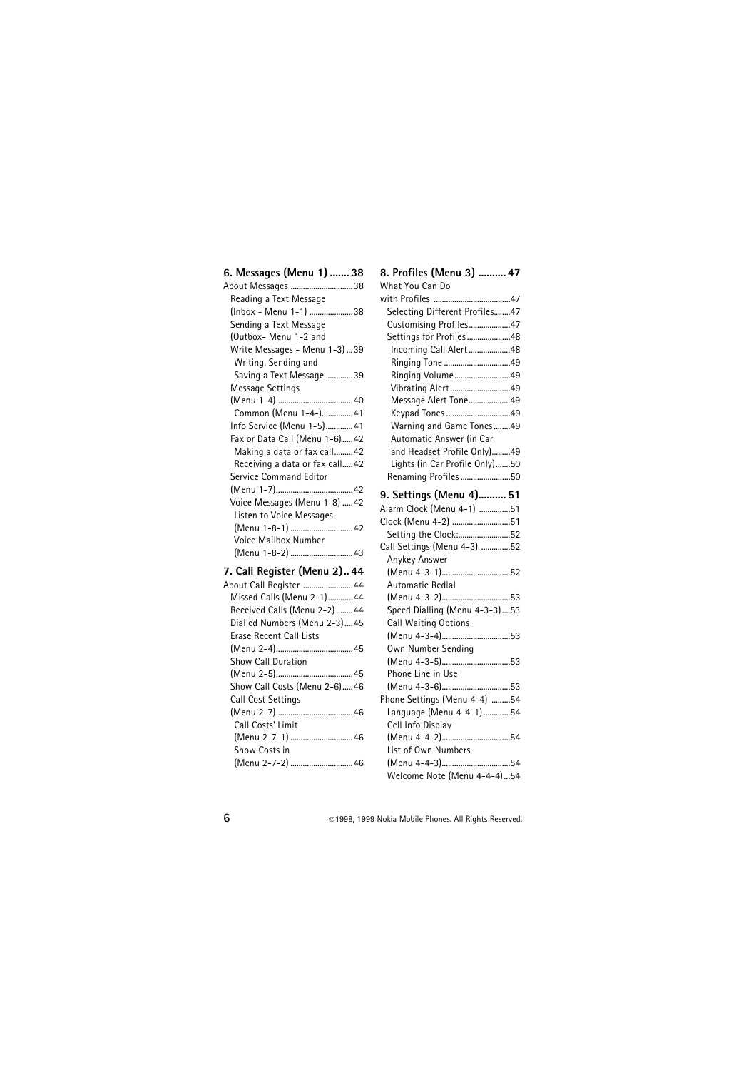**6. Messages (Menu 1) ....... 38**

About Messages .............................38

- Reading a Text Message (Inbox - Menu 1-1) .....................38
- Sending a Text Message (Outbox- Menu 1-2 and Write Messages - Menu 1-3) ...39
  - Writing, Sending and Saving a Text Message .............39
- Message Settings (Menu 1-4).....................................40
  - Common (Menu 1-4-)..............41
- Info Service (Menu 1-5).............41
- Fax or Data Call (Menu 1-6).....42
  - Making a data or fax call.........42
  - Receiving a data or fax call.....42
- Service Command Editor (Menu 1-7).....................................42
- Voice Messages (Menu 1-8) .....42
  - Listen to Voice Messages (Menu 1-8-1) ..............................42
  - Voice Mailbox Number (Menu 1-8-2) ..............................43

**7. Call Register (Menu 2).. 44**

About Call Register ........................44

- Missed Calls (Menu 2-1)............44
- Received Calls (Menu 2-2) ........44
- Dialled Numbers (Menu 2-3).....45
- Erase Recent Call Lists (Menu 2-4).....................................45
- Show Call Duration (Menu 2-5).....................................45
- Show Call Costs (Menu 2-6).....46
- Call Cost Settings (Menu 2-7).....................................46
  - Call Costs' Limit (Menu 2-7-1) ..............................46
  - Show Costs in (Menu 2-7-2) ..............................46

**8. Profiles (Menu 3) .......... 47**

What You Can Do with Profiles .....................................47

- Selecting Different Profiles........47
- Customising Profiles....................47
- Settings for Profiles.....................48
  - Incoming Call Alert....................48
  - Ringing Tone ................................49
  - Ringing Volume...........................49
  - Vibrating Alert.............................49
  - Message Alert Tone....................49
  - Keypad Tones ...............................49
  - Warning and Game Tones ........49
  - Automatic Answer (in Car and Headset Profile Only).........49
  - Lights (in Car Profile Only).......50
- Renaming Profiles ........................50

**9. Settings (Menu 4).......... 51**

Alarm Clock (Menu 4-1) ...............51

Clock (Menu 4-2) ............................51

- Setting the Clock:.........................52

Call Settings (Menu 4-3) ..............52

- Anykey Answer (Menu 4-3-1).................................52
- Automatic Redial (Menu 4-3-2).................................53
- Speed Dialling (Menu 4-3-3)....53
- Call Waiting Options (Menu 4-3-4).................................53
- Own Number Sending (Menu 4-3-5).................................53
- Phone Line in Use (Menu 4-3-6).................................53

Phone Settings (Menu 4-4) .........54

- Language (Menu 4-4-1) .............54
- Cell Info Display (Menu 4-4-2).................................54
- List of Own Numbers (Menu 4-4-3).................................54
- Welcome Note (Menu 4-4-4)...54

©1998, 1999 Nokia Mobile Phones. All Rights Reserved.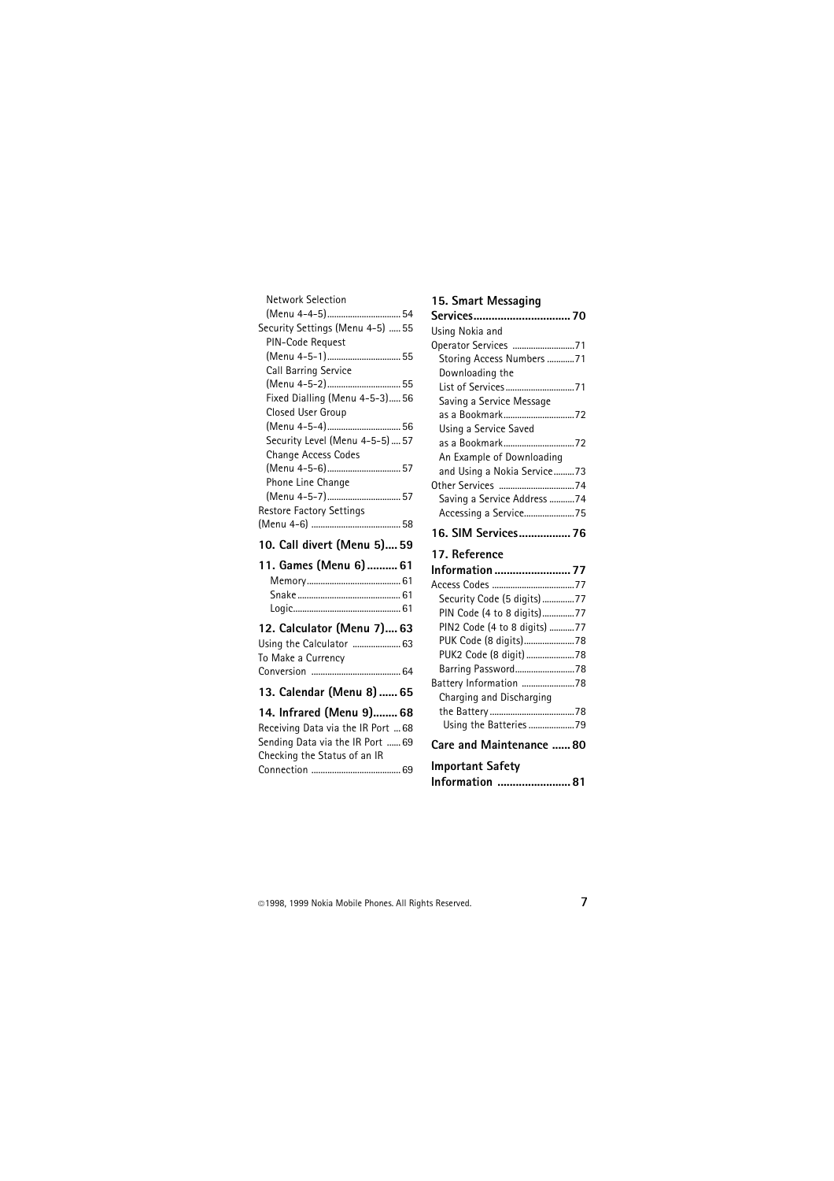Network Selection (Menu 4-4-5) ........ 54
Security Settings (Menu 4-5) ........ 55
PIN-Code Request (Menu 4-5-1) ........ 55
Call Barring Service (Menu 4-5-2) ........ 55
Fixed Dialling (Menu 4-5-3) ........ 56
Closed User Group (Menu 4-5-4) ........ 56
Security Level (Menu 4-5-5) ........ 57
Change Access Codes (Menu 4-5-6) ........ 57
Phone Line Change (Menu 4-5-7) ........ 57
Restore Factory Settings (Menu 4-6) ........ 58

**10. Call divert (Menu 5) .... 59**

**11. Games (Menu 6) .......... 61**

Memory ........ 61
Snake ........ 61
Logic ........ 61

**12. Calculator (Menu 7) .... 63**

Using the Calculator ........ 63
To Make a Currency Conversion ........ 64

**13. Calendar (Menu 8) ...... 65**

**14. Infrared (Menu 9) ........ 68**

Receiving Data via the IR Port ... 68
Sending Data via the IR Port ...... 69
Checking the Status of an IR Connection ........ 69

**15. Smart Messaging Services ........ 70**

Using Nokia and Operator Services ........ 71
Storing Access Numbers ........ 71
Downloading the List of Services ........ 71
Saving a Service Message as a Bookmark ........ 72
Using a Service Saved as a Bookmark ........ 72
An Example of Downloading and Using a Nokia Service ........ 73
Other Services ........ 74
Saving a Service Address ........ 74
Accessing a Service ........ 75

**16. SIM Services ........ 76**

**17. Reference Information ........ 77**

Access Codes ........ 77
Security Code (5 digits) ........ 77
PIN Code (4 to 8 digits) ........ 77
PIN2 Code (4 to 8 digits) ........ 77
PUK Code (8 digits) ........ 78
PUK2 Code (8 digit) ........ 78
Barring Password ........ 78
Battery Information ........ 78
Charging and Discharging the Battery ........ 78
Using the Batteries ........ 79

**Care and Maintenance ...... 80**

**Important Safety Information ........ 81**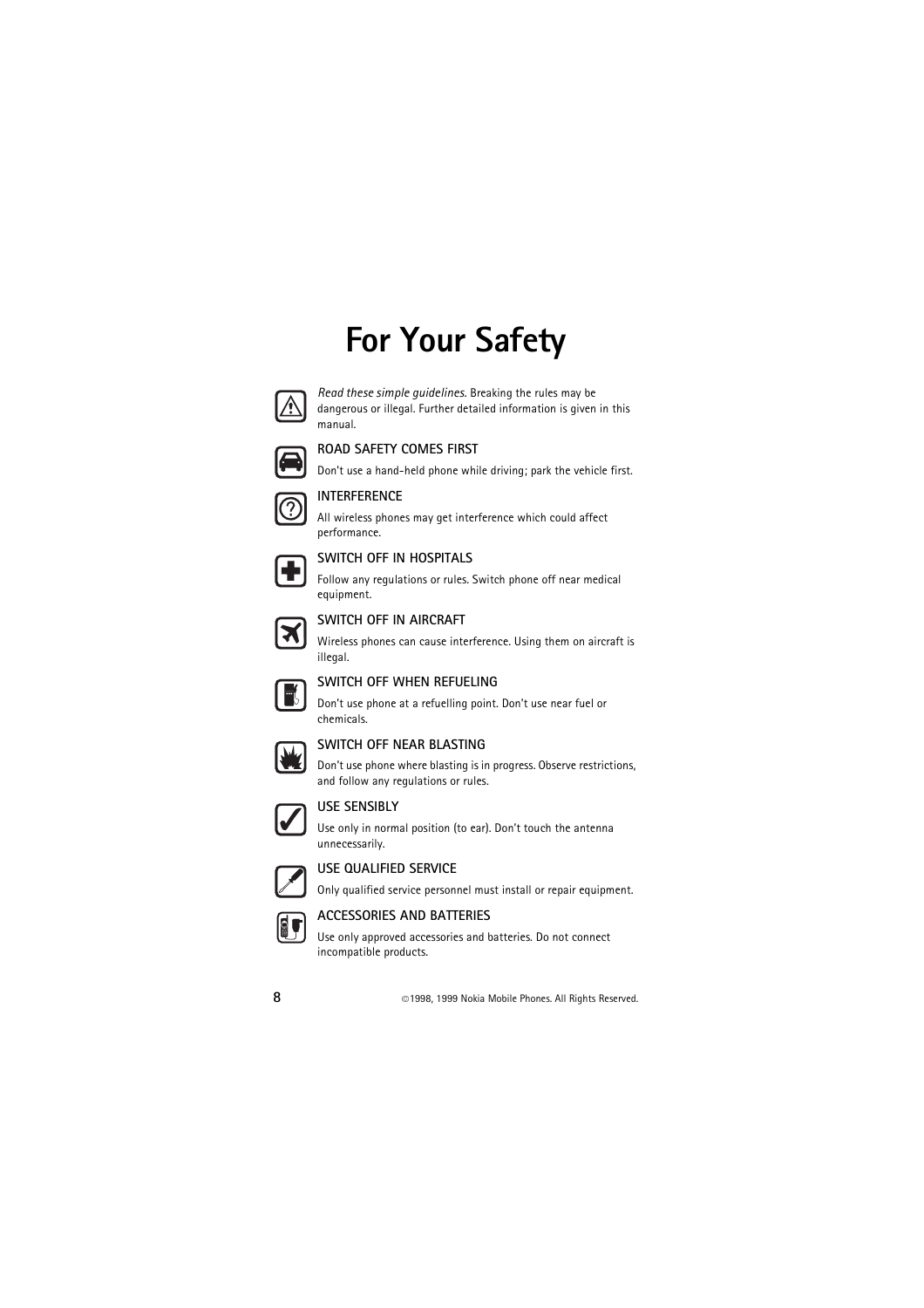# For Your Safety

*Read these simple guidelines.* Breaking the rules may be dangerous or illegal. Further detailed information is given in this manual.

### ROAD SAFETY COMES FIRST

Don't use a hand-held phone while driving; park the vehicle first.

### INTERFERENCE

All wireless phones may get interference which could affect performance.

### SWITCH OFF IN HOSPITALS

Follow any regulations or rules. Switch phone off near medical equipment.

### SWITCH OFF IN AIRCRAFT

Wireless phones can cause interference. Using them on aircraft is illegal.

### SWITCH OFF WHEN REFUELING

Don't use phone at a refuelling point. Don't use near fuel or chemicals.

### SWITCH OFF NEAR BLASTING

Don't use phone where blasting is in progress. Observe restrictions, and follow any regulations or rules.

### USE SENSIBLY

Use only in normal position (to ear). Don't touch the antenna unnecessarily.

### USE QUALIFIED SERVICE

Only qualified service personnel must install or repair equipment.

### ACCESSORIES AND BATTERIES

Use only approved accessories and batteries. Do not connect incompatible products.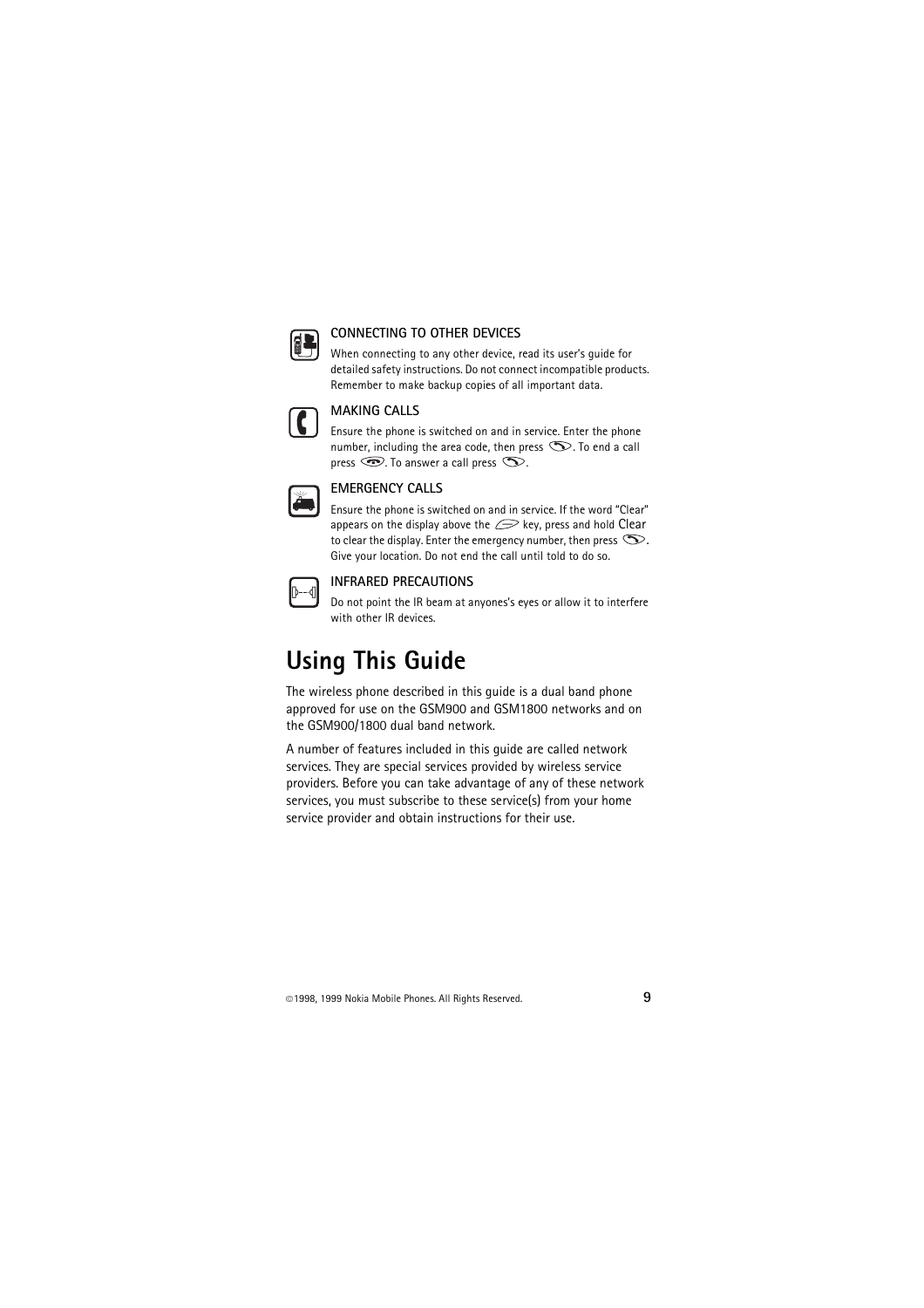### CONNECTING TO OTHER DEVICES

When connecting to any other device, read its user's guide for detailed safety instructions. Do not connect incompatible products. Remember to make backup copies of all important data.

### MAKING CALLS

Ensure the phone is switched on and in service. Enter the phone number, including the area code, then press . To end a call press . To answer a call press .

### EMERGENCY CALLS

Ensure the phone is switched on and in service. If the word "Clear" appears on the display above the key, press and hold Clear to clear the display. Enter the emergency number, then press . Give your location. Do not end the call until told to do so.

### INFRARED PRECAUTIONS

Do not point the IR beam at anyones's eyes or allow it to interfere with other IR devices.

# Using This Guide

The wireless phone described in this guide is a dual band phone approved for use on the GSM900 and GSM1800 networks and on the GSM900/1800 dual band network.

A number of features included in this guide are called network services. They are special services provided by wireless service providers. Before you can take advantage of any of these network services, you must subscribe to these service(s) from your home service provider and obtain instructions for their use.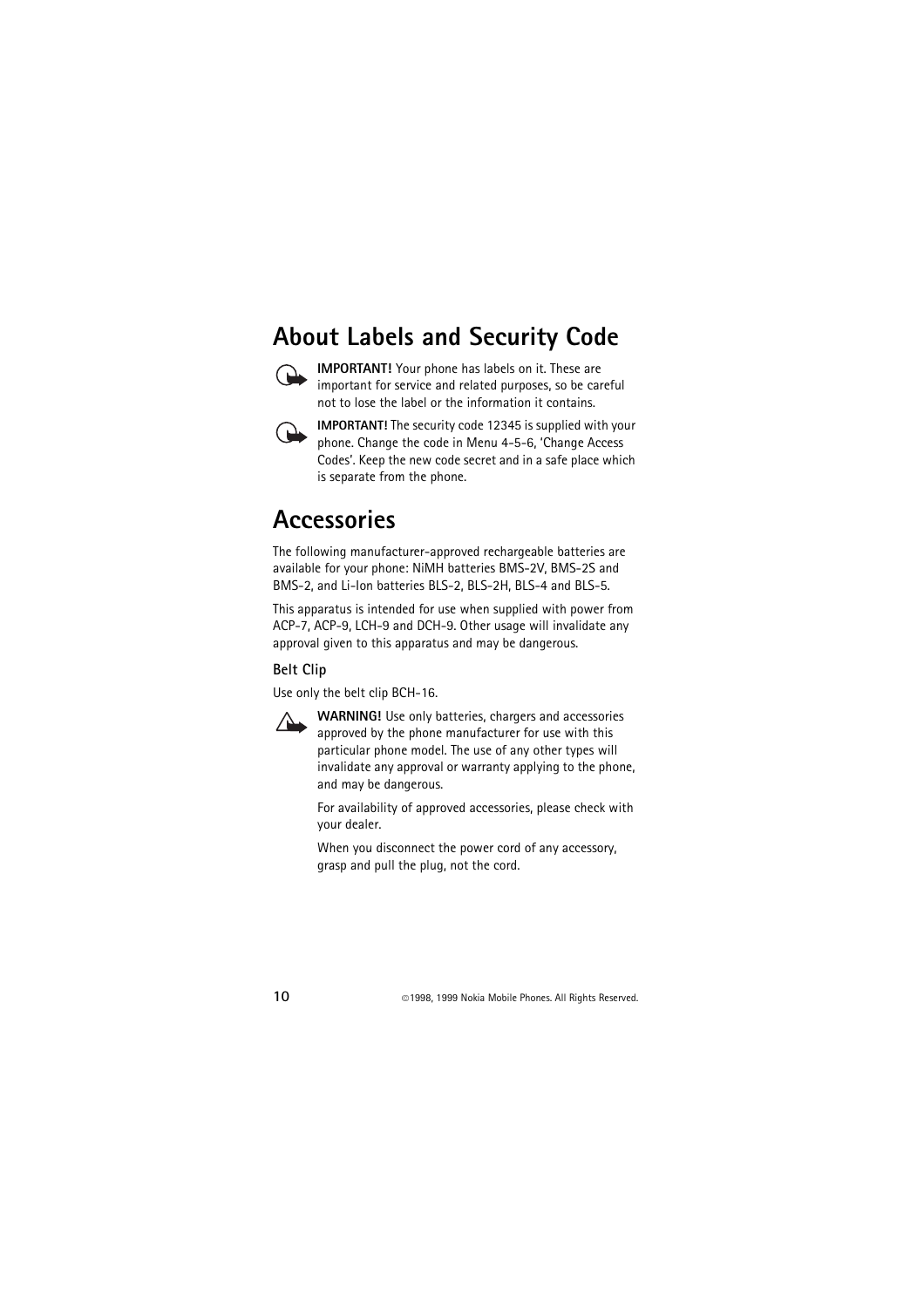# About Labels and Security Code

**IMPORTANT!** Your phone has labels on it. These are important for service and related purposes, so be careful not to lose the label or the information it contains.

**IMPORTANT!** The security code 12345 is supplied with your phone. Change the code in Menu 4-5-6, 'Change Access Codes'. Keep the new code secret and in a safe place which is separate from the phone.

# Accessories

The following manufacturer-approved rechargeable batteries are available for your phone: NiMH batteries BMS-2V, BMS-2S and BMS-2, and Li-Ion batteries BLS-2, BLS-2H, BLS-4 and BLS-5.

This apparatus is intended for use when supplied with power from ACP-7, ACP-9, LCH-9 and DCH-9. Other usage will invalidate any approval given to this apparatus and may be dangerous.

### Belt Clip

Use only the belt clip BCH-16.

**WARNING!** Use only batteries, chargers and accessories approved by the phone manufacturer for use with this particular phone model. The use of any other types will invalidate any approval or warranty applying to the phone, and may be dangerous.

For availability of approved accessories, please check with your dealer.

When you disconnect the power cord of any accessory, grasp and pull the plug, not the cord.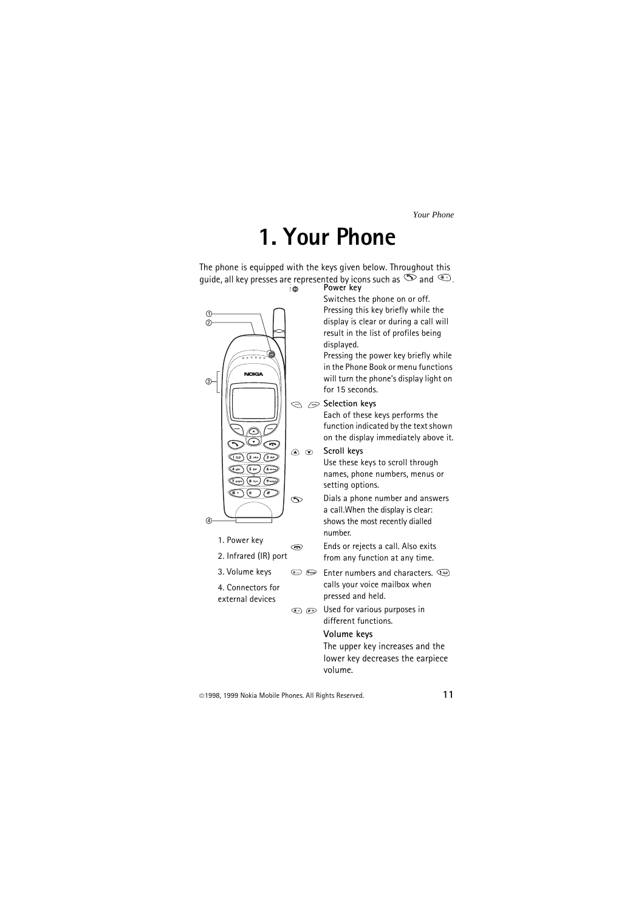# 1. Your Phone

The phone is equipped with the keys given below. Throughout this guide, all key presses are represented by icons such as and .

1. Power key
2. Infrared (IR) port
3. Volume keys
4. Connectors for external devices

**Power key**

Switches the phone on or off. Pressing this key briefly while the display is clear or during a call will result in the list of profiles being displayed.

Pressing the power key briefly while in the Phone Book or menu functions will turn the phone's display light on for 15 seconds.

**Selection keys**

Each of these keys performs the function indicated by the text shown on the display immediately above it.

**Scroll keys**

Use these keys to scroll through names, phone numbers, menus or setting options.

Dials a phone number and answers a call. When the display is clear: shows the most recently dialled number.

Ends or rejects a call. Also exits from any function at any time.

Enter numbers and characters. calls your voice mailbox when pressed and held.

Used for various purposes in different functions.

**Volume keys**

The upper key increases and the lower key decreases the earpiece volume.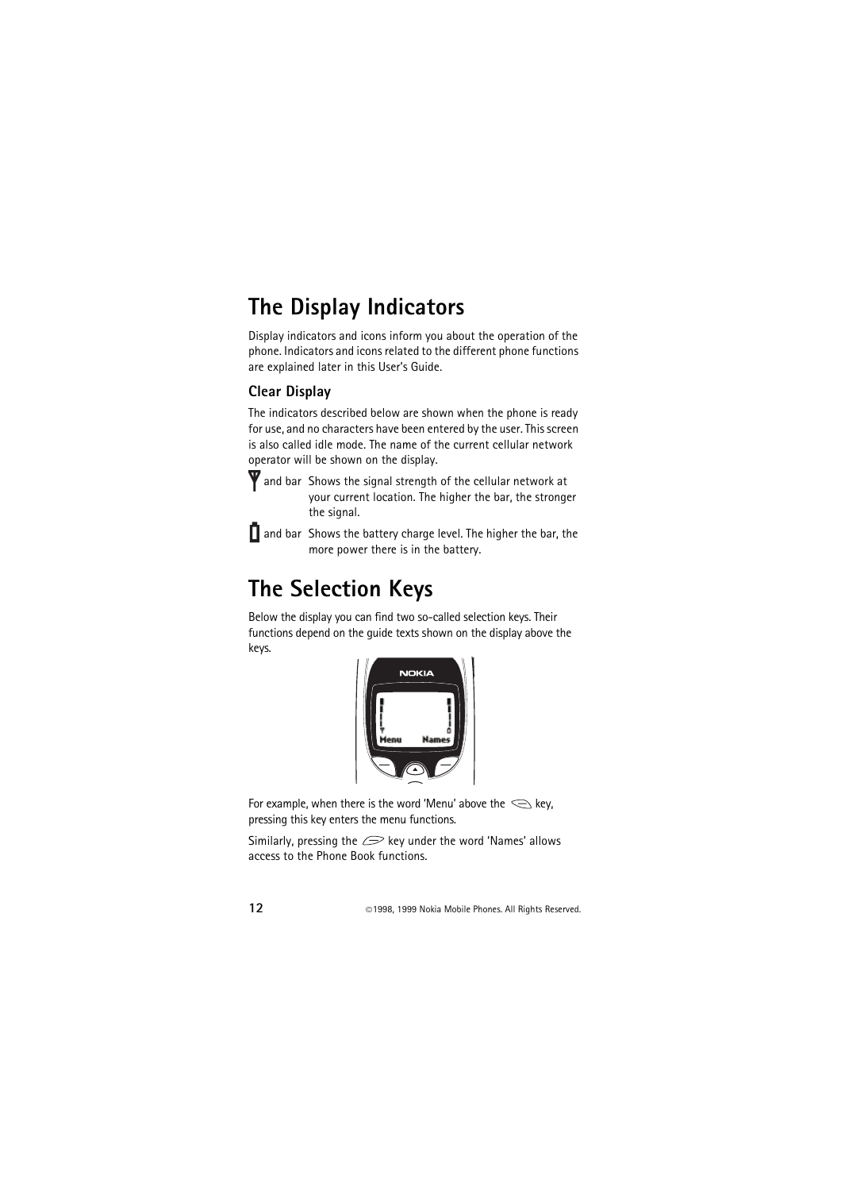# The Display Indicators

Display indicators and icons inform you about the operation of the phone. Indicators and icons related to the different phone functions are explained later in this User's Guide.

## Clear Display

The indicators described below are shown when the phone is ready for use, and no characters have been entered by the user. This screen is also called idle mode. The name of the current cellular network operator will be shown on the display.

| | |
|---|---|
| and bar | Shows the signal strength of the cellular network at your current location. The higher the bar, the stronger the signal. |
| and bar | Shows the battery charge level. The higher the bar, the more power there is in the battery. |

# The Selection Keys

Below the display you can find two so-called selection keys. Their functions depend on the guide texts shown on the display above the keys.

For example, when there is the word 'Menu' above the key, pressing this key enters the menu functions.

Similarly, pressing the key under the word 'Names' allows access to the Phone Book functions.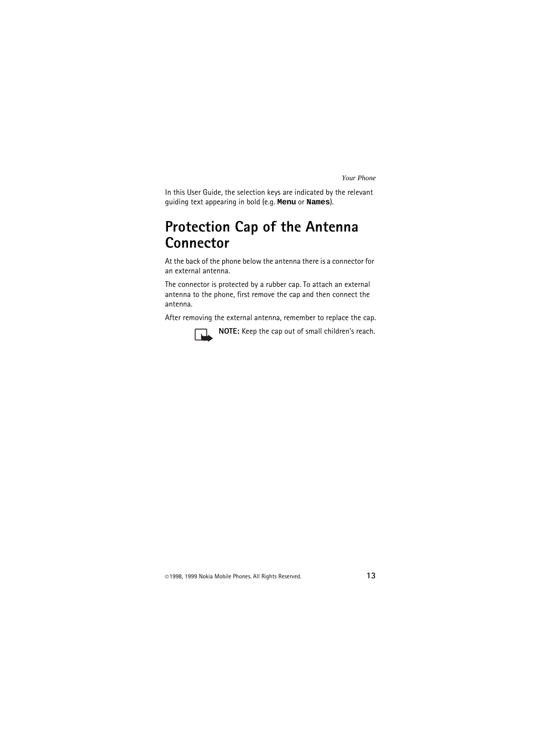In this User Guide, the selection keys are indicated by the relevant guiding text appearing in bold (e.g. **Menu** or **Names**).

# Protection Cap of the Antenna Connector

At the back of the phone below the antenna there is a connector for an external antenna.

The connector is protected by a rubber cap. To attach an external antenna to the phone, first remove the cap and then connect the antenna.

After removing the external antenna, remember to replace the cap.

**NOTE:** Keep the cap out of small children's reach.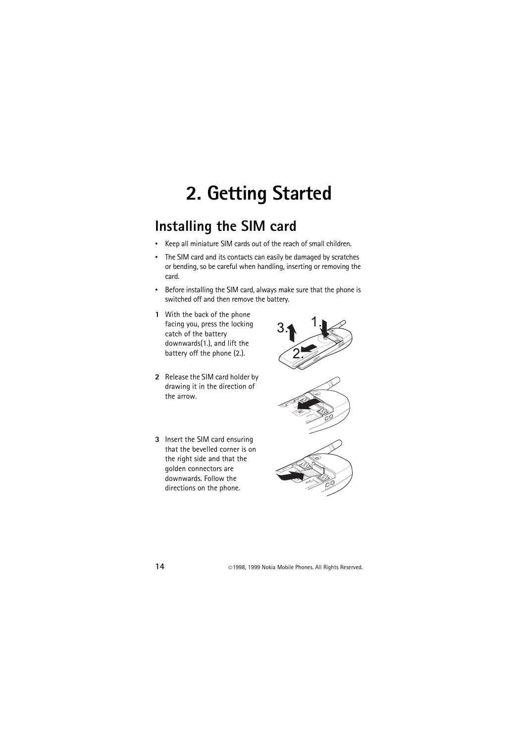# 2. Getting Started

## Installing the SIM card

- Keep all miniature SIM cards out of the reach of small children.
- The SIM card and its contacts can easily be damaged by scratches or bending, so be careful when handling, inserting or removing the card.
- Before installing the SIM card, always make sure that the phone is switched off and then remove the battery.

**1** With the back of the phone facing you, press the locking catch of the battery downwards(1.), and lift the battery off the phone (2.).

**2** Release the SIM card holder by drawing it in the direction of the arrow.

**3** Insert the SIM card ensuring that the bevelled corner is on the right side and that the golden connectors are downwards. Follow the directions on the phone.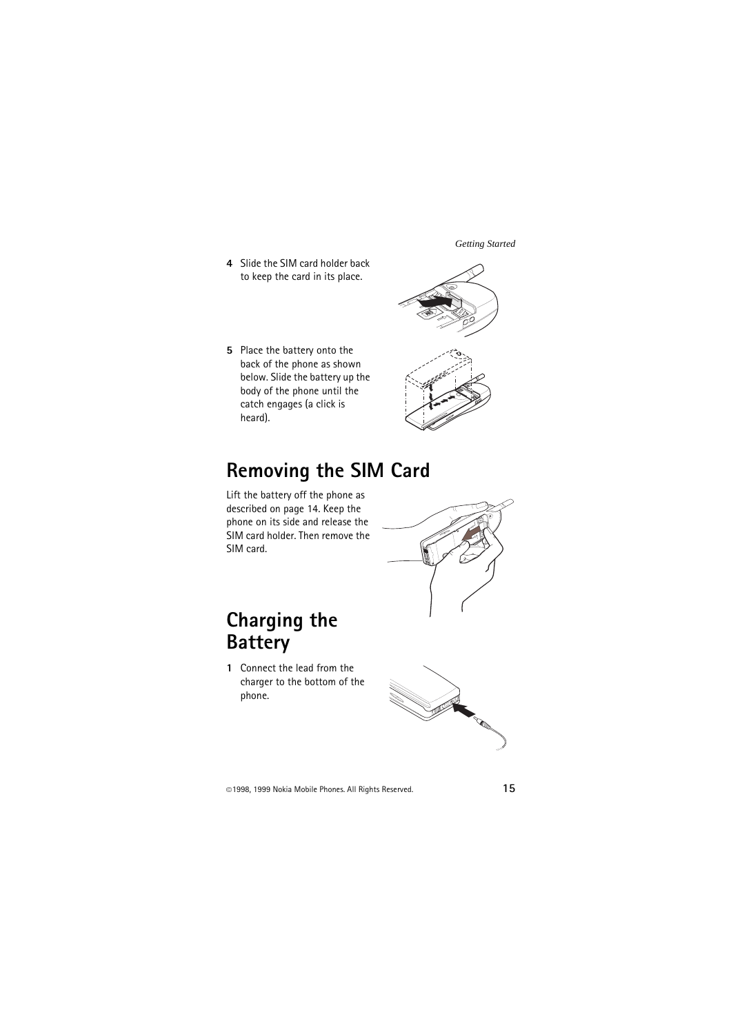4. Slide the SIM card holder back to keep the card in its place.

5. Place the battery onto the back of the phone as shown below. Slide the battery up the body of the phone until the catch engages (a click is heard).

# Removing the SIM Card

Lift the battery off the phone as described on page 14. Keep the phone on its side and release the SIM card holder. Then remove the SIM card.

# Charging the Battery

1. Connect the lead from the charger to the bottom of the phone.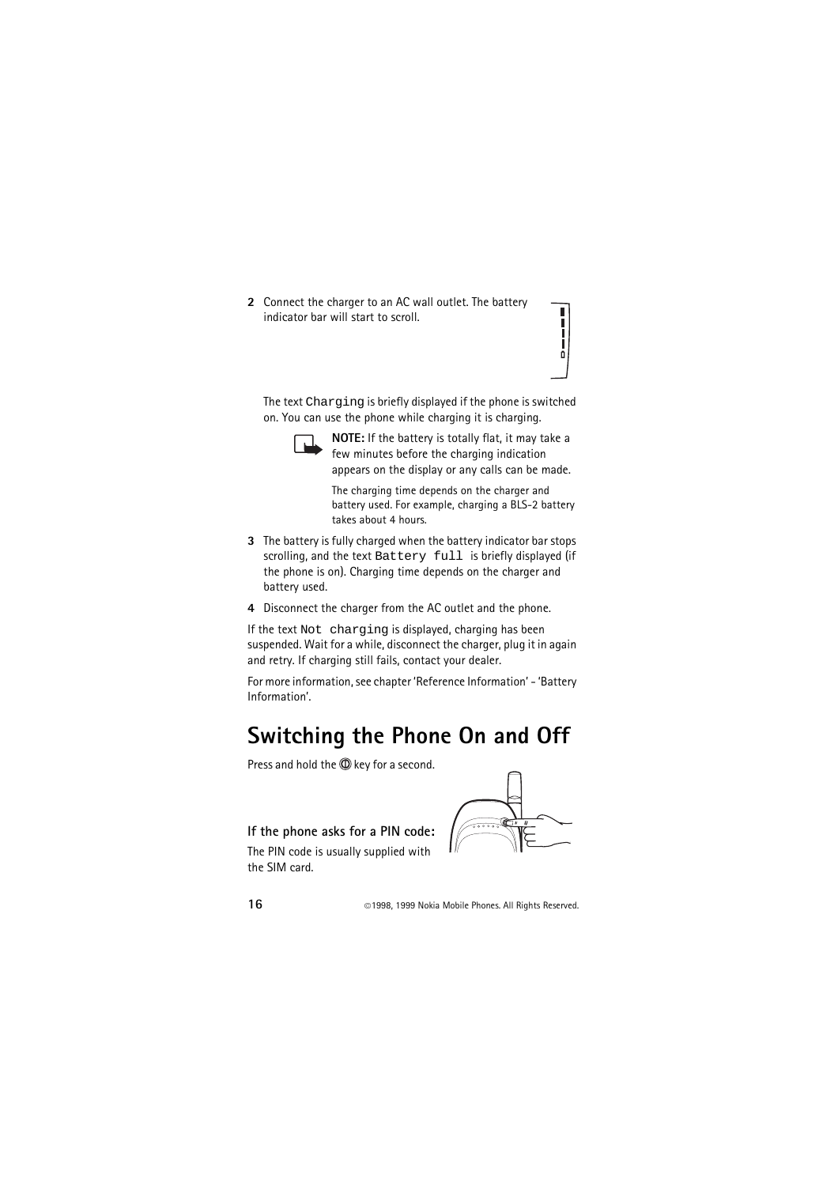2 Connect the charger to an AC wall outlet. The battery indicator bar will start to scroll.

The text `Charging` is briefly displayed if the phone is switched on. You can use the phone while charging it is charging.

**NOTE:** If the battery is totally flat, it may take a few minutes before the charging indication appears on the display or any calls can be made.

The charging time depends on the charger and battery used. For example, charging a BLS-2 battery takes about 4 hours.

3 The battery is fully charged when the battery indicator bar stops scrolling, and the text `Battery full` is briefly displayed (if the phone is on). Charging time depends on the charger and battery used.

4 Disconnect the charger from the AC outlet and the phone.

If the text `Not charging` is displayed, charging has been suspended. Wait for a while, disconnect the charger, plug it in again and retry. If charging still fails, contact your dealer.

For more information, see chapter 'Reference Information' - 'Battery Information'.

# Switching the Phone On and Off

Press and hold the ⏻ key for a second.

### If the phone asks for a PIN code:

The PIN code is usually supplied with the SIM card.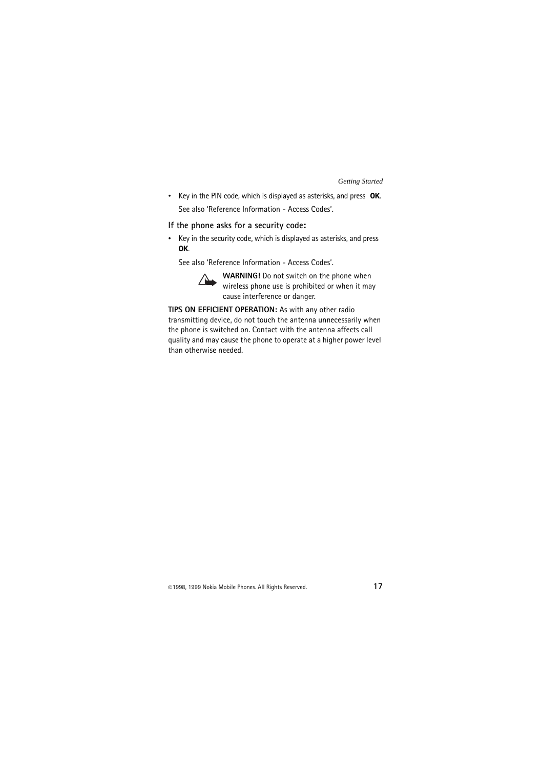- Key in the PIN code, which is displayed as asterisks, and press **OK**.

  See also 'Reference Information - Access Codes'.

### If the phone asks for a security code:

- Key in the security code, which is displayed as asterisks, and press **OK**.

  See also 'Reference Information - Access Codes'.

**WARNING!** Do not switch on the phone when wireless phone use is prohibited or when it may cause interference or danger.

**TIPS ON EFFICIENT OPERATION:** As with any other radio transmitting device, do not touch the antenna unnecessarily when the phone is switched on. Contact with the antenna affects call quality and may cause the phone to operate at a higher power level than otherwise needed.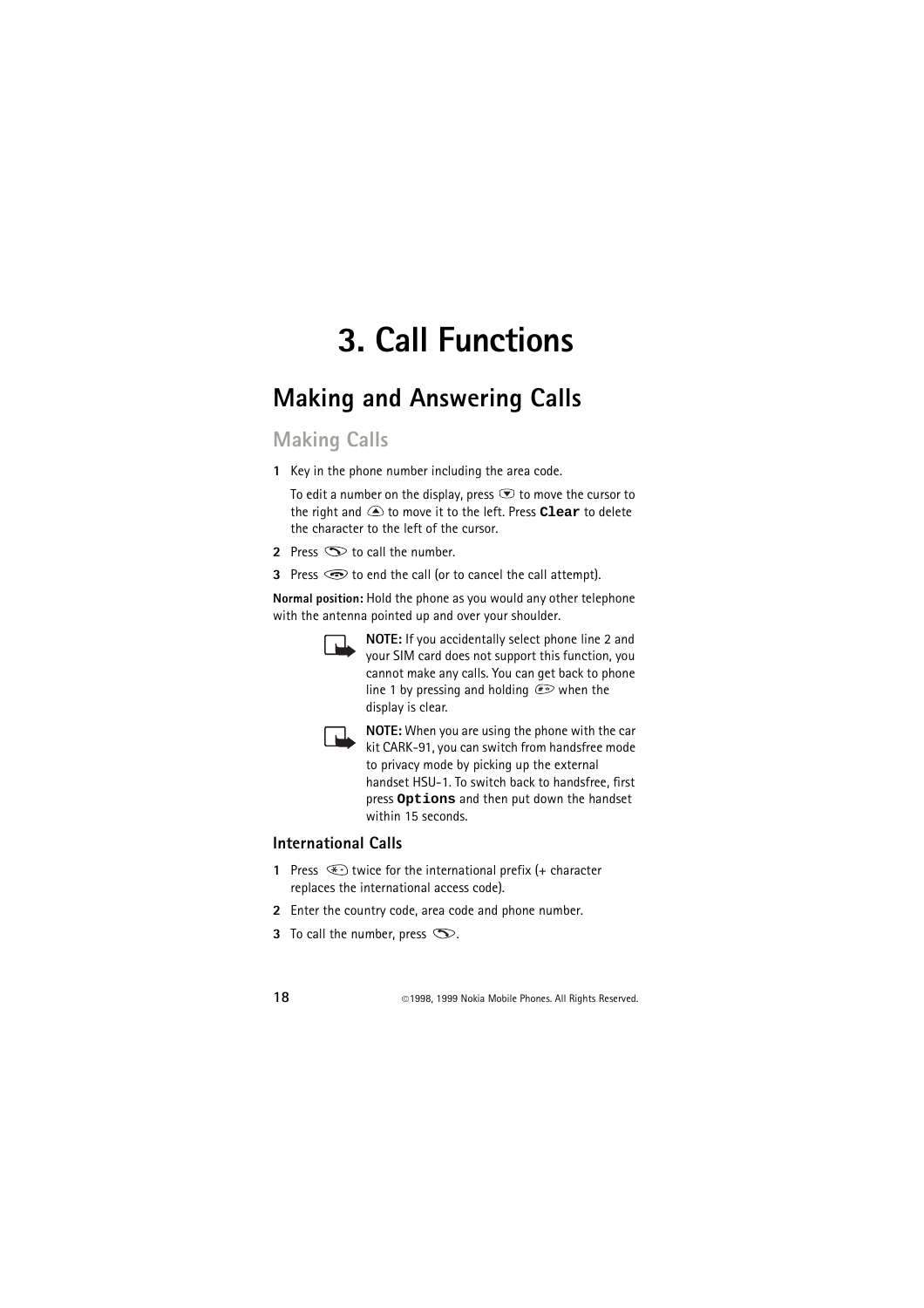# 3. Call Functions

## Making and Answering Calls

### Making Calls

1. Key in the phone number including the area code.

   To edit a number on the display, press ▽ to move the cursor to the right and △ to move it to the left. Press **Clear** to delete the character to the left of the cursor.

2. Press ↗ to call the number.
3. Press ↘ to end the call (or to cancel the call attempt).

**Normal position:** Hold the phone as you would any other telephone with the antenna pointed up and over your shoulder.

**NOTE:** If you accidentally select phone line 2 and your SIM card does not support this function, you cannot make any calls. You can get back to phone line 1 by pressing and holding # when the display is clear.

**NOTE:** When you are using the phone with the car kit CARK-91, you can switch from handsfree mode to privacy mode by picking up the external handset HSU-1. To switch back to handsfree, first press **Options** and then put down the handset within 15 seconds.

#### International Calls

1. Press * twice for the international prefix (+ character replaces the international access code).
2. Enter the country code, area code and phone number.
3. To call the number, press ↗.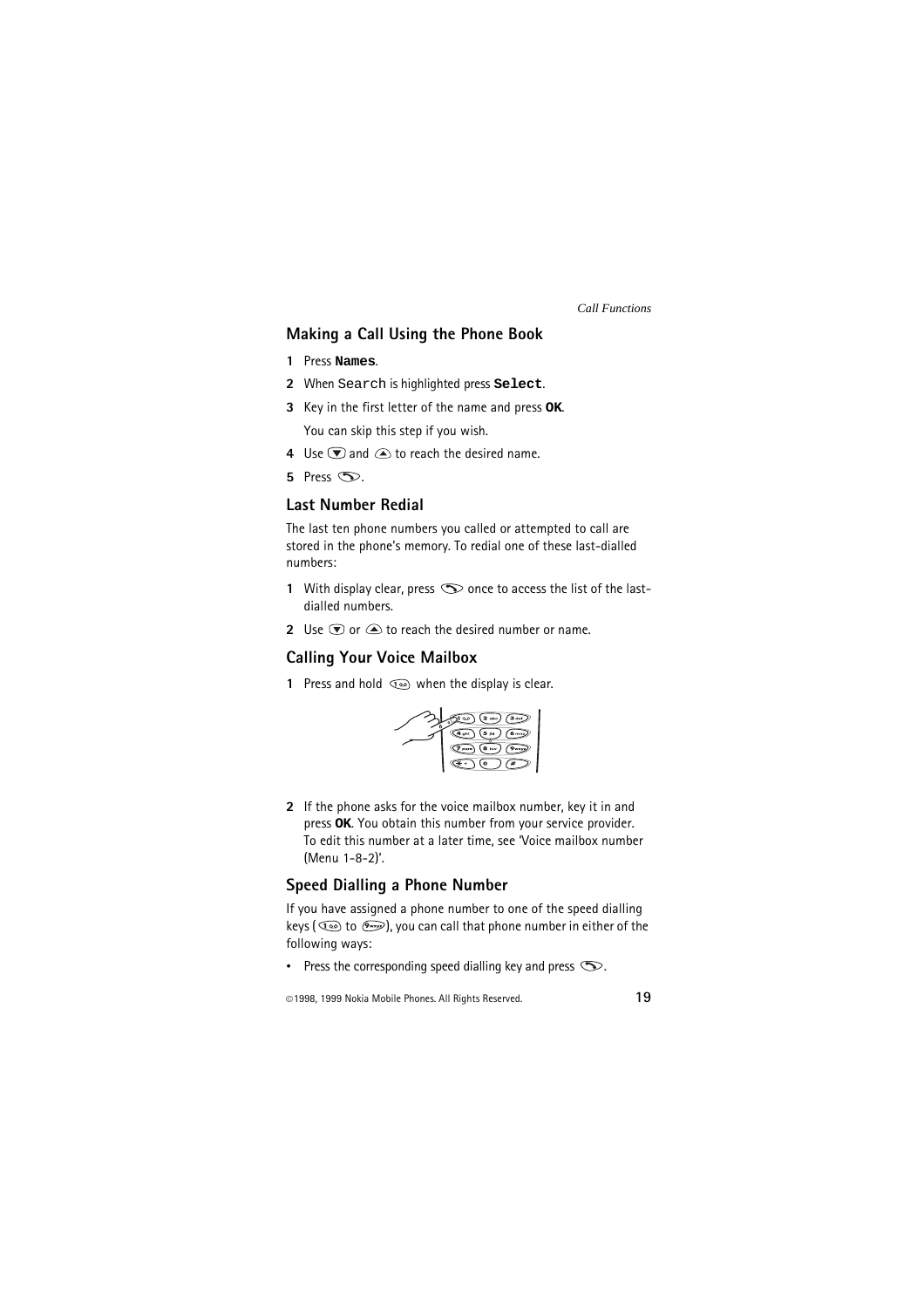## Making a Call Using the Phone Book

1 Press **Names**.
2 When Search is highlighted press **Select**.
3 Key in the first letter of the name and press **OK**.

   You can skip this step if you wish.
4 Use ▼ and ▲ to reach the desired name.
5 Press ↖.

## Last Number Redial

The last ten phone numbers you called or attempted to call are stored in the phone's memory. To redial one of these last-dialled numbers:

1 With display clear, press ↖ once to access the list of the last-dialled numbers.
2 Use ▼ or ▲ to reach the desired number or name.

## Calling Your Voice Mailbox

1 Press and hold 1 when the display is clear.

2 If the phone asks for the voice mailbox number, key it in and press **OK**. You obtain this number from your service provider. To edit this number at a later time, see 'Voice mailbox number (Menu 1-8-2)'.

## Speed Dialling a Phone Number

If you have assigned a phone number to one of the speed dialling keys (1 to 9), you can call that phone number in either of the following ways:

- Press the corresponding speed dialling key and press ↖.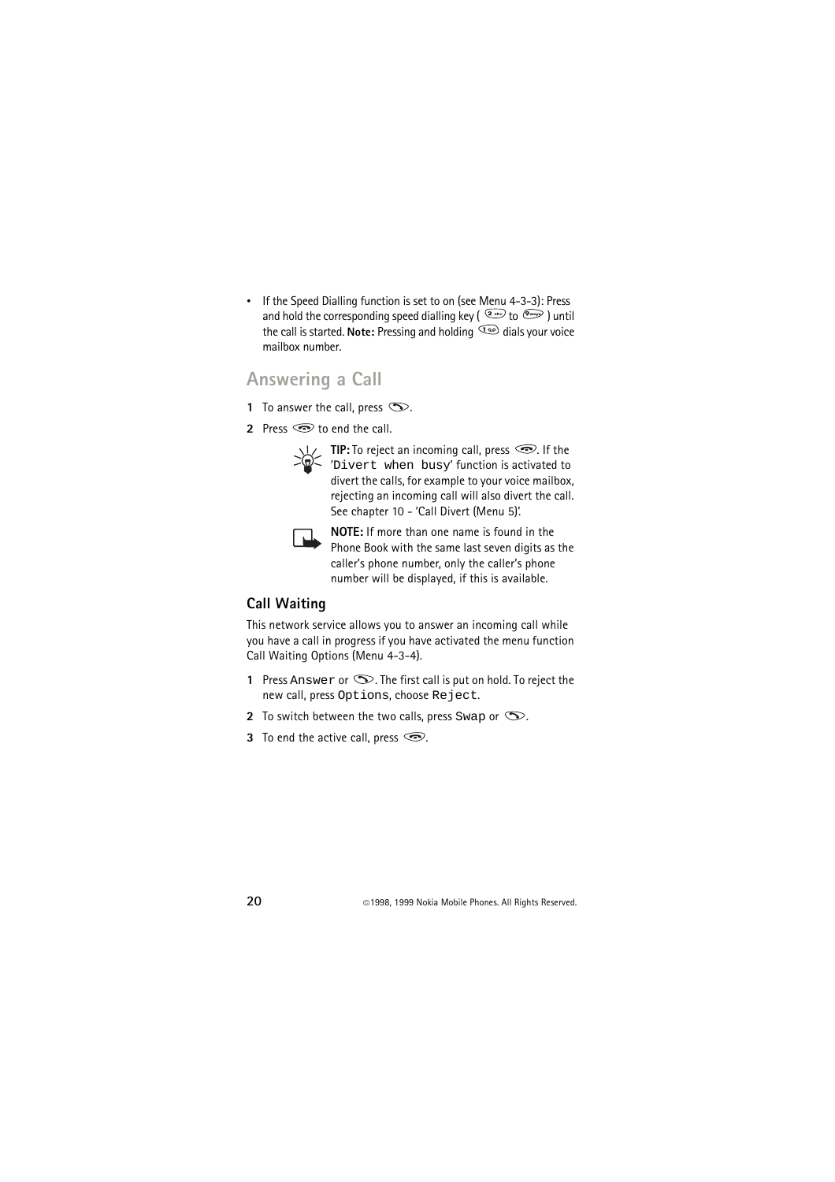- If the Speed Dialling function is set to on (see Menu 4-3-3): Press and hold the corresponding speed dialling key ( 2 to 9 ) until the call is started. **Note:** Pressing and holding 1 dials your voice mailbox number.

## Answering a Call

1 To answer the call, press .

2 Press  to end the call.

**TIP:** To reject an incoming call, press . If the 'Divert when busy' function is activated to divert the calls, for example to your voice mailbox, rejecting an incoming call will also divert the call. See chapter 10 - 'Call Divert (Menu 5)'.

**NOTE:** If more than one name is found in the Phone Book with the same last seven digits as the caller's phone number, only the caller's phone number will be displayed, if this is available.

### Call Waiting

This network service allows you to answer an incoming call while you have a call in progress if you have activated the menu function Call Waiting Options (Menu 4-3-4).

1 Press Answer or . The first call is put on hold. To reject the new call, press Options, choose Reject.

2 To switch between the two calls, press Swap or .

3 To end the active call, press .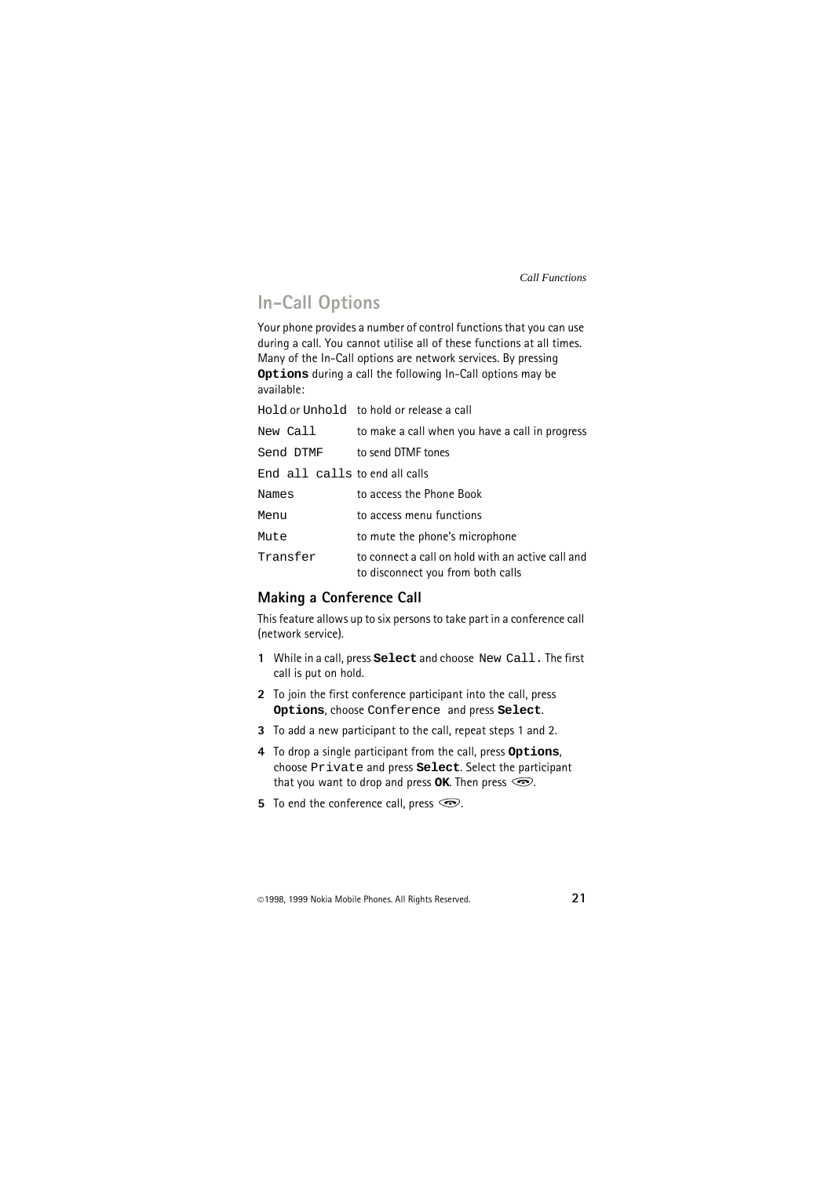## In-Call Options

Your phone provides a number of control functions that you can use during a call. You cannot utilise all of these functions at all times. Many of the In-Call options are network services. By pressing **Options** during a call the following In-Call options may be available:

| | |
|---|---|
| Hold or Unhold | to hold or release a call |
| New Call | to make a call when you have a call in progress |
| Send DTMF | to send DTMF tones |
| End all calls | to end all calls |
| Names | to access the Phone Book |
| Menu | to access menu functions |
| Mute | to mute the phone's microphone |
| Transfer | to connect a call on hold with an active call and to disconnect you from both calls |

### Making a Conference Call

This feature allows up to six persons to take part in a conference call (network service).

1. While in a call, press **Select** and choose New Call. The first call is put on hold.
2. To join the first conference participant into the call, press **Options**, choose Conference and press **Select**.
3. To add a new participant to the call, repeat steps 1 and 2.
4. To drop a single participant from the call, press **Options**, choose Private and press **Select**. Select the participant that you want to drop and press **OK**. Then press ⏚.
5. To end the conference call, press ⏚.

©1998, 1999 Nokia Mobile Phones. All Rights Reserved.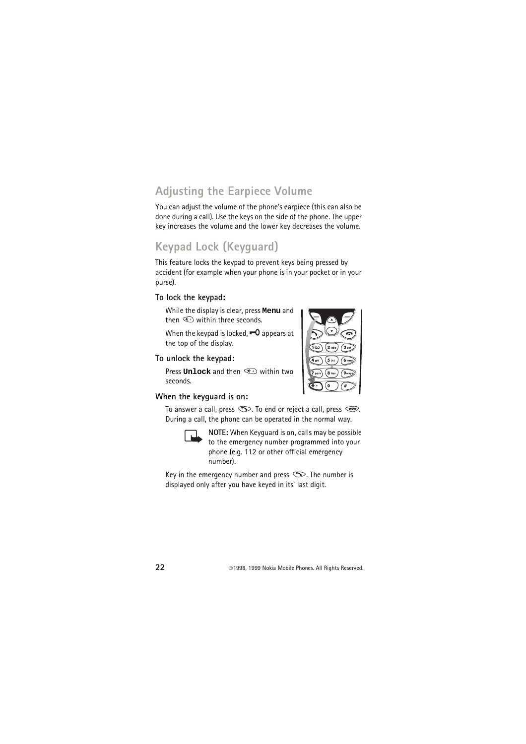## Adjusting the Earpiece Volume

You can adjust the volume of the phone's earpiece (this can also be done during a call). Use the keys on the side of the phone. The upper key increases the volume and the lower key decreases the volume.

## Keypad Lock (Keyguard)

This feature locks the keypad to prevent keys being pressed by accident (for example when your phone is in your pocket or in your purse).

### To lock the keypad:

While the display is clear, press **Menu** and then * within three seconds.

When the keypad is locked, a key symbol appears at the top of the display.

### To unlock the keypad:

Press **Unlock** and then * within two seconds.

### When the keyguard is on:

To answer a call, press the call key. To end or reject a call, press the end key. During a call, the phone can be operated in the normal way.

**NOTE:** When Keyguard is on, calls may be possible to the emergency number programmed into your phone (e.g. 112 or other official emergency number).

Key in the emergency number and press the call key. The number is displayed only after you have keyed in its' last digit.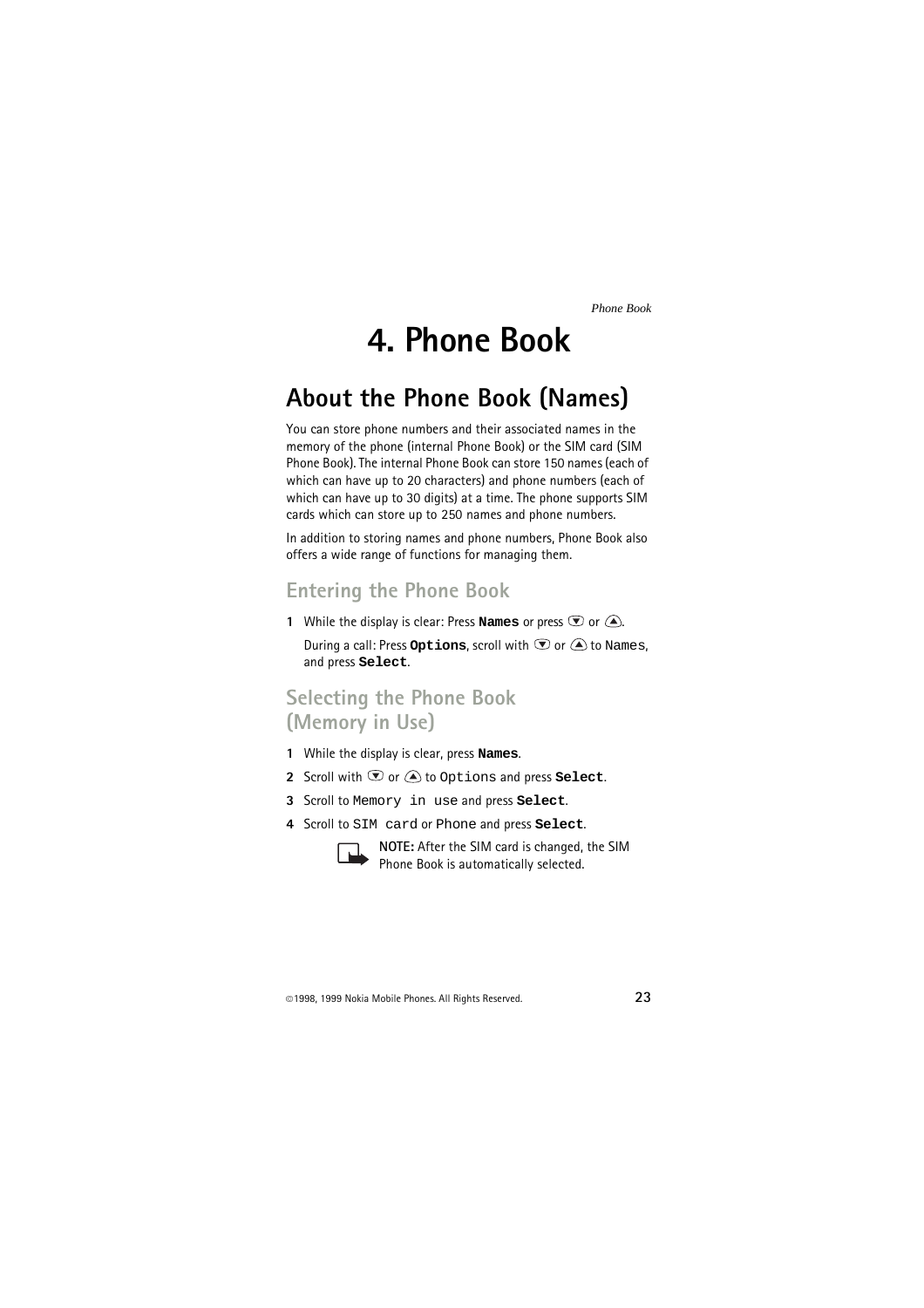# 4. Phone Book

## About the Phone Book (Names)

You can store phone numbers and their associated names in the memory of the phone (internal Phone Book) or the SIM card (SIM Phone Book). The internal Phone Book can store 150 names (each of which can have up to 20 characters) and phone numbers (each of which can have up to 30 digits) at a time. The phone supports SIM cards which can store up to 250 names and phone numbers.

In addition to storing names and phone numbers, Phone Book also offers a wide range of functions for managing them.

### Entering the Phone Book

1 While the display is clear: Press **Names** or press ▼ or ▲.

During a call: Press **Options**, scroll with ▼ or ▲ to Names, and press **Select**.

### Selecting the Phone Book (Memory in Use)

1 While the display is clear, press **Names**.
2 Scroll with ▼ or ▲ to Options and press **Select**.
3 Scroll to Memory in use and press **Select**.
4 Scroll to SIM card or Phone and press **Select**.

**NOTE:** After the SIM card is changed, the SIM Phone Book is automatically selected.

©1998, 1999 Nokia Mobile Phones. All Rights Reserved.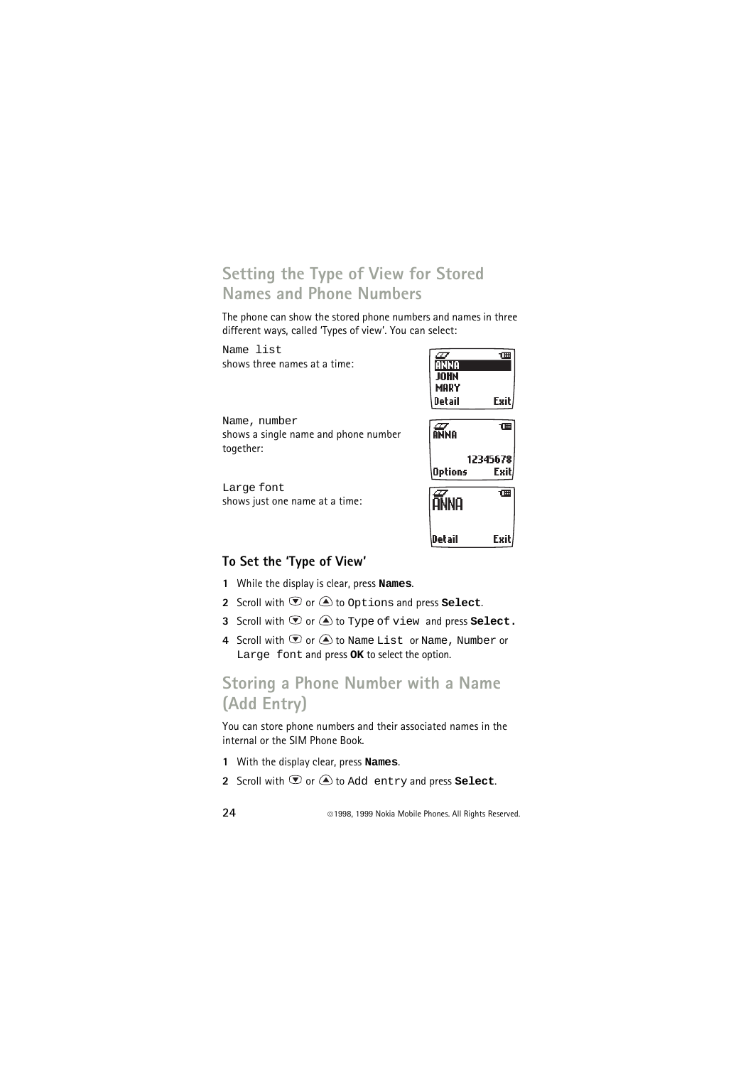## Setting the Type of View for Stored Names and Phone Numbers

The phone can show the stored phone numbers and names in three different ways, called 'Types of view'. You can select:

`Name list`
shows three names at a time:

`Name, number`
shows a single name and phone number together:

`Large font`
shows just one name at a time:

### To Set the 'Type of View'

1. While the display is clear, press **Names**.
2. Scroll with ▼ or ▲ to `Options` and press **Select**.
3. Scroll with ▼ or ▲ to `Type of view` and press **Select.**
4. Scroll with ▼ or ▲ to `Name List` or `Name, Number` or `Large font` and press **OK** to select the option.

## Storing a Phone Number with a Name (Add Entry)

You can store phone numbers and their associated names in the internal or the SIM Phone Book.

1. With the display clear, press **Names**.
2. Scroll with ▼ or ▲ to `Add entry` and press **Select**.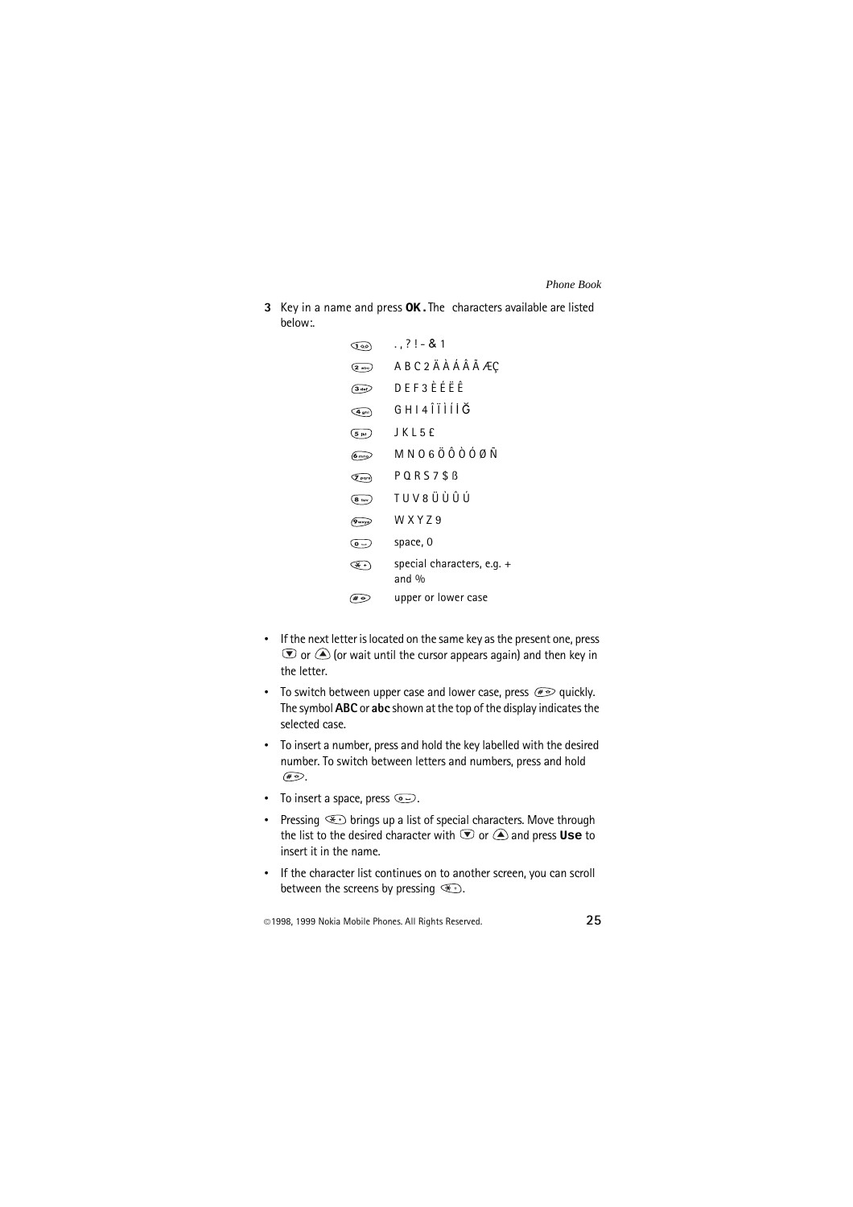3 Key in a name and press **OK**. The characters available are listed below:.

| Key | Characters |
|---|---|
| 1 | . , ? ! - & 1 |
| 2 abc | A B C 2 Ä À Á Â Ã Æ Ç |
| 3 def | D E F 3 È É Ë Ê |
| 4 ghi | G H I 4 Î Ï Ì Í İ Ğ |
| 5 jkl | J K L 5 £ |
| 6 mno | M N O 6 Ö Õ Ô Ò Ó Ø Ñ |
| 7 pqrs | P Q R S 7 $ ß |
| 8 tuv | T U V 8 Ü Ù Û Ú |
| 9 wxyz | W X Y Z 9 |
| 0 | space, 0 |
| * | special characters, e.g. + and % |
| # | upper or lower case |

- If the next letter is located on the same key as the present one, press ▼ or ▲ (or wait until the cursor appears again) and then key in the letter.
- To switch between upper case and lower case, press # quickly. The symbol **ABC** or **abc** shown at the top of the display indicates the selected case.
- To insert a number, press and hold the key labelled with the desired number. To switch between letters and numbers, press and hold #.
- To insert a space, press 0.
- Pressing * brings up a list of special characters. Move through the list to the desired character with ▼ or ▲ and press **Use** to insert it in the name.
- If the character list continues on to another screen, you can scroll between the screens by pressing *.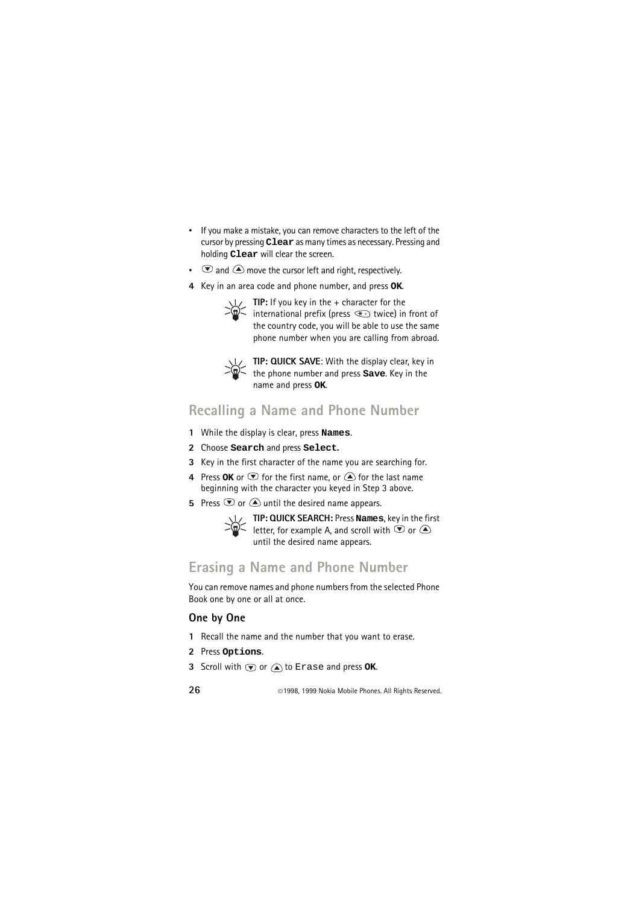- If you make a mistake, you can remove characters to the left of the cursor by pressing **Clear** as many times as necessary. Pressing and holding **Clear** will clear the screen.
- ▼ and ▲ move the cursor left and right, respectively.

4 Key in an area code and phone number, and press **OK**.

**TIP:** If you key in the + character for the international prefix (press * twice) in front of the country code, you will be able to use the same phone number when you are calling from abroad.

**TIP: QUICK SAVE**: With the display clear, key in the phone number and press **Save**. Key in the name and press **OK**.

## Recalling a Name and Phone Number

1 While the display is clear, press **Names**.
2 Choose **Search** and press **Select.**
3 Key in the first character of the name you are searching for.
4 Press **OK** or ▼ for the first name, or ▲ for the last name beginning with the character you keyed in Step 3 above.
5 Press ▼ or ▲ until the desired name appears.

**TIP: QUICK SEARCH:** Press **Names**, key in the first letter, for example A, and scroll with ▼ or ▲ until the desired name appears.

## Erasing a Name and Phone Number

You can remove names and phone numbers from the selected Phone Book one by one or all at once.

### One by One

1 Recall the name and the number that you want to erase.
2 Press **Options**.
3 Scroll with ▼ or ▲ to Erase and press **OK**.

©1998, 1999 Nokia Mobile Phones. All Rights Reserved.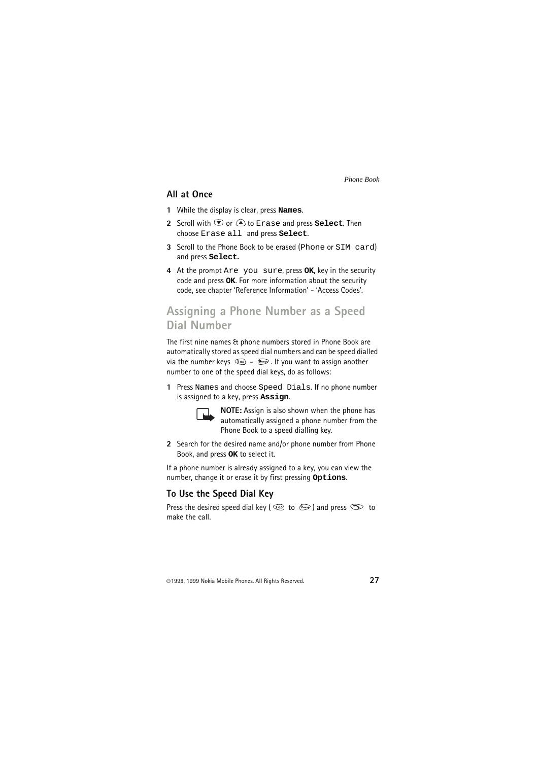## All at Once

1 While the display is clear, press **Names**.
2 Scroll with ▼ or ▲ to Erase and press **Select**. Then choose Erase all and press **Select**.
3 Scroll to the Phone Book to be erased (Phone or SIM card) and press **Select.**
4 At the prompt Are you sure, press **OK**, key in the security code and press **OK**. For more information about the security code, see chapter 'Reference Information' - 'Access Codes'.

# Assigning a Phone Number as a Speed Dial Number

The first nine names & phone numbers stored in Phone Book are automatically stored as speed dial numbers and can be speed dialled via the number keys 1 - 9. If you want to assign another number to one of the speed dial keys, do as follows:

1 Press Names and choose Speed Dials. If no phone number is assigned to a key, press **Assign**.

   **NOTE:** Assign is also shown when the phone has automatically assigned a phone number from the Phone Book to a speed dialling key.

2 Search for the desired name and/or phone number from Phone Book, and press **OK** to select it.

If a phone number is already assigned to a key, you can view the number, change it or erase it by first pressing **Options**.

## To Use the Speed Dial Key

Press the desired speed dial key ( 1 to 9 ) and press the call key to make the call.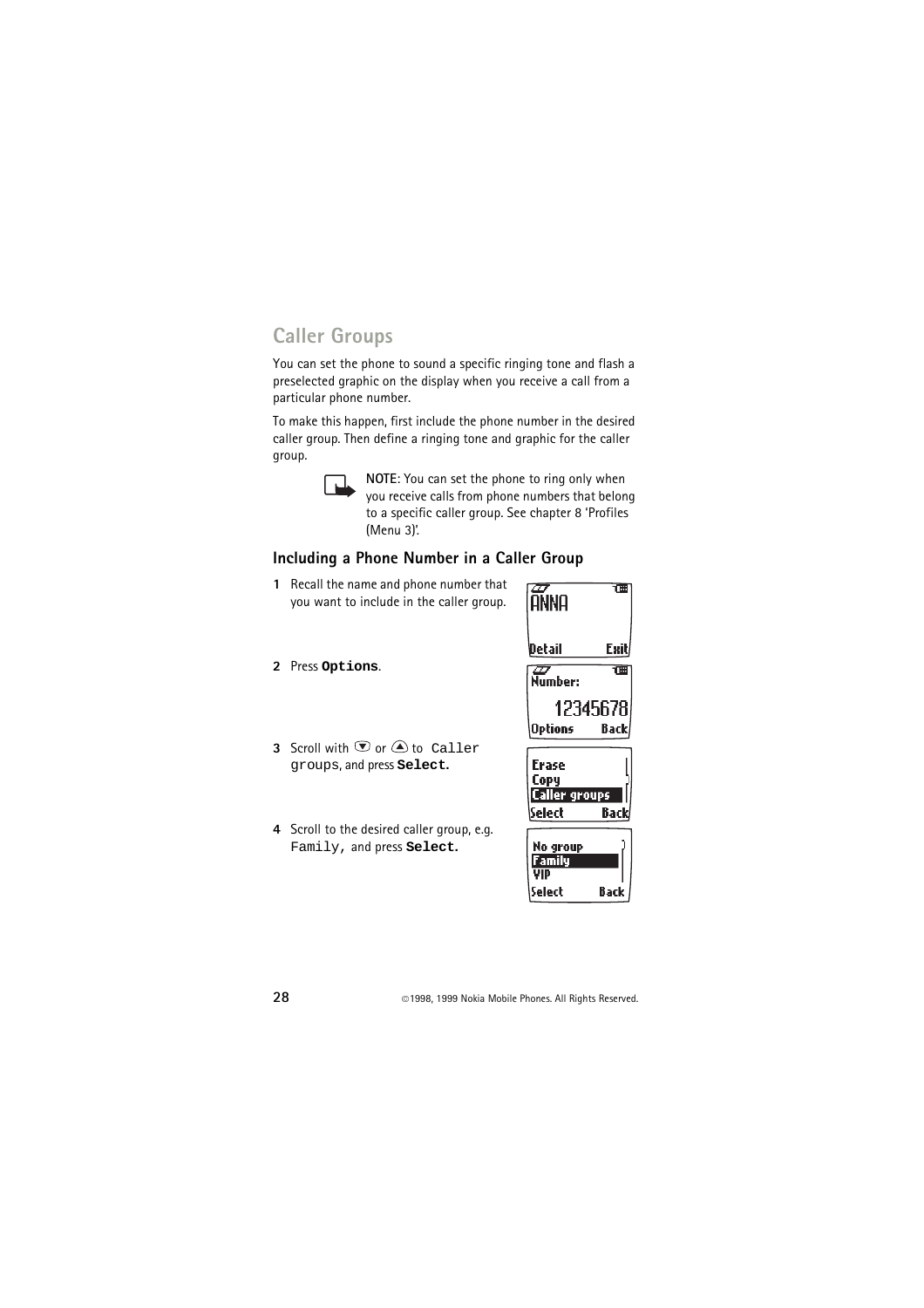## Caller Groups

You can set the phone to sound a specific ringing tone and flash a preselected graphic on the display when you receive a call from a particular phone number.

To make this happen, first include the phone number in the desired caller group. Then define a ringing tone and graphic for the caller group.

**NOTE**: You can set the phone to ring only when you receive calls from phone numbers that belong to a specific caller group. See chapter 8 'Profiles (Menu 3)'.

### Including a Phone Number in a Caller Group

1. Recall the name and phone number that you want to include in the caller group.
2. Press **Options**.
3. Scroll with ▼ or ▲ to Caller groups, and press **Select.**
4. Scroll to the desired caller group, e.g. Family, and press **Select.**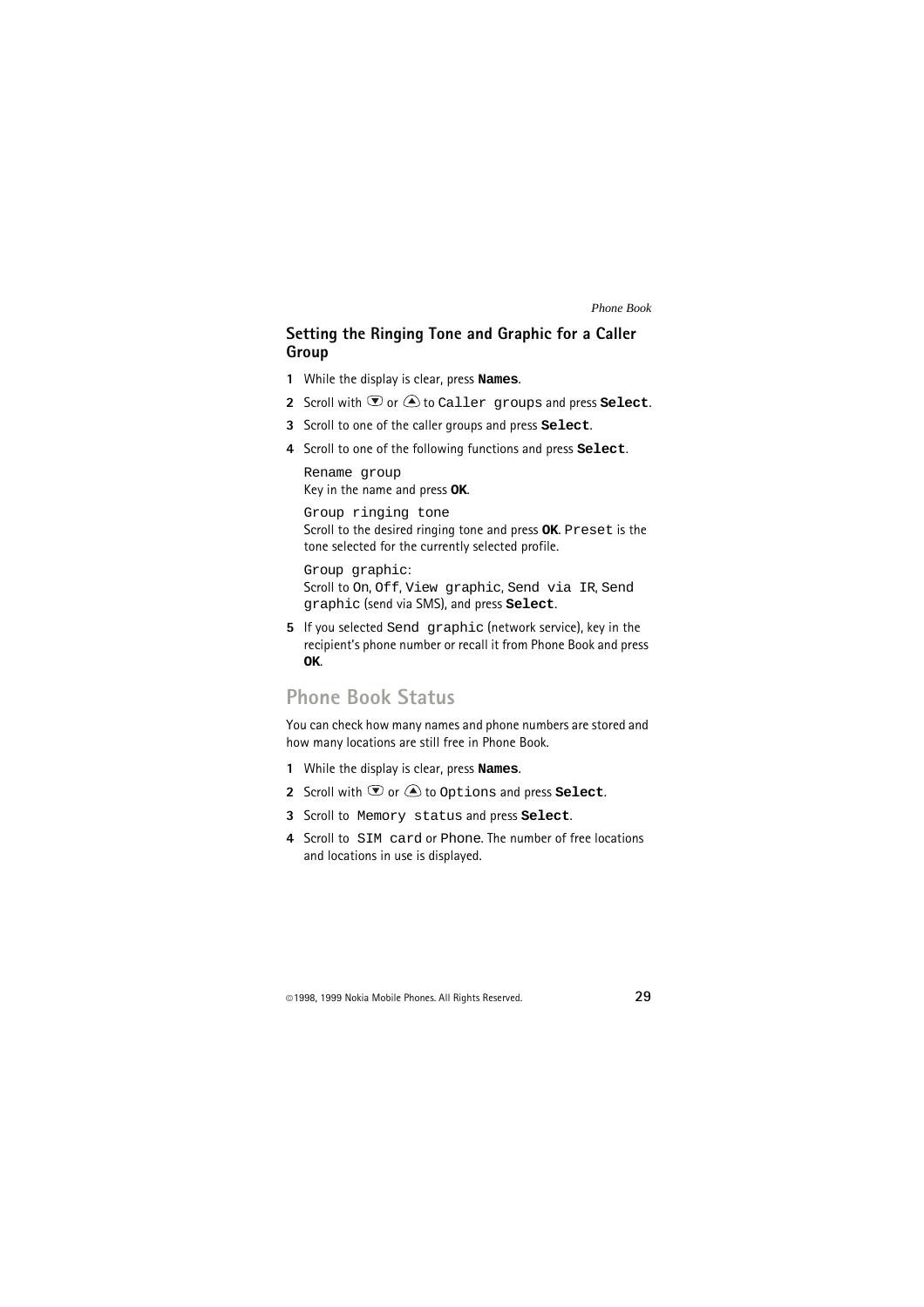### Setting the Ringing Tone and Graphic for a Caller Group

1. While the display is clear, press **Names**.
2. Scroll with ▼ or ▲ to `Caller groups` and press **Select**.
3. Scroll to one of the caller groups and press **Select**.
4. Scroll to one of the following functions and press **Select**.

   `Rename group`
   Key in the name and press **OK**.

   `Group ringing tone`
   Scroll to the desired ringing tone and press **OK**. `Preset` is the tone selected for the currently selected profile.

   `Group graphic`:
   Scroll to `On`, `Off`, `View graphic`, `Send via IR`, `Send graphic` (send via SMS), and press **Select**.

5. If you selected `Send graphic` (network service), key in the recipient's phone number or recall it from Phone Book and press **OK**.

## Phone Book Status

You can check how many names and phone numbers are stored and how many locations are still free in Phone Book.

1. While the display is clear, press **Names**.
2. Scroll with ▼ or ▲ to `Options` and press **Select**.
3. Scroll to `Memory status` and press **Select**.
4. Scroll to `SIM card` or `Phone`. The number of free locations and locations in use is displayed.

©1998, 1999 Nokia Mobile Phones. All Rights Reserved.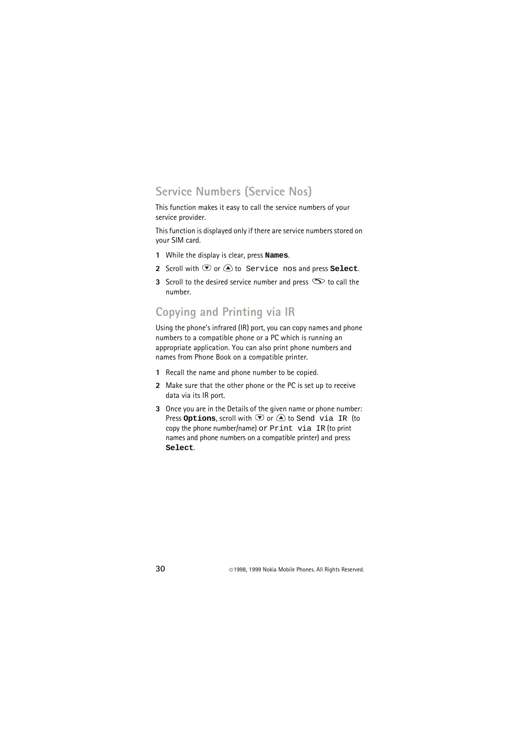## Service Numbers (Service Nos)

This function makes it easy to call the service numbers of your service provider.

This function is displayed only if there are service numbers stored on your SIM card.

1. While the display is clear, press **Names**.
2. Scroll with ▼ or ▲ to `Service nos` and press **Select**.
3. Scroll to the desired service number and press the call key to call the number.

## Copying and Printing via IR

Using the phone's infrared (IR) port, you can copy names and phone numbers to a compatible phone or a PC which is running an appropriate application. You can also print phone numbers and names from Phone Book on a compatible printer.

1. Recall the name and phone number to be copied.
2. Make sure that the other phone or the PC is set up to receive data via its IR port.
3. Once you are in the Details of the given name or phone number: Press **Options**, scroll with ▼ or ▲ to `Send via IR` (to copy the phone number/name) or `Print via IR` (to print names and phone numbers on a compatible printer) and press **Select**.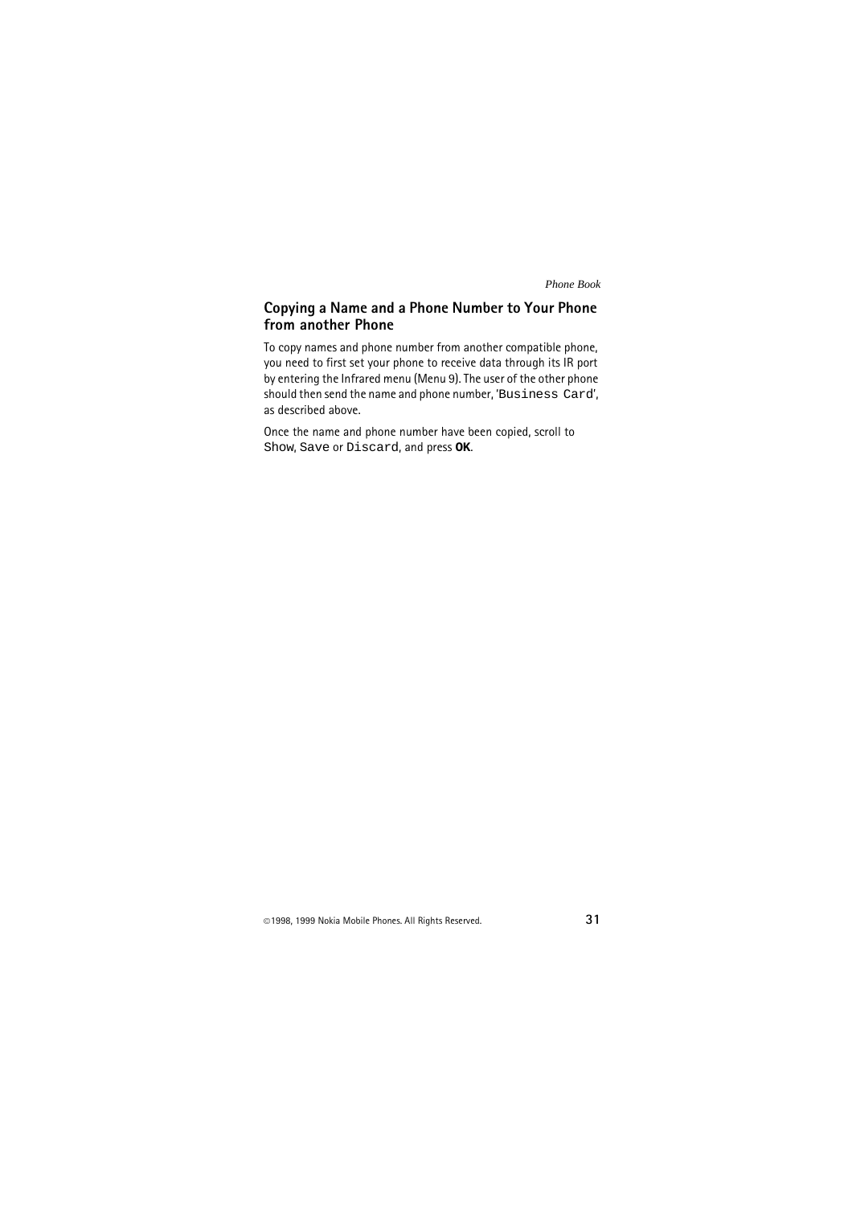## Copying a Name and a Phone Number to Your Phone from another Phone

To copy names and phone number from another compatible phone, you need to first set your phone to receive data through its IR port by entering the Infrared menu (Menu 9). The user of the other phone should then send the name and phone number, 'Business Card', as described above.

Once the name and phone number have been copied, scroll to Show, Save or Discard, and press **OK**.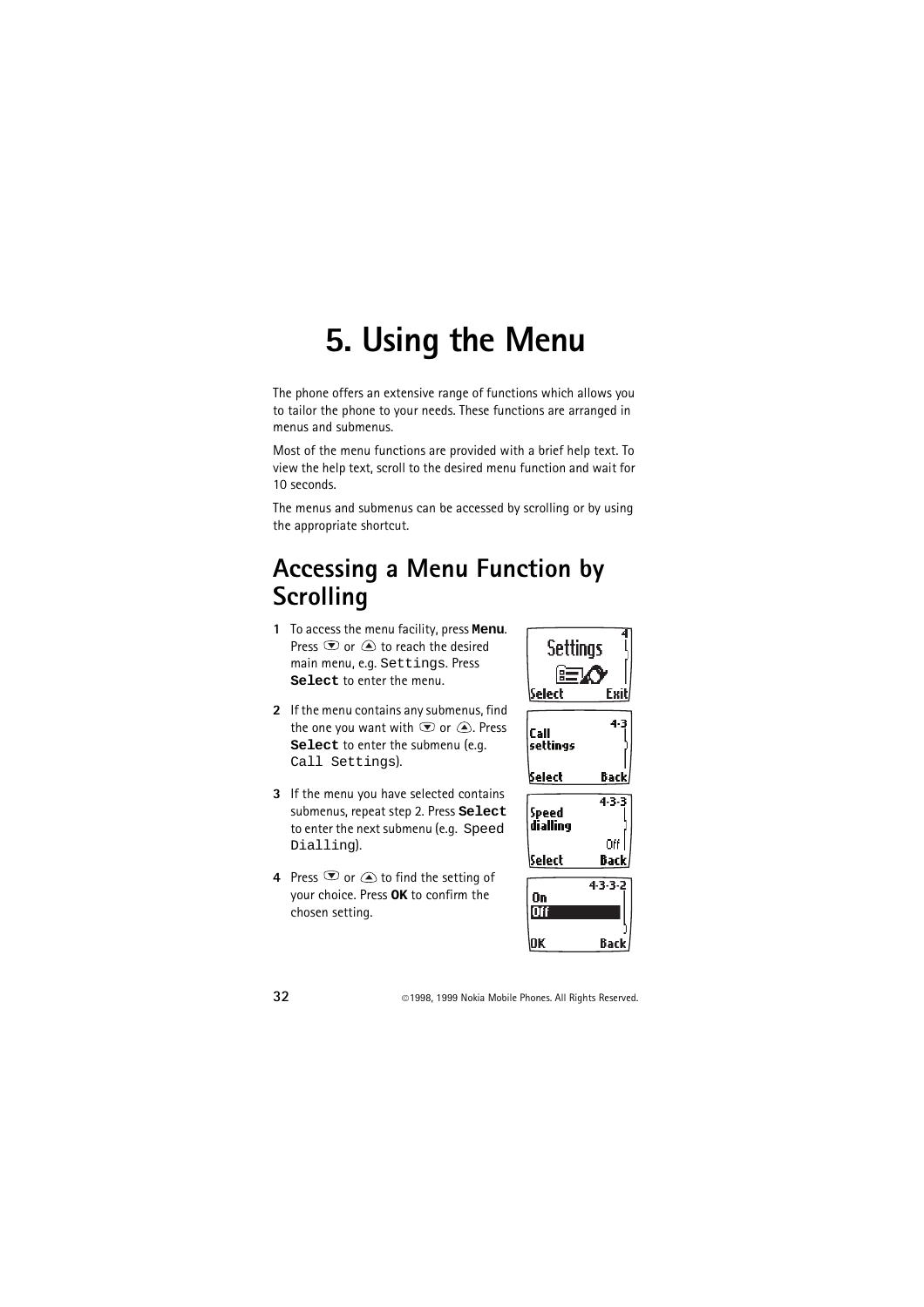# 5. Using the Menu

The phone offers an extensive range of functions which allows you to tailor the phone to your needs. These functions are arranged in menus and submenus.

Most of the menu functions are provided with a brief help text. To view the help text, scroll to the desired menu function and wait for 10 seconds.

The menus and submenus can be accessed by scrolling or by using the appropriate shortcut.

## Accessing a Menu Function by Scrolling

1. To access the menu facility, press **Menu**. Press ▼ or ▲ to reach the desired main menu, e.g. Settings. Press **Select** to enter the menu.
2. If the menu contains any submenus, find the one you want with ▼ or ▲. Press **Select** to enter the submenu (e.g. Call Settings).
3. If the menu you have selected contains submenus, repeat step 2. Press **Select** to enter the next submenu (e.g. Speed Dialling).
4. Press ▼ or ▲ to find the setting of your choice. Press **OK** to confirm the chosen setting.

©1998, 1999 Nokia Mobile Phones. All Rights Reserved.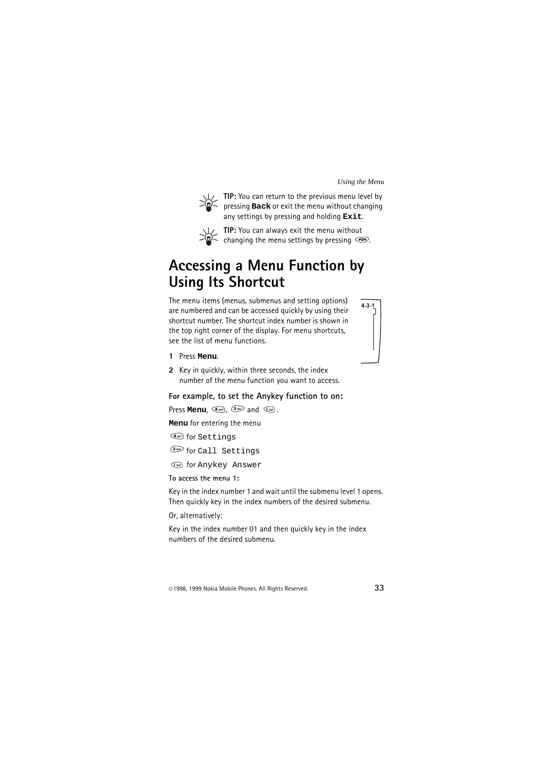**TIP:** You can return to the previous menu level by pressing **Back** or exit the menu without changing any settings by pressing and holding **Exit**.

**TIP:** You can always exit the menu without changing the menu settings by pressing the end key.

# Accessing a Menu Function by Using Its Shortcut

The menu items (menus, submenus and setting options) are numbered and can be accessed quickly by using their shortcut number. The shortcut index number is shown in the top right corner of the display. For menu shortcuts, see the list of menu functions.

4-3-1

1. Press **Menu**.
2. Key in quickly, within three seconds, the index number of the menu function you want to access.

### For example, to set the Anykey function to on:

Press **Menu**, 4, 3 and 1.

**Menu** for entering the menu

4 for `Settings`

3 for `Call Settings`

1 for `Anykey Answer`

#### To access the menu 1:

Key in the index number 1 and wait until the submenu level 1 opens. Then quickly key in the index numbers of the desired submenu.

Or, alternatively:

Key in the index number 01 and then quickly key in the index numbers of the desired submenu.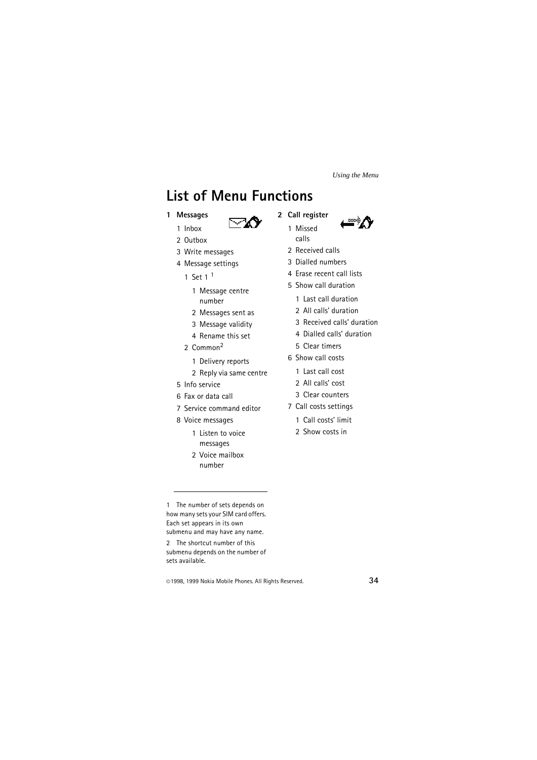# List of Menu Functions

**1 Messages**

- 1 Inbox
- 2 Outbox
- 3 Write messages
- 4 Message settings
  - 1 Set 1 [1]
    - 1 Message centre number
    - 2 Messages sent as
    - 3 Message validity
    - 4 Rename this set
  - 2 Common[2]
    - 1 Delivery reports
    - 2 Reply via same centre
- 5 Info service
- 6 Fax or data call
- 7 Service command editor
- 8 Voice messages
  - 1 Listen to voice messages
  - 2 Voice mailbox number

**2 Call register**

- 1 Missed calls
- 2 Received calls
- 3 Dialled numbers
- 4 Erase recent call lists
- 5 Show call duration
  - 1 Last call duration
  - 2 All calls' duration
  - 3 Received calls' duration
  - 4 Dialled calls' duration
  - 5 Clear timers
- 6 Show call costs
  - 1 Last call cost
  - 2 All calls' cost
  - 3 Clear counters
- 7 Call costs settings
  - 1 Call costs' limit
  - 2 Show costs in

---

1 The number of sets depends on how many sets your SIM card offers. Each set appears in its own submenu and may have any name.

2 The shortcut number of this submenu depends on the number of sets available.

©1998, 1999 Nokia Mobile Phones. All Rights Reserved.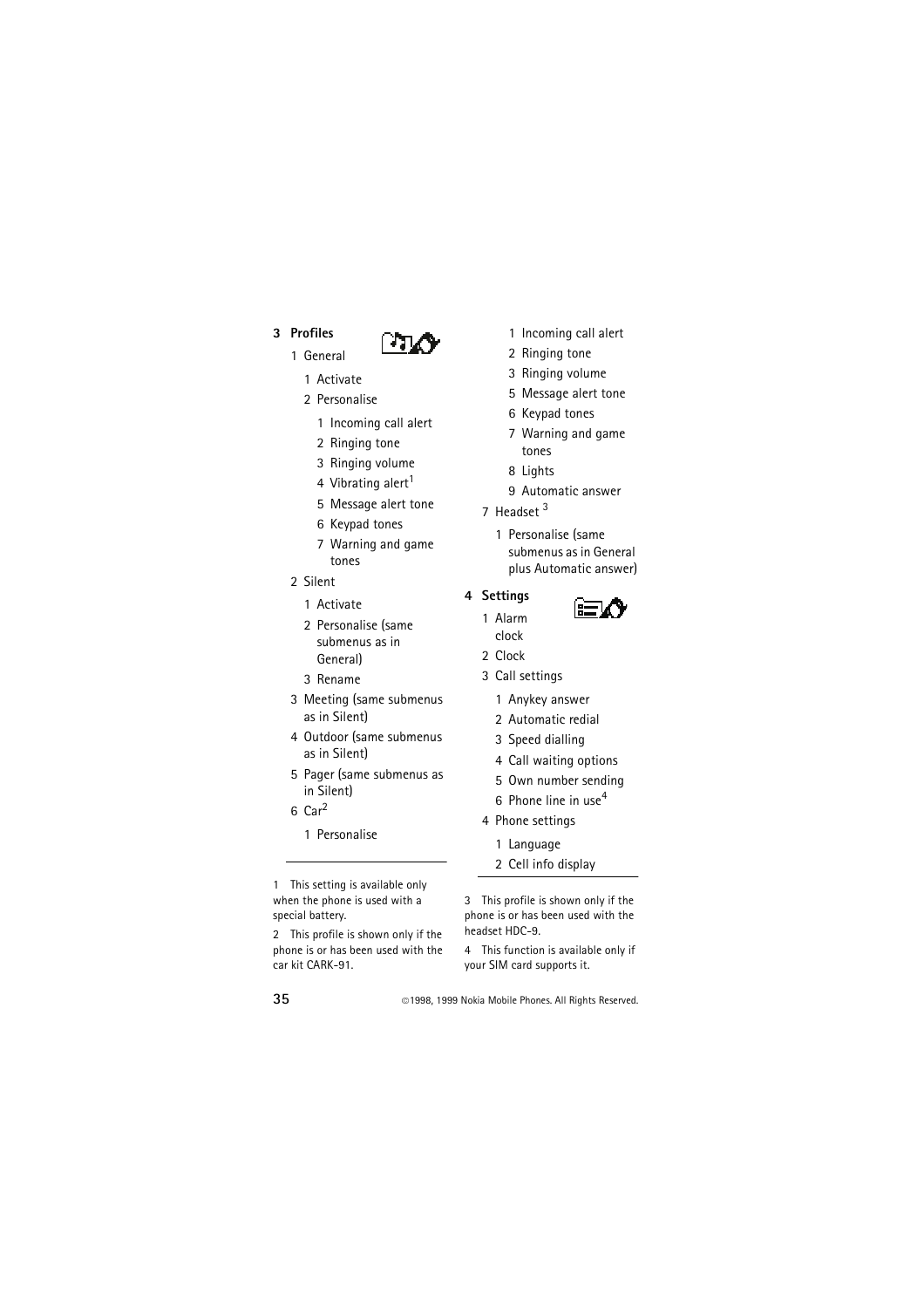**3 Profiles**

- 1 General
  - 1 Activate
  - 2 Personalise
    - 1 Incoming call alert
    - 2 Ringing tone
    - 3 Ringing volume
    - 4 Vibrating alert[1]
    - 5 Message alert tone
    - 6 Keypad tones
    - 7 Warning and game tones
- 2 Silent
  - 1 Activate
  - 2 Personalise (same submenus as in General)
  - 3 Rename
- 3 Meeting (same submenus as in Silent)
- 4 Outdoor (same submenus as in Silent)
- 5 Pager (same submenus as in Silent)
- 6 Car[2]
  - 1 Personalise
    - 1 Incoming call alert
    - 2 Ringing tone
    - 3 Ringing volume
    - 5 Message alert tone
    - 6 Keypad tones
    - 7 Warning and game tones
    - 8 Lights
    - 9 Automatic answer
- 7 Headset [3]
  - 1 Personalise (same submenus as in General plus Automatic answer)

**4 Settings**

- 1 Alarm clock
- 2 Clock
- 3 Call settings
  - 1 Anykey answer
  - 2 Automatic redial
  - 3 Speed dialling
  - 4 Call waiting options
  - 5 Own number sending
  - 6 Phone line in use[4]
- 4 Phone settings
  - 1 Language
  - 2 Cell info display

---

1 This setting is available only when the phone is used with a special battery.

2 This profile is shown only if the phone is or has been used with the car kit CARK-91.

3 This profile is shown only if the phone is or has been used with the headset HDC-9.

4 This function is available only if your SIM card supports it.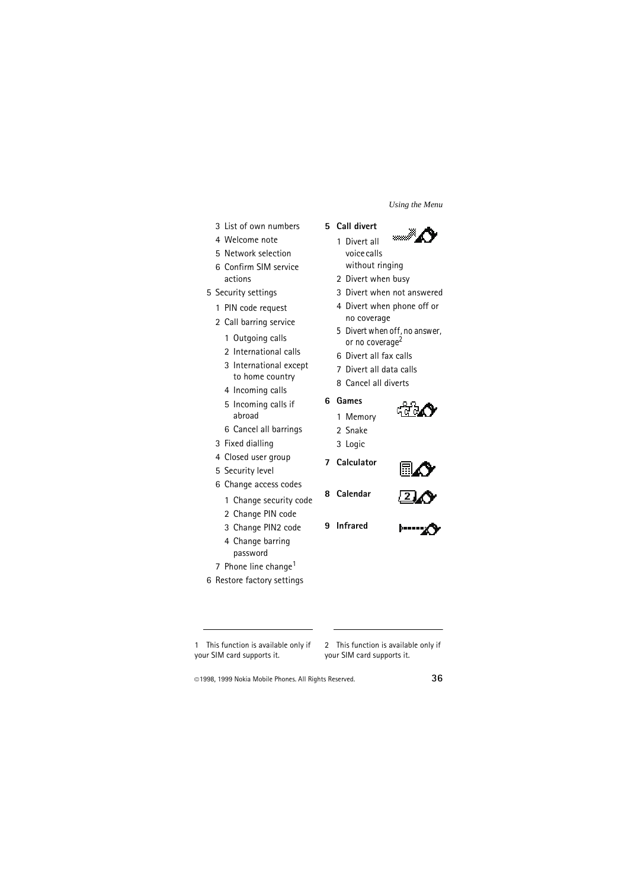- 3 List of own numbers
- 4 Welcome note
- 5 Network selection
- 6 Confirm SIM service actions

5 Security settings
- 1 PIN code request
- 2 Call barring service
  - 1 Outgoing calls
  - 2 International calls
  - 3 International except to home country
  - 4 Incoming calls
  - 5 Incoming calls if abroad
  - 6 Cancel all barrings
- 3 Fixed dialling
- 4 Closed user group
- 5 Security level
- 6 Change access codes
  - 1 Change security code
  - 2 Change PIN code
  - 3 Change PIN2 code
  - 4 Change barring password
- 7 Phone line change[1]

6 Restore factory settings

**5 Call divert**
- 1 Divert all voice calls without ringing
- 2 Divert when busy
- 3 Divert when not answered
- 4 Divert when phone off or no coverage
- 5 Divert when off, no answer, or no coverage[2]
- 6 Divert all fax calls
- 7 Divert all data calls
- 8 Cancel all diverts

**6 Games**
- 1 Memory
- 2 Snake
- 3 Logic

**7 Calculator**

**8 Calendar**

**9 Infrared**

---

1 This function is available only if your SIM card supports it.

2 This function is available only if your SIM card supports it.

©1998, 1999 Nokia Mobile Phones. All Rights Reserved.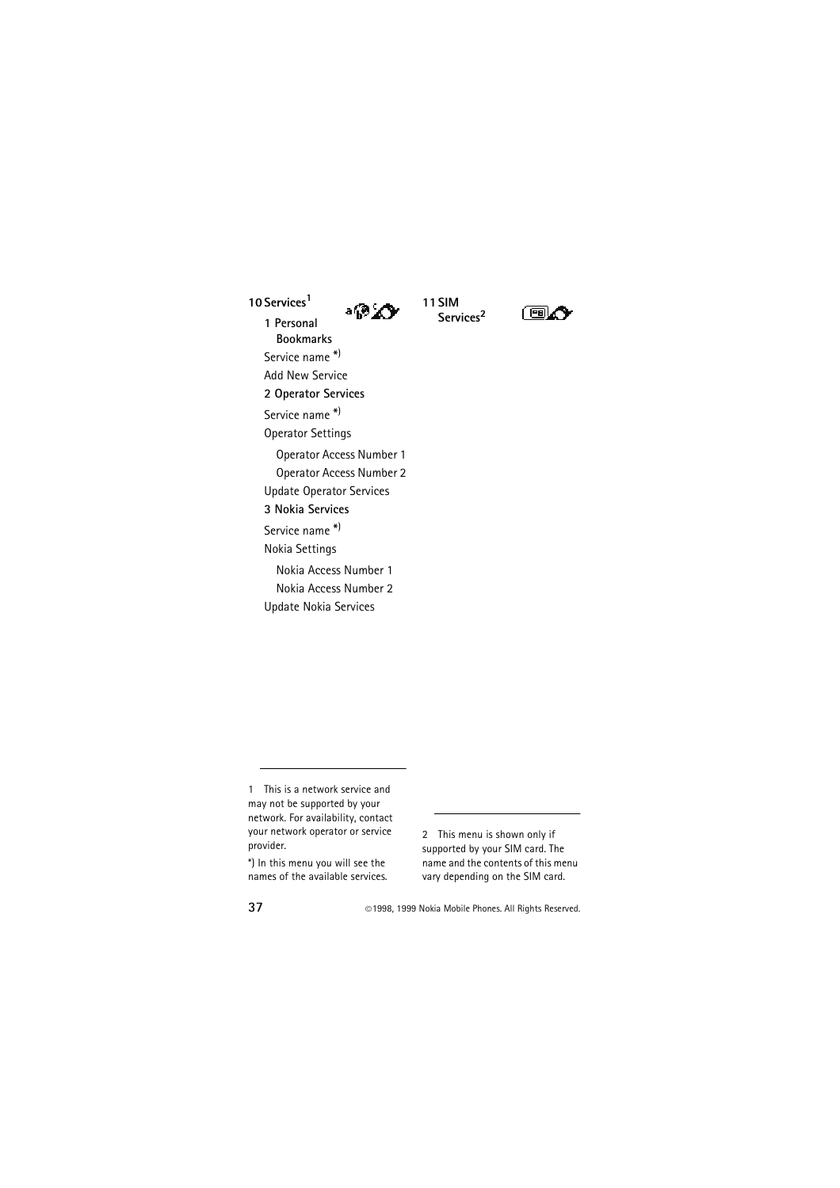**10 Services[1]**

**1 Personal Bookmarks**

Service name *)

Add New Service

**2 Operator Services**

Service name *)

Operator Settings

- Operator Access Number 1
- Operator Access Number 2

Update Operator Services

**3 Nokia Services**

Service name *)

Nokia Settings

- Nokia Access Number 1
- Nokia Access Number 2

Update Nokia Services

**11 SIM Services[2]**

---

1 This is a network service and may not be supported by your network. For availability, contact your network operator or service provider.

*) In this menu you will see the names of the available services.

2 This menu is shown only if supported by your SIM card. The name and the contents of this menu vary depending on the SIM card.

©1998, 1999 Nokia Mobile Phones. All Rights Reserved.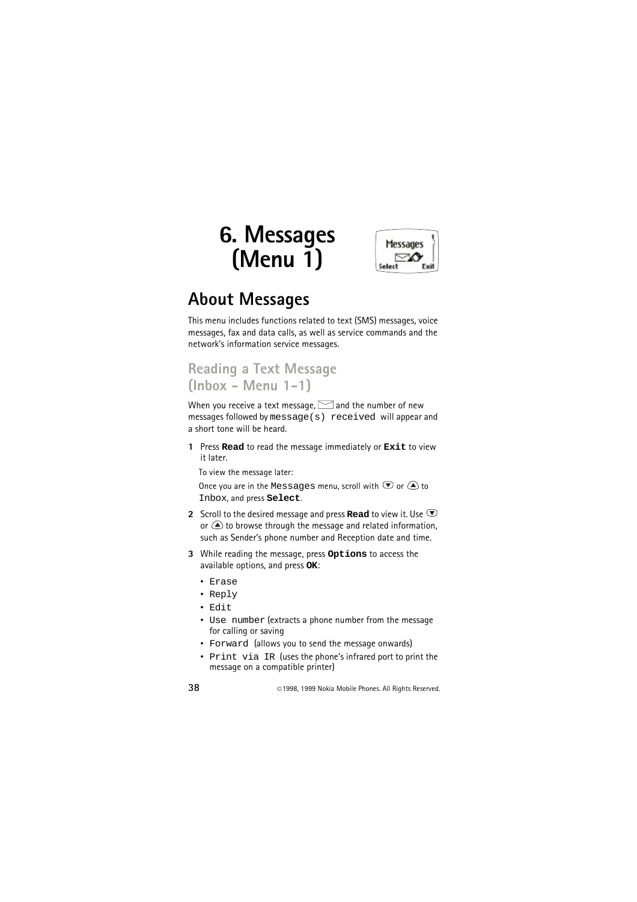# 6. Messages (Menu 1)

## About Messages

This menu includes functions related to text (SMS) messages, voice messages, fax and data calls, as well as service commands and the network's information service messages.

### Reading a Text Message (Inbox - Menu 1-1)

When you receive a text message, ✉ and the number of new messages followed by `message(s) received` will appear and a short tone will be heard.

1. Press **Read** to read the message immediately or **Exit** to view it later.

   To view the message later:

   Once you are in the `Messages` menu, scroll with ▼ or ▲ to `Inbox`, and press **Select**.

2. Scroll to the desired message and press **Read** to view it. Use ▼ or ▲ to browse through the message and related information, such as Sender's phone number and Reception date and time.

3. While reading the message, press **Options** to access the available options, and press **OK**:

   - `Erase`
   - `Reply`
   - `Edit`
   - `Use number` (extracts a phone number from the message for calling or saving
   - `Forward` (allows you to send the message onwards)
   - `Print via IR` (uses the phone's infrared port to print the message on a compatible printer)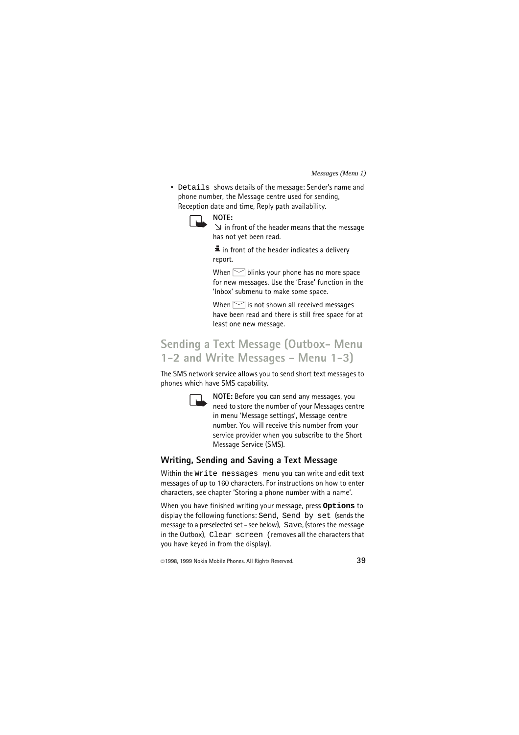- `Details` shows details of the message: Sender's name and phone number, the Message centre used for sending, Reception date and time, Reply path availability.

**NOTE:**
↘ in front of the header means that the message has not yet been read.

in front of the header indicates a delivery report.

When ✉ blinks your phone has no more space for new messages. Use the 'Erase' function in the 'Inbox' submenu to make some space.

When ✉ is not shown all received messages have been read and there is still free space for at least one new message.

## Sending a Text Message (Outbox- Menu 1-2 and Write Messages - Menu 1-3)

The SMS network service allows you to send short text messages to phones which have SMS capability.

**NOTE:** Before you can send any messages, you need to store the number of your Messages centre in menu 'Message settings', Message centre number. You will receive this number from your service provider when you subscribe to the Short Message Service (SMS).

### Writing, Sending and Saving a Text Message

Within the `Write messages` menu you can write and edit text messages of up to 160 characters. For instructions on how to enter characters, see chapter 'Storing a phone number with a name'.

When you have finished writing your message, press **`Options`** to display the following functions: `Send`, `Send by set` (sends the message to a preselected set - see below), `Save`, (stores the message in the Outbox), `Clear screen` (removes all the characters that you have keyed in from the display).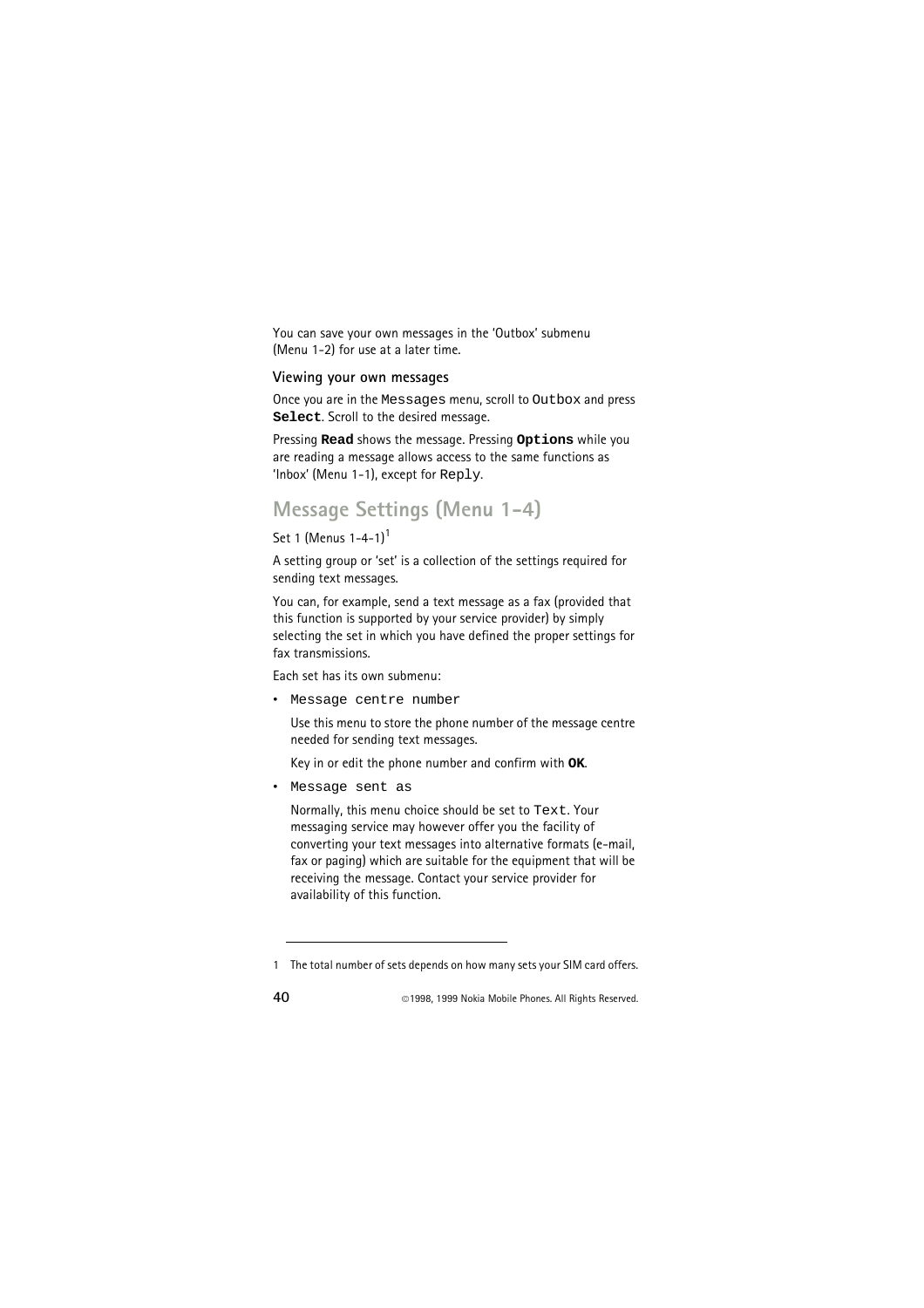You can save your own messages in the 'Outbox' submenu (Menu 1-2) for use at a later time.

### Viewing your own messages

Once you are in the `Messages` menu, scroll to `Outbox` and press **`Select`**. Scroll to the desired message.

Pressing **`Read`** shows the message. Pressing **`Options`** while you are reading a message allows access to the same functions as 'Inbox' (Menu 1-1), except for `Reply`.

## Message Settings (Menu 1-4)

Set 1 (Menus 1-4-1)[1]

A setting group or 'set' is a collection of the settings required for sending text messages.

You can, for example, send a text message as a fax (provided that this function is supported by your service provider) by simply selecting the set in which you have defined the proper settings for fax transmissions.

Each set has its own submenu:

- `Message centre number`

  Use this menu to store the phone number of the message centre needed for sending text messages.

  Key in or edit the phone number and confirm with **`OK`**.

- `Message sent as`

  Normally, this menu choice should be set to `Text`. Your messaging service may however offer you the facility of converting your text messages into alternative formats (e-mail, fax or paging) which are suitable for the equipment that will be receiving the message. Contact your service provider for availability of this function.

---

1 The total number of sets depends on how many sets your SIM card offers.

©1998, 1999 Nokia Mobile Phones. All Rights Reserved.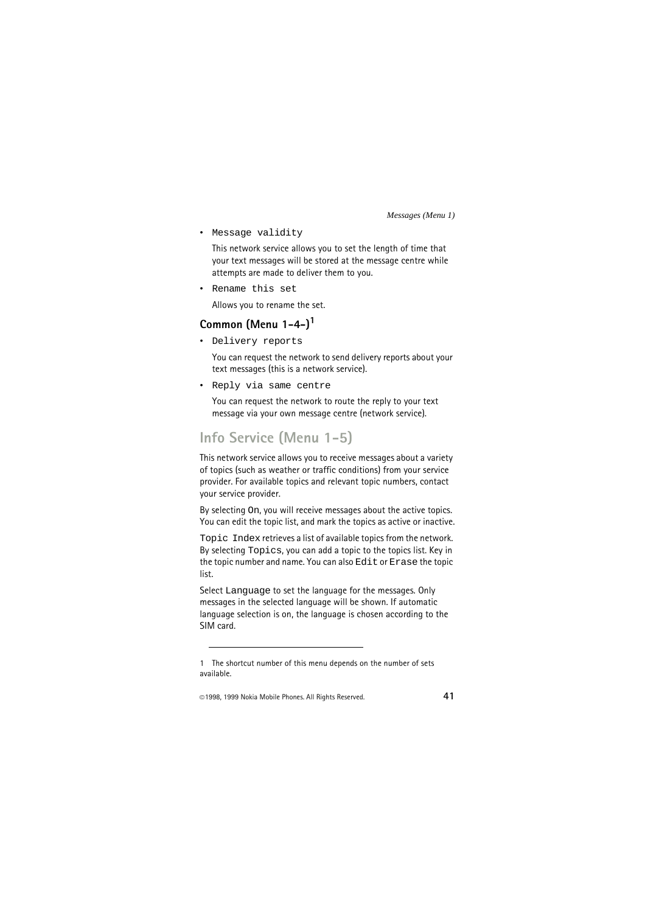- `Message validity`

  This network service allows you to set the length of time that your text messages will be stored at the message centre while attempts are made to deliver them to you.

- `Rename this set`

  Allows you to rename the set.

### Common (Menu 1-4-)[1]

- `Delivery reports`

  You can request the network to send delivery reports about your text messages (this is a network service).

- `Reply via same centre`

  You can request the network to route the reply to your text message via your own message centre (network service).

## Info Service (Menu 1-5)

This network service allows you to receive messages about a variety of topics (such as weather or traffic conditions) from your service provider. For available topics and relevant topic numbers, contact your service provider.

By selecting `On`, you will receive messages about the active topics. You can edit the topic list, and mark the topics as active or inactive.

`Topic Index` retrieves a list of available topics from the network. By selecting `Topics`, you can add a topic to the topics list. Key in the topic number and name. You can also `Edit` or `Erase` the topic list.

Select `Language` to set the language for the messages. Only messages in the selected language will be shown. If automatic language selection is on, the language is chosen according to the SIM card.

---

1 The shortcut number of this menu depends on the number of sets available.

©1998, 1999 Nokia Mobile Phones. All Rights Reserved.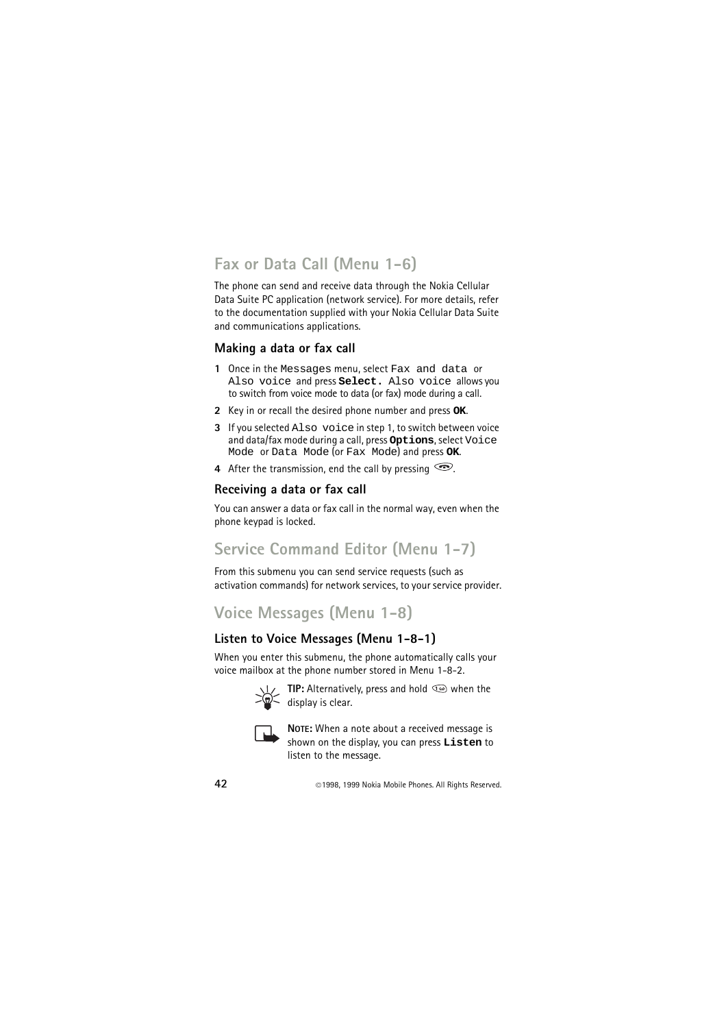## Fax or Data Call (Menu 1-6)

The phone can send and receive data through the Nokia Cellular Data Suite PC application (network service). For more details, refer to the documentation supplied with your Nokia Cellular Data Suite and communications applications.

### Making a data or fax call

1. Once in the `Messages` menu, select `Fax and data` or `Also voice` and press **`Select.`** `Also voice` allows you to switch from voice mode to data (or fax) mode during a call.
2. Key in or recall the desired phone number and press **OK**.
3. If you selected `Also voice` in step 1, to switch between voice and data/fax mode during a call, press **`Options`**, select `Voice Mode` or `Data Mode` (or `Fax Mode`) and press **OK**.
4. After the transmission, end the call by pressing the end key.

### Receiving a data or fax call

You can answer a data or fax call in the normal way, even when the phone keypad is locked.

## Service Command Editor (Menu 1-7)

From this submenu you can send service requests (such as activation commands) for network services, to your service provider.

## Voice Messages (Menu 1-8)

### Listen to Voice Messages (Menu 1-8-1)

When you enter this submenu, the phone automatically calls your voice mailbox at the phone number stored in Menu 1-8-2.

**TIP:** Alternatively, press and hold the 1 key when the display is clear.

**NOTE:** When a note about a received message is shown on the display, you can press **`Listen`** to listen to the message.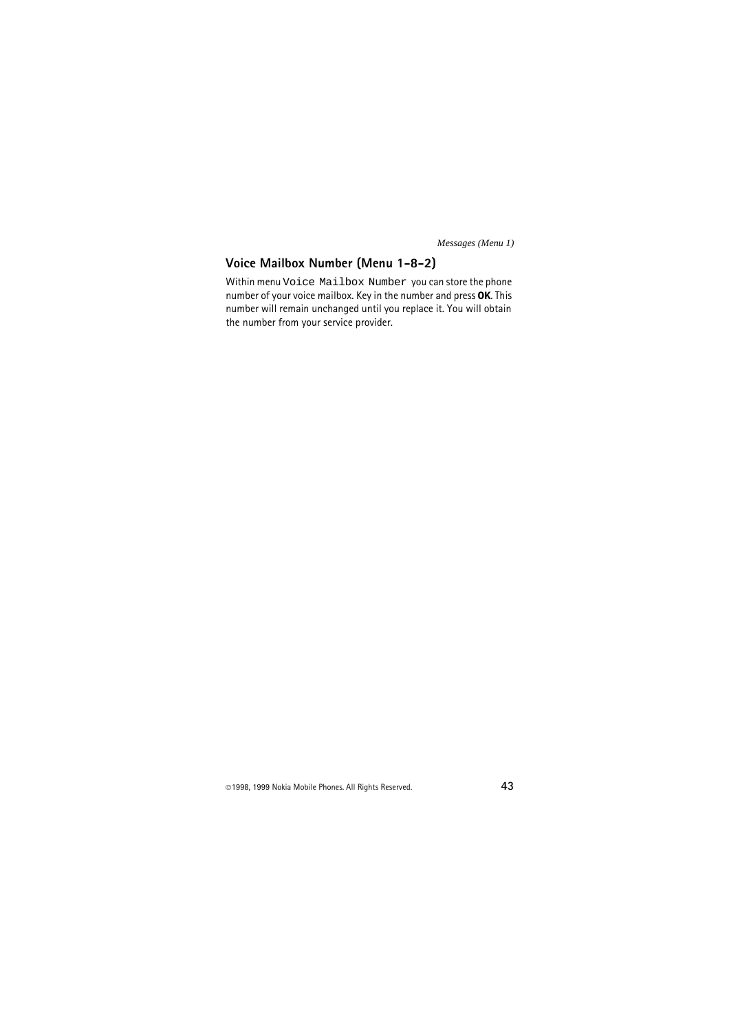## Voice Mailbox Number (Menu 1-8-2)

Within menu `Voice Mailbox Number` you can store the phone number of your voice mailbox. Key in the number and press **OK**. This number will remain unchanged until you replace it. You will obtain the number from your service provider.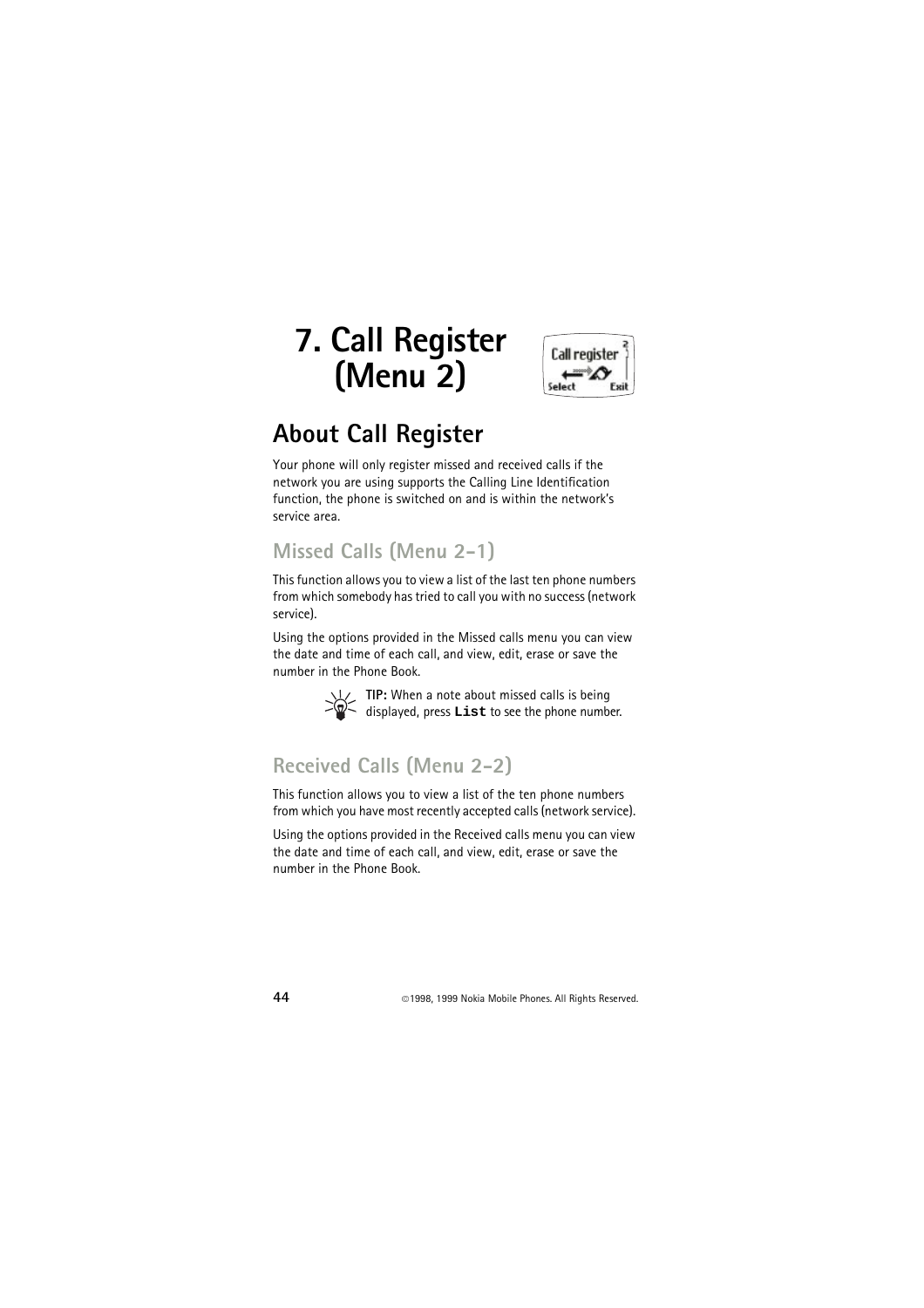# 7. Call Register (Menu 2)

## About Call Register

Your phone will only register missed and received calls if the network you are using supports the Calling Line Identification function, the phone is switched on and is within the network's service area.

### Missed Calls (Menu 2-1)

This function allows you to view a list of the last ten phone numbers from which somebody has tried to call you with no success (network service).

Using the options provided in the Missed calls menu you can view the date and time of each call, and view, edit, erase or save the number in the Phone Book.

**TIP:** When a note about missed calls is being displayed, press **List** to see the phone number.

### Received Calls (Menu 2-2)

This function allows you to view a list of the ten phone numbers from which you have most recently accepted calls (network service).

Using the options provided in the Received calls menu you can view the date and time of each call, and view, edit, erase or save the number in the Phone Book.

©1998, 1999 Nokia Mobile Phones. All Rights Reserved.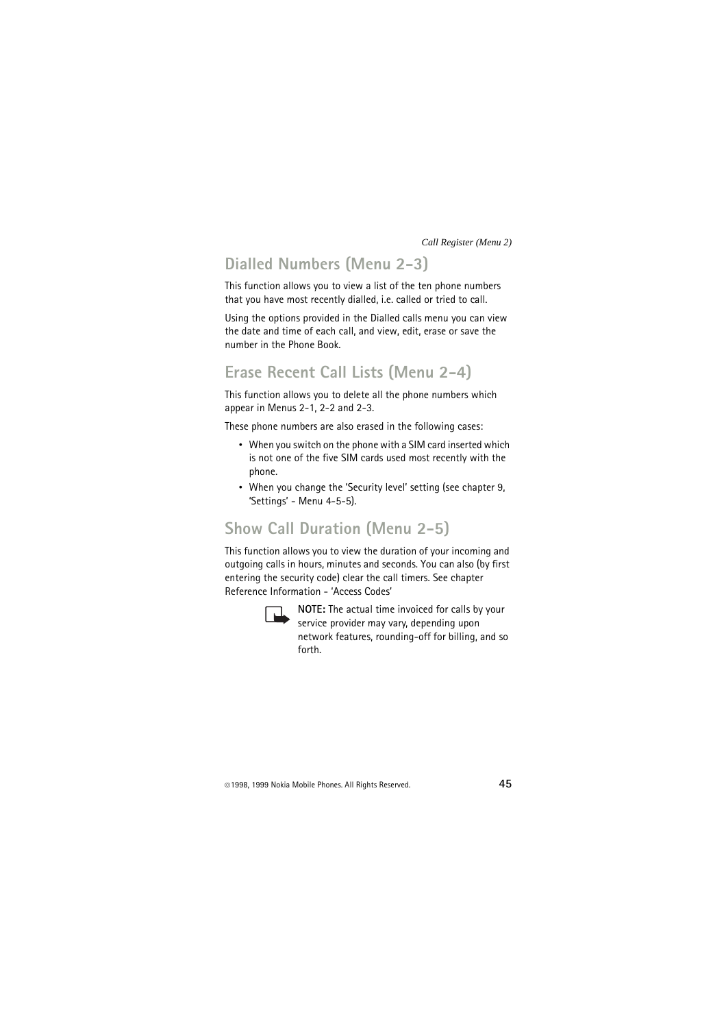## Dialled Numbers (Menu 2-3)

This function allows you to view a list of the ten phone numbers that you have most recently dialled, i.e. called or tried to call.

Using the options provided in the Dialled calls menu you can view the date and time of each call, and view, edit, erase or save the number in the Phone Book.

## Erase Recent Call Lists (Menu 2-4)

This function allows you to delete all the phone numbers which appear in Menus 2-1, 2-2 and 2-3.

These phone numbers are also erased in the following cases:

- When you switch on the phone with a SIM card inserted which is not one of the five SIM cards used most recently with the phone.
- When you change the 'Security level' setting (see chapter 9, 'Settings' - Menu 4-5-5).

## Show Call Duration (Menu 2-5)

This function allows you to view the duration of your incoming and outgoing calls in hours, minutes and seconds. You can also (by first entering the security code) clear the call timers. See chapter Reference Information - 'Access Codes'

**NOTE:** The actual time invoiced for calls by your service provider may vary, depending upon network features, rounding-off for billing, and so forth.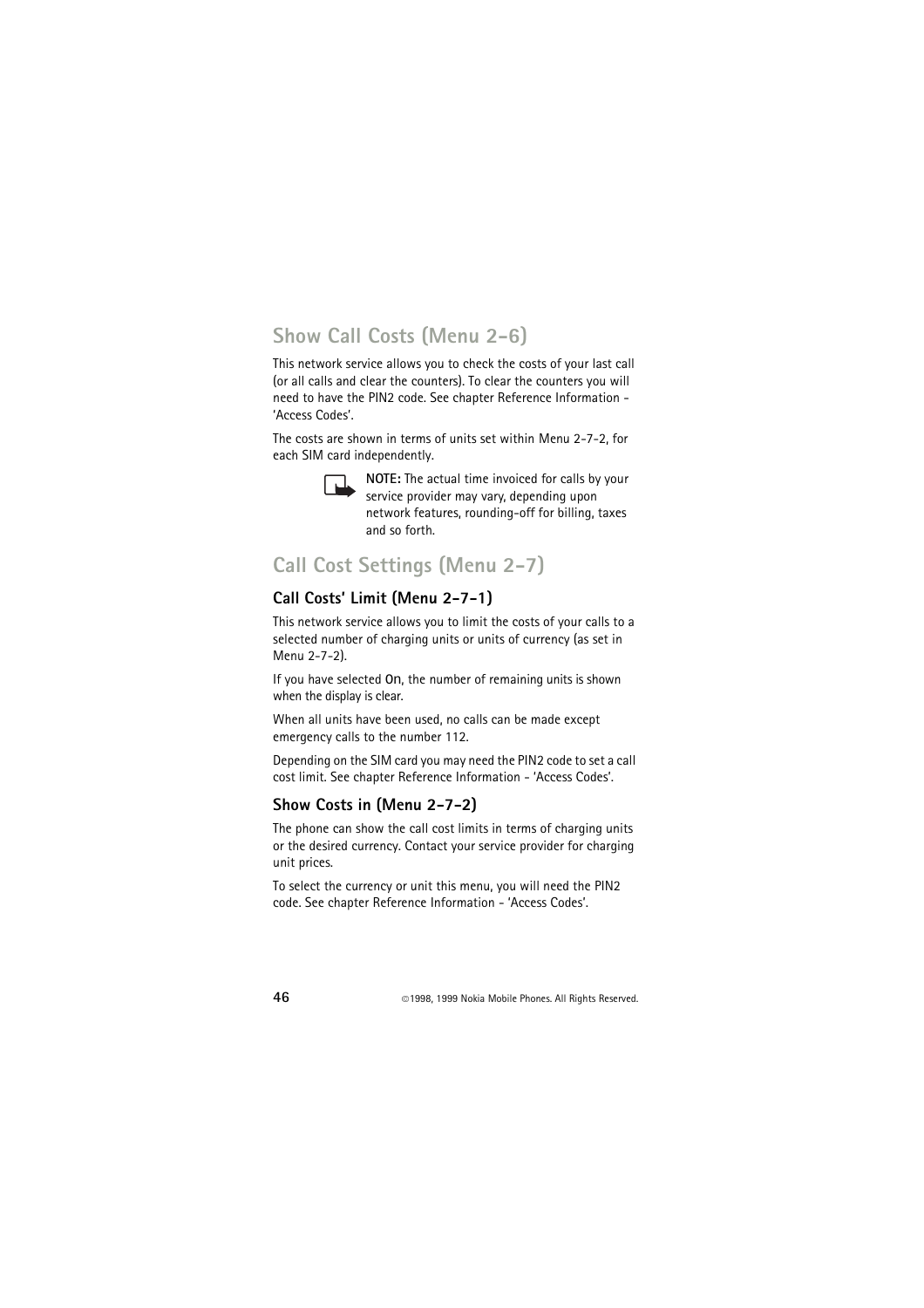## Show Call Costs (Menu 2-6)

This network service allows you to check the costs of your last call (or all calls and clear the counters). To clear the counters you will need to have the PIN2 code. See chapter Reference Information - 'Access Codes'.

The costs are shown in terms of units set within Menu 2-7-2, for each SIM card independently.

**NOTE:** The actual time invoiced for calls by your service provider may vary, depending upon network features, rounding-off for billing, taxes and so forth.

## Call Cost Settings (Menu 2-7)

### Call Costs' Limit (Menu 2-7-1)

This network service allows you to limit the costs of your calls to a selected number of charging units or units of currency (as set in Menu 2-7-2).

If you have selected On, the number of remaining units is shown when the display is clear.

When all units have been used, no calls can be made except emergency calls to the number 112.

Depending on the SIM card you may need the PIN2 code to set a call cost limit. See chapter Reference Information - 'Access Codes'.

### Show Costs in (Menu 2-7-2)

The phone can show the call cost limits in terms of charging units or the desired currency. Contact your service provider for charging unit prices.

To select the currency or unit this menu, you will need the PIN2 code. See chapter Reference Information - 'Access Codes'.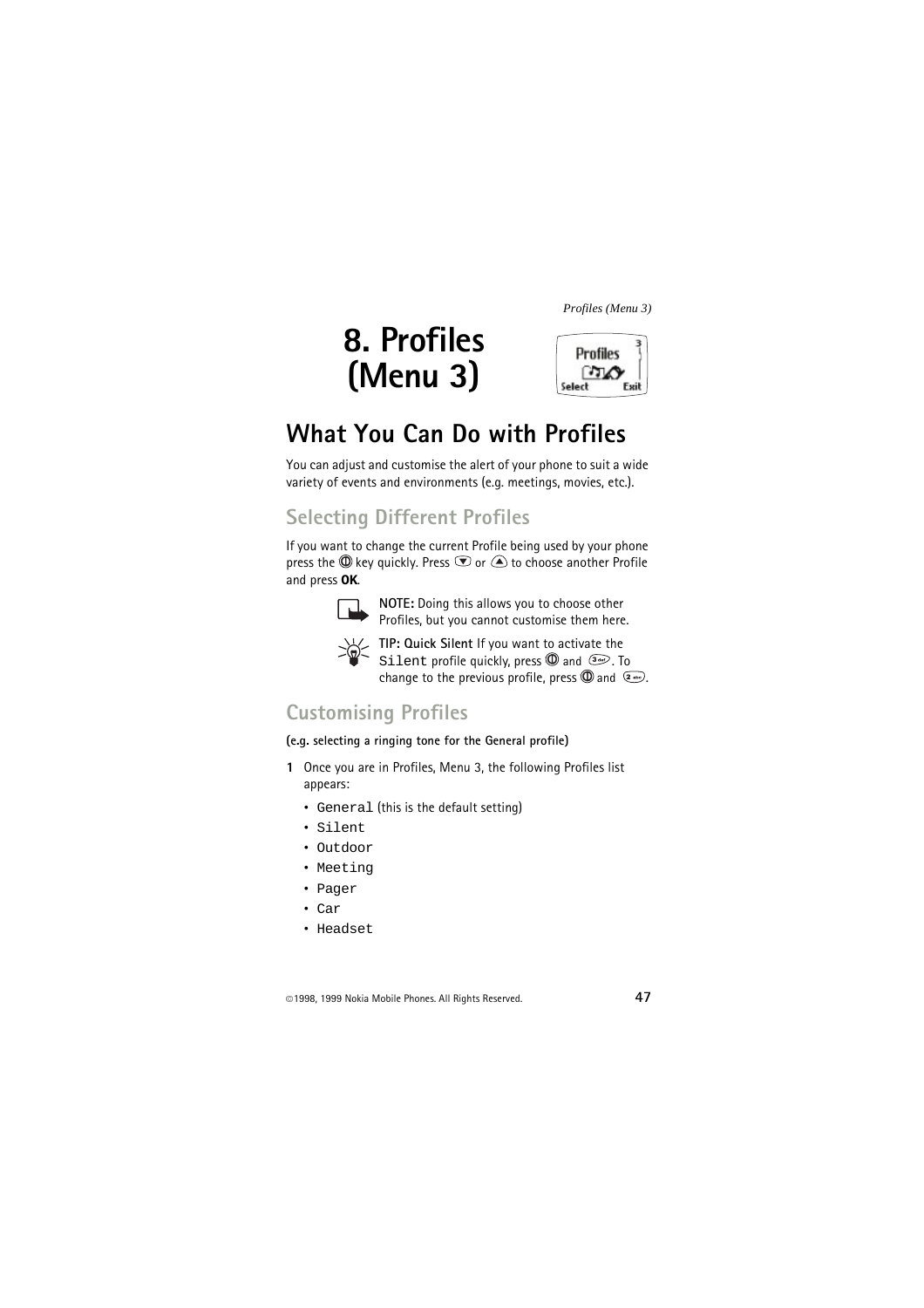# 8. Profiles (Menu 3)

## What You Can Do with Profiles

You can adjust and customise the alert of your phone to suit a wide variety of events and environments (e.g. meetings, movies, etc.).

### Selecting Different Profiles

If you want to change the current Profile being used by your phone press the key quickly. Press or to choose another Profile and press **OK**.

**NOTE:** Doing this allows you to choose other Profiles, but you cannot customise them here.

**TIP: Quick Silent** If you want to activate the `Silent` profile quickly, press and . To change to the previous profile, press and .

### Customising Profiles

**(e.g. selecting a ringing tone for the General profile)**

1 Once you are in Profiles, Menu 3, the following Profiles list appears:

- `General` (this is the default setting)
- `Silent`
- `Outdoor`
- `Meeting`
- `Pager`
- `Car`
- `Headset`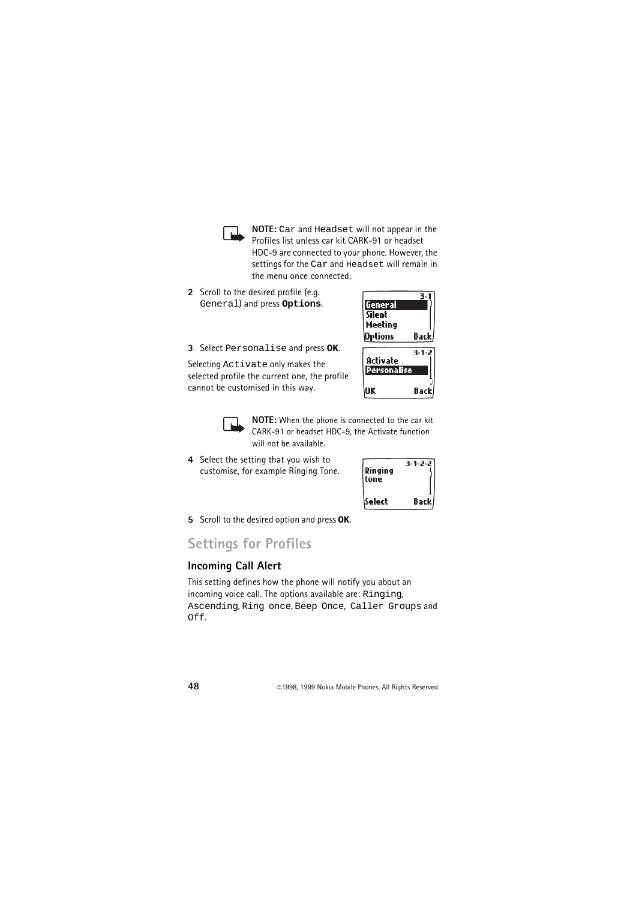**NOTE:** Car and Headset will not appear in the Profiles list unless car kit CARK-91 or headset HDC-9 are connected to your phone. However, the settings for the Car and Headset will remain in the menu once connected.

2 Scroll to the desired profile (e.g. General) and press **Options**.

3 Select Personalise and press **OK**.

Selecting Activate only makes the selected profile the current one, the profile cannot be customised in this way.

**NOTE:** When the phone is connected to the car kit CARK-91 or headset HDC-9, the Activate function will not be available.

4 Select the setting that you wish to customise, for example Ringing Tone.

5 Scroll to the desired option and press **OK**.

## Settings for Profiles

### Incoming Call Alert

This setting defines how the phone will notify you about an incoming voice call. The options available are: Ringing, Ascending, Ring once, Beep Once, Caller Groups and Off.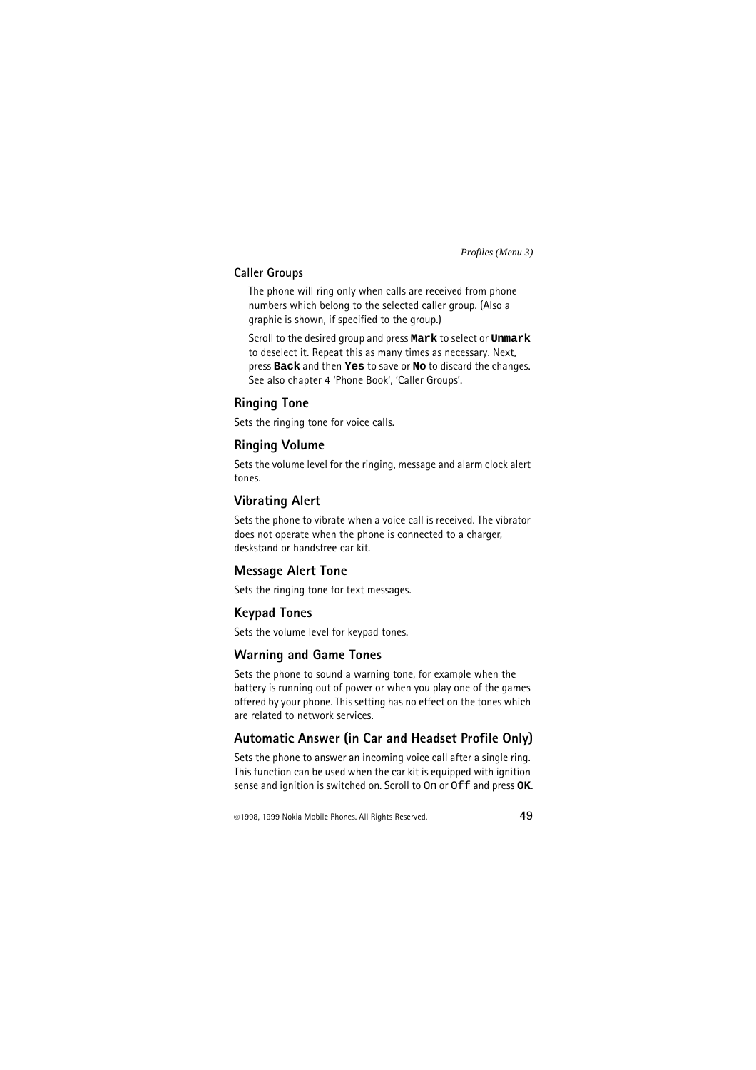#### Caller Groups

The phone will ring only when calls are received from phone numbers which belong to the selected caller group. (Also a graphic is shown, if specified to the group.)

Scroll to the desired group and press **Mark** to select or **Unmark** to deselect it. Repeat this as many times as necessary. Next, press **Back** and then **Yes** to save or **No** to discard the changes. See also chapter 4 'Phone Book', 'Caller Groups'.

### Ringing Tone

Sets the ringing tone for voice calls.

### Ringing Volume

Sets the volume level for the ringing, message and alarm clock alert tones.

### Vibrating Alert

Sets the phone to vibrate when a voice call is received. The vibrator does not operate when the phone is connected to a charger, deskstand or handsfree car kit.

### Message Alert Tone

Sets the ringing tone for text messages.

### Keypad Tones

Sets the volume level for keypad tones.

### Warning and Game Tones

Sets the phone to sound a warning tone, for example when the battery is running out of power or when you play one of the games offered by your phone. This setting has no effect on the tones which are related to network services.

### Automatic Answer (in Car and Headset Profile Only)

Sets the phone to answer an incoming voice call after a single ring. This function can be used when the car kit is equipped with ignition sense and ignition is switched on. Scroll to On or Off and press **OK**.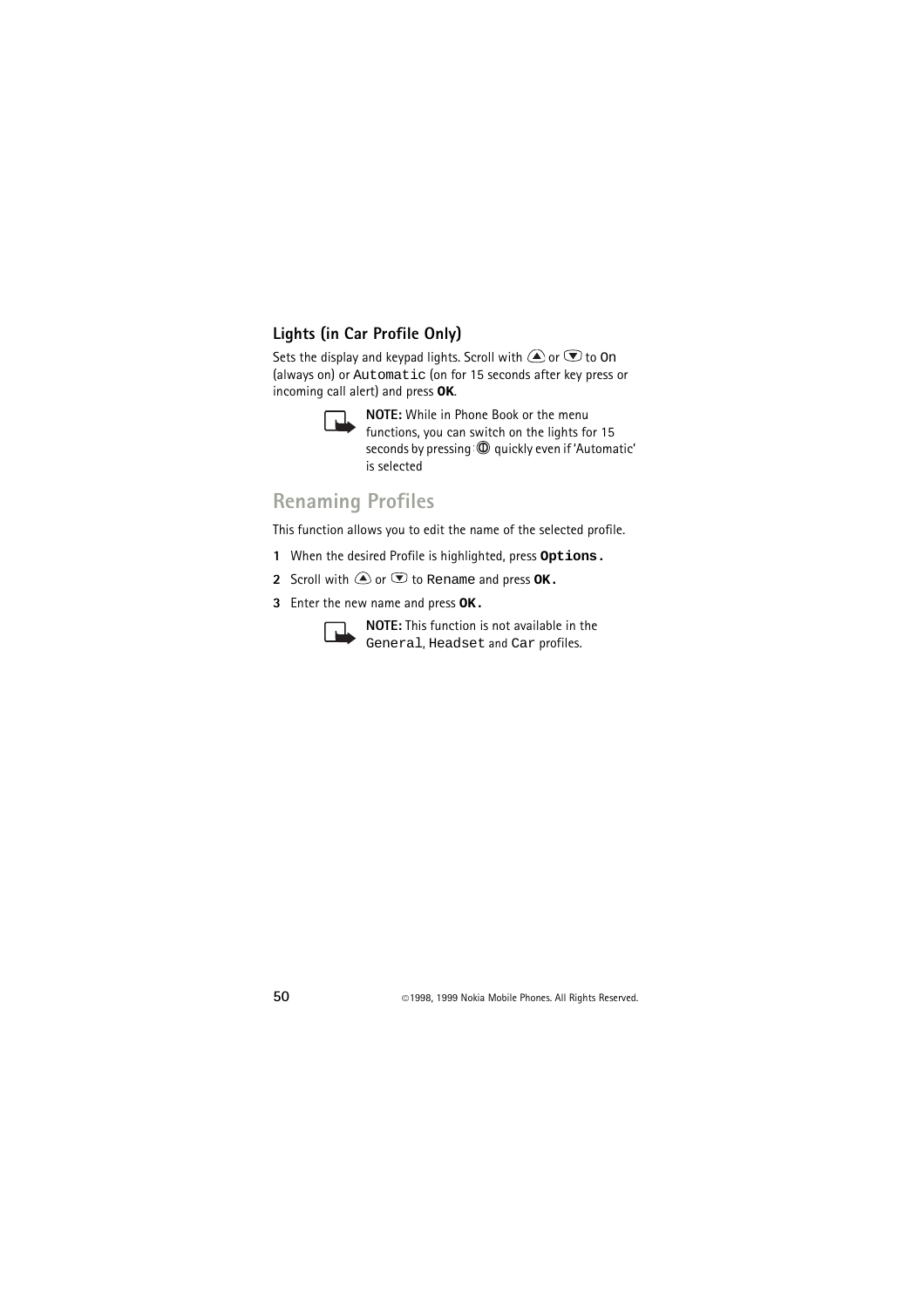### Lights (in Car Profile Only)

Sets the display and keypad lights. Scroll with ▲ or ▼ to On (always on) or Automatic (on for 15 seconds after key press or incoming call alert) and press **OK**.

> **NOTE:** While in Phone Book or the menu functions, you can switch on the lights for 15 seconds by pressing ⏻ quickly even if 'Automatic' is selected

## Renaming Profiles

This function allows you to edit the name of the selected profile.

1. When the desired Profile is highlighted, press **Options.**
2. Scroll with ▲ or ▼ to Rename and press **OK.**
3. Enter the new name and press **OK.**

> **NOTE:** This function is not available in the General, Headset and Car profiles.

©1998, 1999 Nokia Mobile Phones. All Rights Reserved.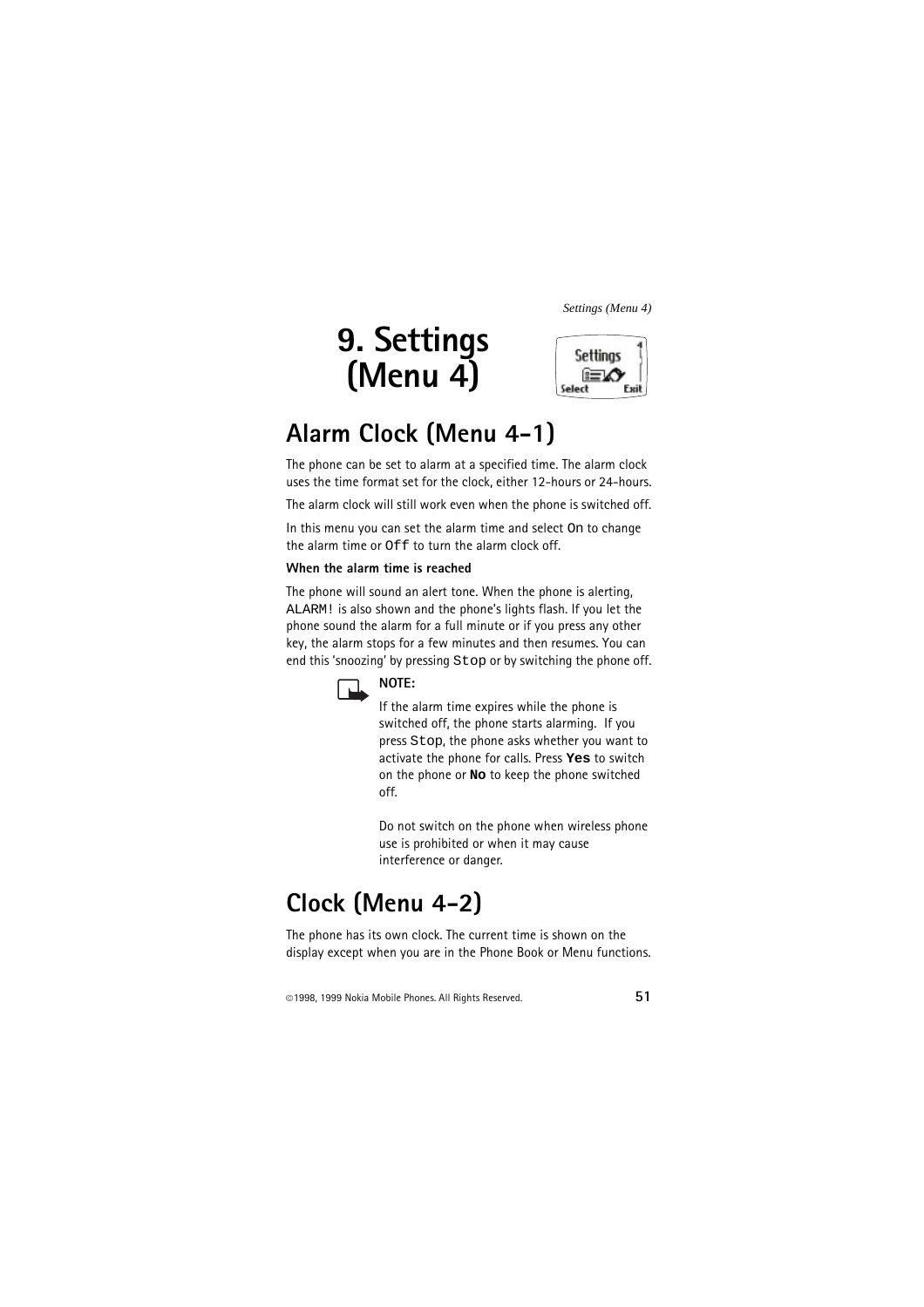// Wrapper function for tape reconfiguration
void reconfigure_tape(tape_t *t, config_t *cfg) {
    // Load the configuration
    load_config(cfg);
    // Apply settings
    apply_settings(t, cfg);
}

# 9. Settings (Menu 4)

## Alarm Clock (Menu 4-1)

The phone can be set to alarm at a specified time. The alarm clock uses the time format set for the clock, either 12-hours or 24-hours.

The alarm clock will still work even when the phone is switched off.

In this menu you can set the alarm time and select On to change the alarm time or Off to turn the alarm clock off.

**When the alarm time is reached**

The phone will sound an alert tone. When the phone is alerting, ALARM! is also shown and the phone's lights flash. If you let the phone sound the alarm for a full minute or if you press any other key, the alarm stops for a few minutes and then resumes. You can end this 'snoozing' by pressing Stop or by switching the phone off.

**NOTE:**

If the alarm time expires while the phone is switched off, the phone starts alarming. If you press Stop, the phone asks whether you want to activate the phone for calls. Press **Yes** to switch on the phone or **No** to keep the phone switched off.

Do not switch on the phone when wireless phone use is prohibited or when it may cause interference or danger.

## Clock (Menu 4-2)

The phone has its own clock. The current time is shown on the display except when you are in the Phone Book or Menu functions.

©1998, 1999 Nokia Mobile Phones. All Rights Reserved.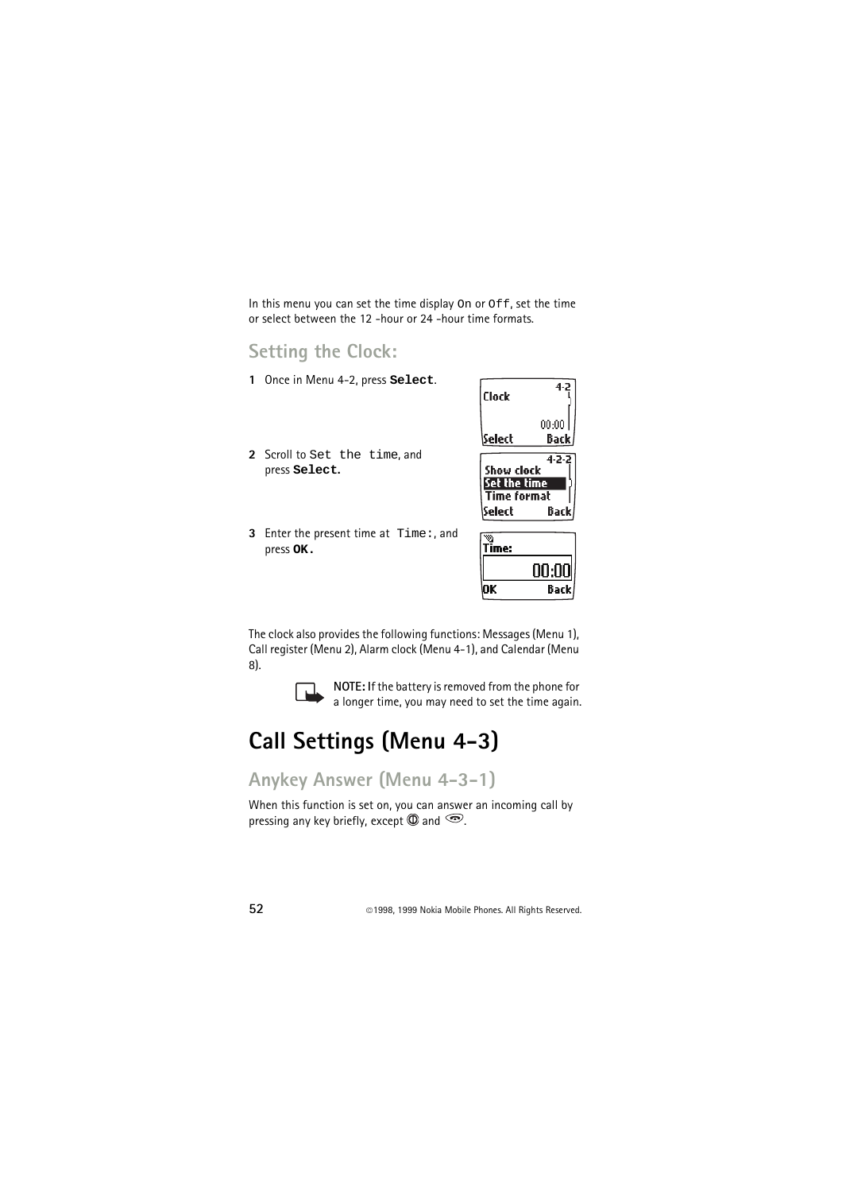In this menu you can set the time display `On` or `Off`, set the time or select between the 12 -hour or 24 -hour time formats.

## Setting the Clock:

1 Once in Menu 4-2, press **Select**.

2 Scroll to `Set the time`, and press **Select.**

3 Enter the present time at `Time:`, and press **OK.**

The clock also provides the following functions: Messages (Menu 1), Call register (Menu 2), Alarm clock (Menu 4-1), and Calendar (Menu 8).

**NOTE:** If the battery is removed from the phone for a longer time, you may need to set the time again.

# Call Settings (Menu 4-3)

## Anykey Answer (Menu 4-3-1)

When this function is set on, you can answer an incoming call by pressing any key briefly, except and .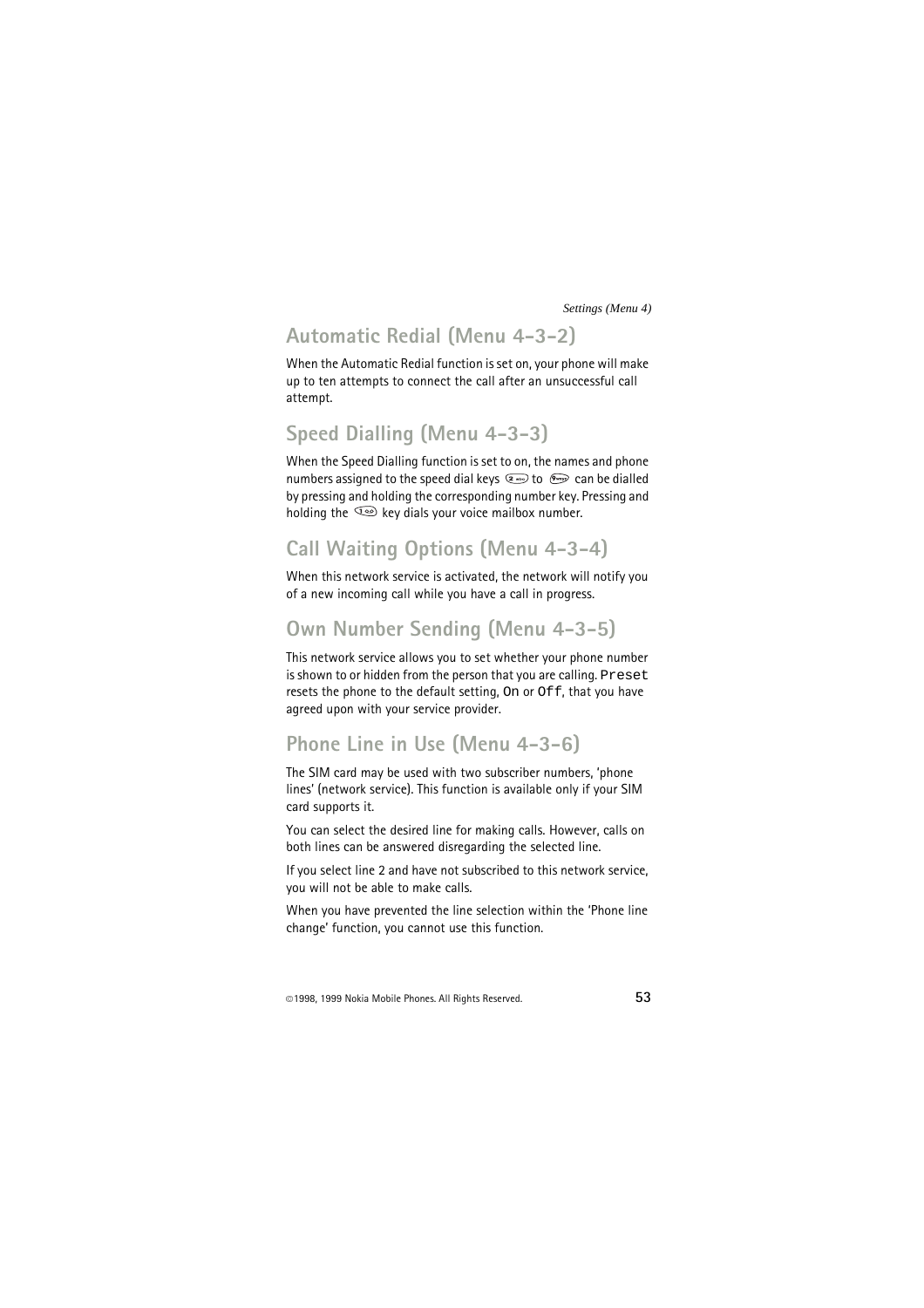## Automatic Redial (Menu 4-3-2)

When the Automatic Redial function is set on, your phone will make up to ten attempts to connect the call after an unsuccessful call attempt.

## Speed Dialling (Menu 4-3-3)

When the Speed Dialling function is set to on, the names and phone numbers assigned to the speed dial keys 2 to 9 can be dialled by pressing and holding the corresponding number key. Pressing and holding the 1 key dials your voice mailbox number.

## Call Waiting Options (Menu 4-3-4)

When this network service is activated, the network will notify you of a new incoming call while you have a call in progress.

## Own Number Sending (Menu 4-3-5)

This network service allows you to set whether your phone number is shown to or hidden from the person that you are calling. `Preset` resets the phone to the default setting, `On` or `Off`, that you have agreed upon with your service provider.

## Phone Line in Use (Menu 4-3-6)

The SIM card may be used with two subscriber numbers, 'phone lines' (network service). This function is available only if your SIM card supports it.

You can select the desired line for making calls. However, calls on both lines can be answered disregarding the selected line.

If you select line 2 and have not subscribed to this network service, you will not be able to make calls.

When you have prevented the line selection within the 'Phone line change' function, you cannot use this function.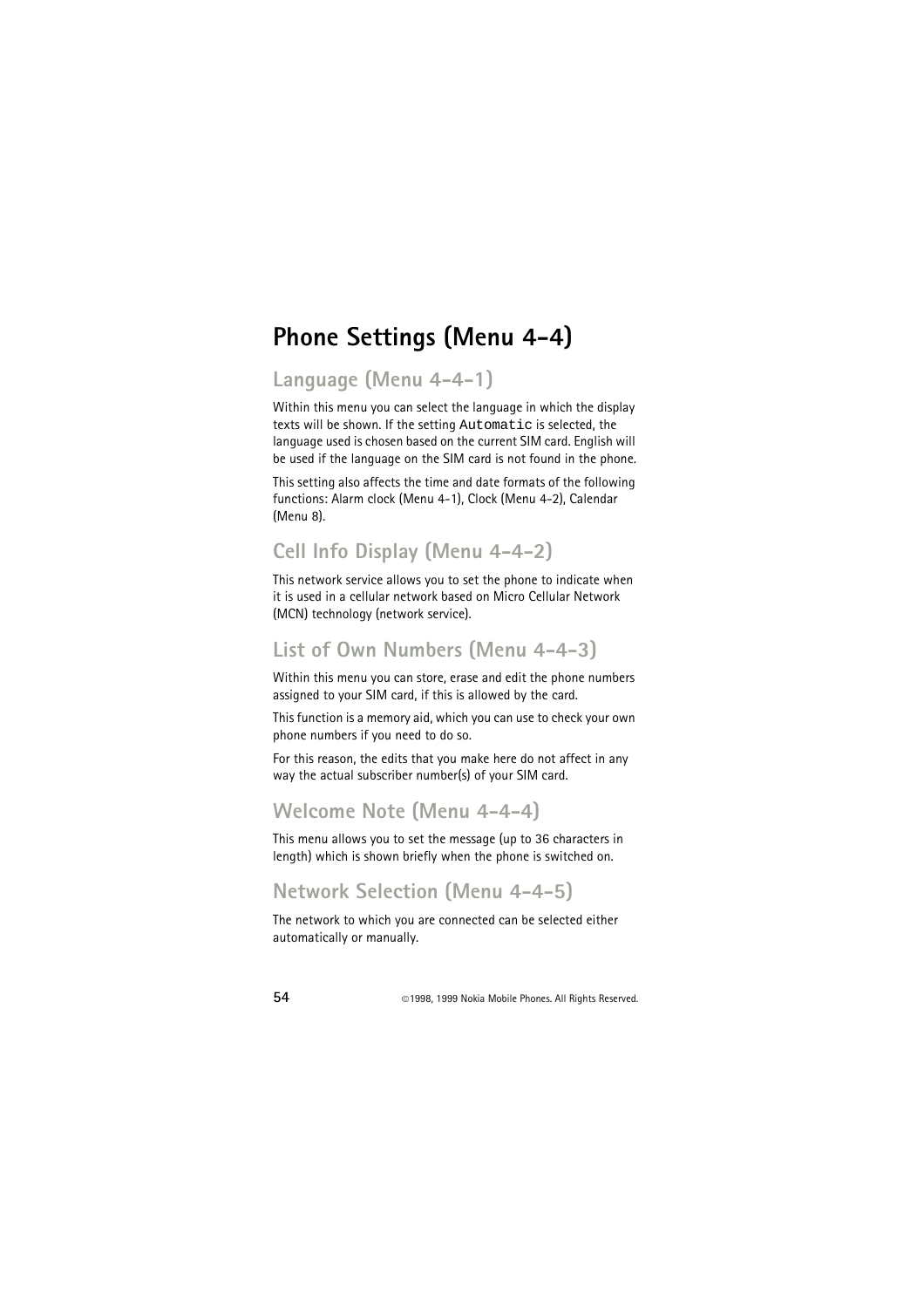# Phone Settings (Menu 4-4)

## Language (Menu 4-4-1)

Within this menu you can select the language in which the display texts will be shown. If the setting `Automatic` is selected, the language used is chosen based on the current SIM card. English will be used if the language on the SIM card is not found in the phone.

This setting also affects the time and date formats of the following functions: Alarm clock (Menu 4-1), Clock (Menu 4-2), Calendar (Menu 8).

## Cell Info Display (Menu 4-4-2)

This network service allows you to set the phone to indicate when it is used in a cellular network based on Micro Cellular Network (MCN) technology (network service).

## List of Own Numbers (Menu 4-4-3)

Within this menu you can store, erase and edit the phone numbers assigned to your SIM card, if this is allowed by the card.

This function is a memory aid, which you can use to check your own phone numbers if you need to do so.

For this reason, the edits that you make here do not affect in any way the actual subscriber number(s) of your SIM card.

## Welcome Note (Menu 4-4-4)

This menu allows you to set the message (up to 36 characters in length) which is shown briefly when the phone is switched on.

## Network Selection (Menu 4-4-5)

The network to which you are connected can be selected either automatically or manually.

©1998, 1999 Nokia Mobile Phones. All Rights Reserved.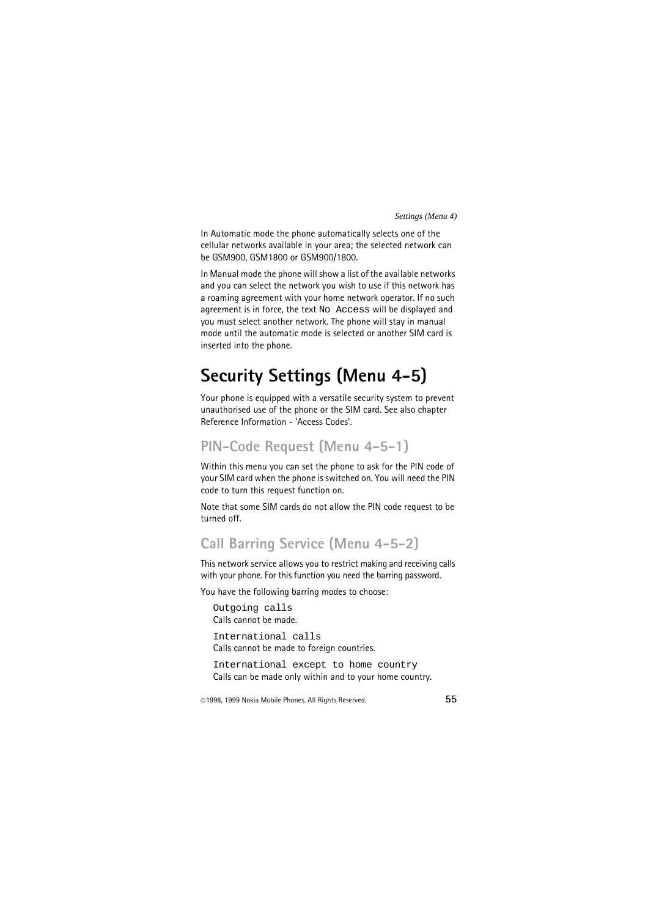In Automatic mode the phone automatically selects one of the cellular networks available in your area; the selected network can be GSM900, GSM1800 or GSM900/1800.

In Manual mode the phone will show a list of the available networks and you can select the network you wish to use if this network has a roaming agreement with your home network operator. If no such agreement is in force, the text `No Access` will be displayed and you must select another network. The phone will stay in manual mode until the automatic mode is selected or another SIM card is inserted into the phone.

# Security Settings (Menu 4-5)

Your phone is equipped with a versatile security system to prevent unauthorised use of the phone or the SIM card. See also chapter Reference Information - 'Access Codes'.

## PIN-Code Request (Menu 4-5-1)

Within this menu you can set the phone to ask for the PIN code of your SIM card when the phone is switched on. You will need the PIN code to turn this request function on.

Note that some SIM cards do not allow the PIN code request to be turned off.

## Call Barring Service (Menu 4-5-2)

This network service allows you to restrict making and receiving calls with your phone. For this function you need the barring password.

You have the following barring modes to choose:

`Outgoing calls`
Calls cannot be made.

`International calls`
Calls cannot be made to foreign countries.

`International except to home country`
Calls can be made only within and to your home country.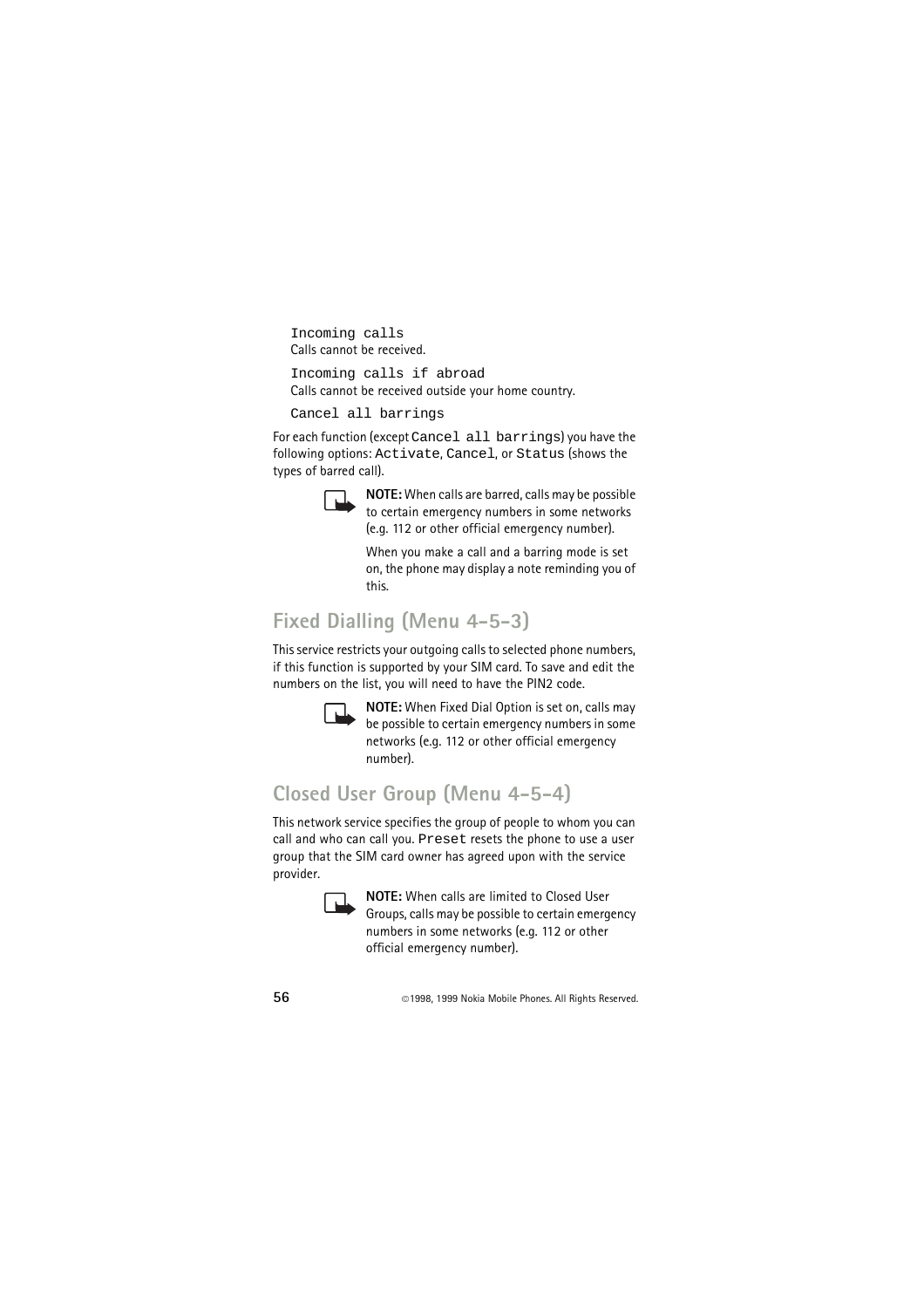`Incoming calls`
Calls cannot be received.

`Incoming calls if abroad`
Calls cannot be received outside your home country.

`Cancel all barrings`

For each function (except `Cancel all barrings`) you have the following options: `Activate`, `Cancel`, or `Status` (shows the types of barred call).

**NOTE:** When calls are barred, calls may be possible to certain emergency numbers in some networks (e.g. 112 or other official emergency number).

When you make a call and a barring mode is set on, the phone may display a note reminding you of this.

## Fixed Dialling (Menu 4-5-3)

This service restricts your outgoing calls to selected phone numbers, if this function is supported by your SIM card. To save and edit the numbers on the list, you will need to have the PIN2 code.

**NOTE:** When Fixed Dial Option is set on, calls may be possible to certain emergency numbers in some networks (e.g. 112 or other official emergency number).

## Closed User Group (Menu 4-5-4)

This network service specifies the group of people to whom you can call and who can call you. `Preset` resets the phone to use a user group that the SIM card owner has agreed upon with the service provider.

**NOTE:** When calls are limited to Closed User Groups, calls may be possible to certain emergency numbers in some networks (e.g. 112 or other official emergency number).

©1998, 1999 Nokia Mobile Phones. All Rights Reserved.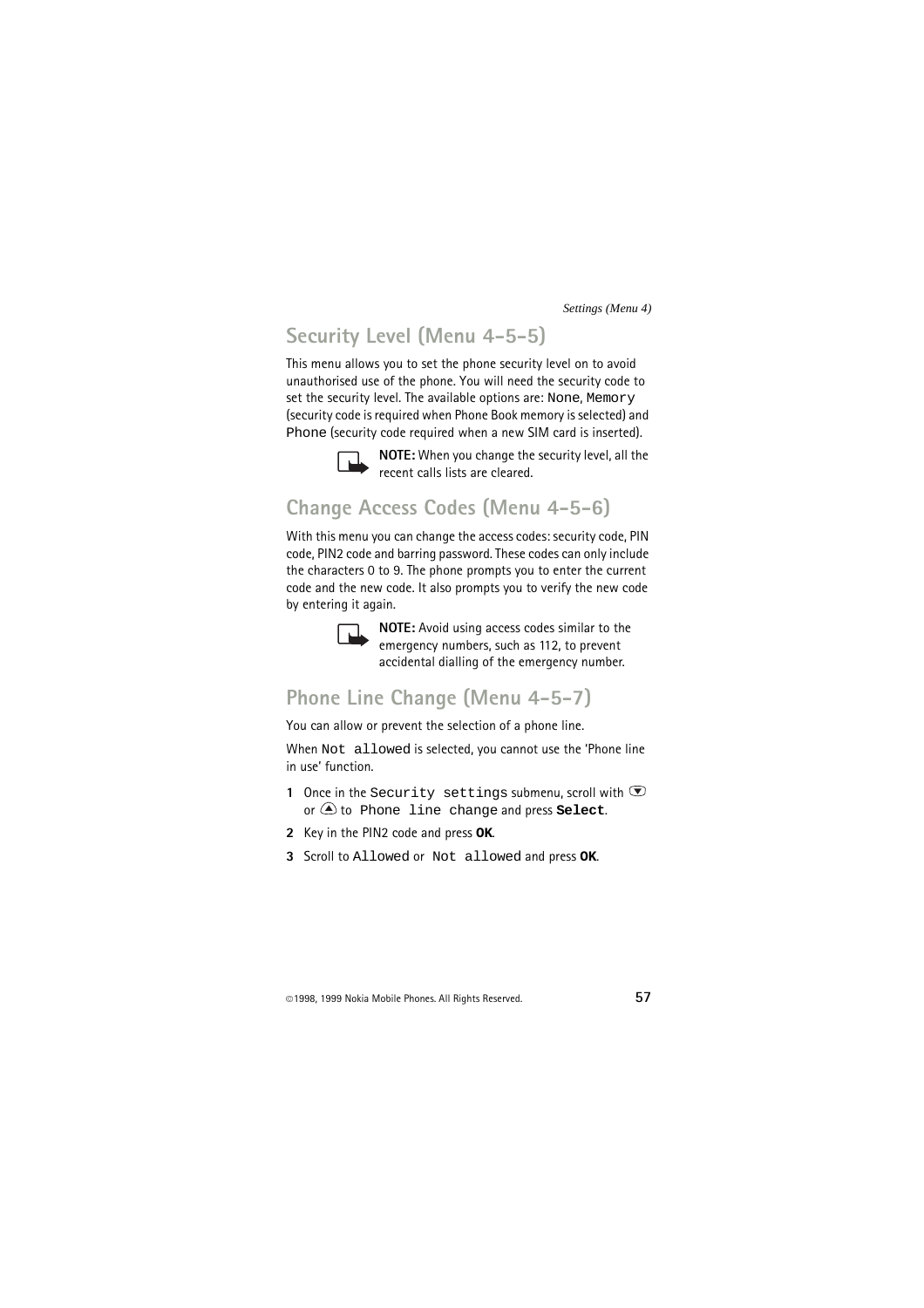## Security Level (Menu 4-5-5)

This menu allows you to set the phone security level on to avoid unauthorised use of the phone. You will need the security code to set the security level. The available options are: None, Memory (security code is required when Phone Book memory is selected) and Phone (security code required when a new SIM card is inserted).

**NOTE:** When you change the security level, all the recent calls lists are cleared.

## Change Access Codes (Menu 4-5-6)

With this menu you can change the access codes: security code, PIN code, PIN2 code and barring password. These codes can only include the characters 0 to 9. The phone prompts you to enter the current code and the new code. It also prompts you to verify the new code by entering it again.

**NOTE:** Avoid using access codes similar to the emergency numbers, such as 112, to prevent accidental dialling of the emergency number.

## Phone Line Change (Menu 4-5-7)

You can allow or prevent the selection of a phone line.

When Not allowed is selected, you cannot use the 'Phone line in use' function.

1. Once in the Security settings submenu, scroll with ▼ or ▲ to Phone line change and press **Select**.
2. Key in the PIN2 code and press **OK**.
3. Scroll to Allowed or Not allowed and press **OK**.

©1998, 1999 Nokia Mobile Phones. All Rights Reserved.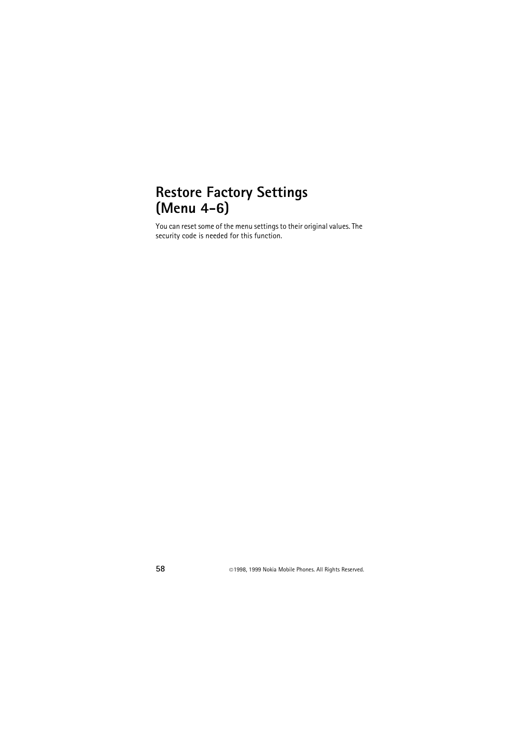# Restore Factory Settings (Menu 4-6)

You can reset some of the menu settings to their original values. The security code is needed for this function.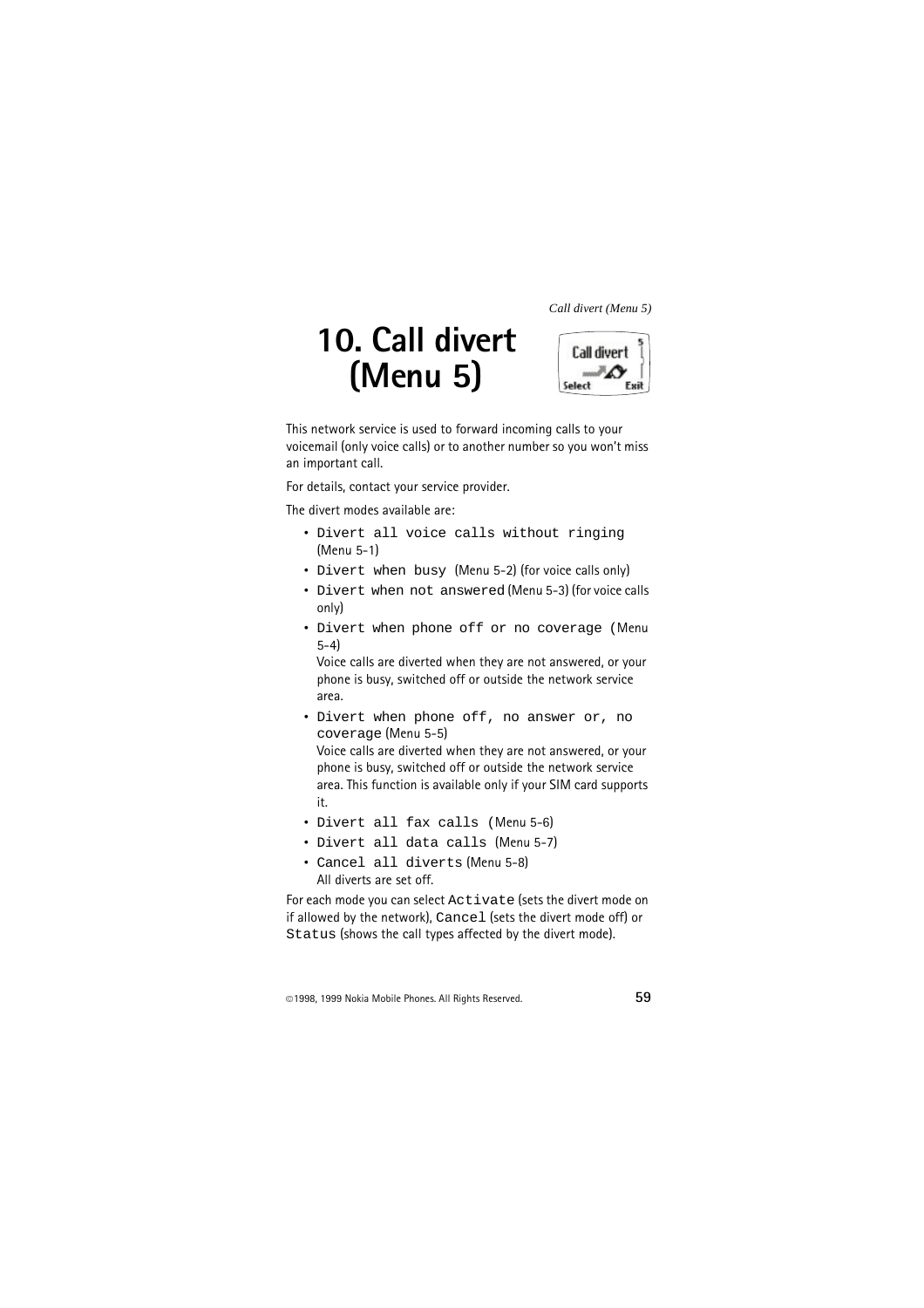# 10. Call divert (Menu 5)

This network service is used to forward incoming calls to your voicemail (only voice calls) or to another number so you won't miss an important call.

For details, contact your service provider.

The divert modes available are:

- `Divert all voice calls without ringing` (Menu 5-1)
- `Divert when busy` (Menu 5-2) (for voice calls only)
- `Divert when not answered` (Menu 5-3) (for voice calls only)
- `Divert when phone off or no coverage` (Menu 5-4)
  Voice calls are diverted when they are not answered, or your phone is busy, switched off or outside the network service area.
- `Divert when phone off, no answer or, no coverage` (Menu 5-5)
  Voice calls are diverted when they are not answered, or your phone is busy, switched off or outside the network service area. This function is available only if your SIM card supports it.
- `Divert all fax calls` (Menu 5-6)
- `Divert all data calls` (Menu 5-7)
- `Cancel all diverts` (Menu 5-8)
  All diverts are set off.

For each mode you can select `Activate` (sets the divert mode on if allowed by the network), `Cancel` (sets the divert mode off) or `Status` (shows the call types affected by the divert mode).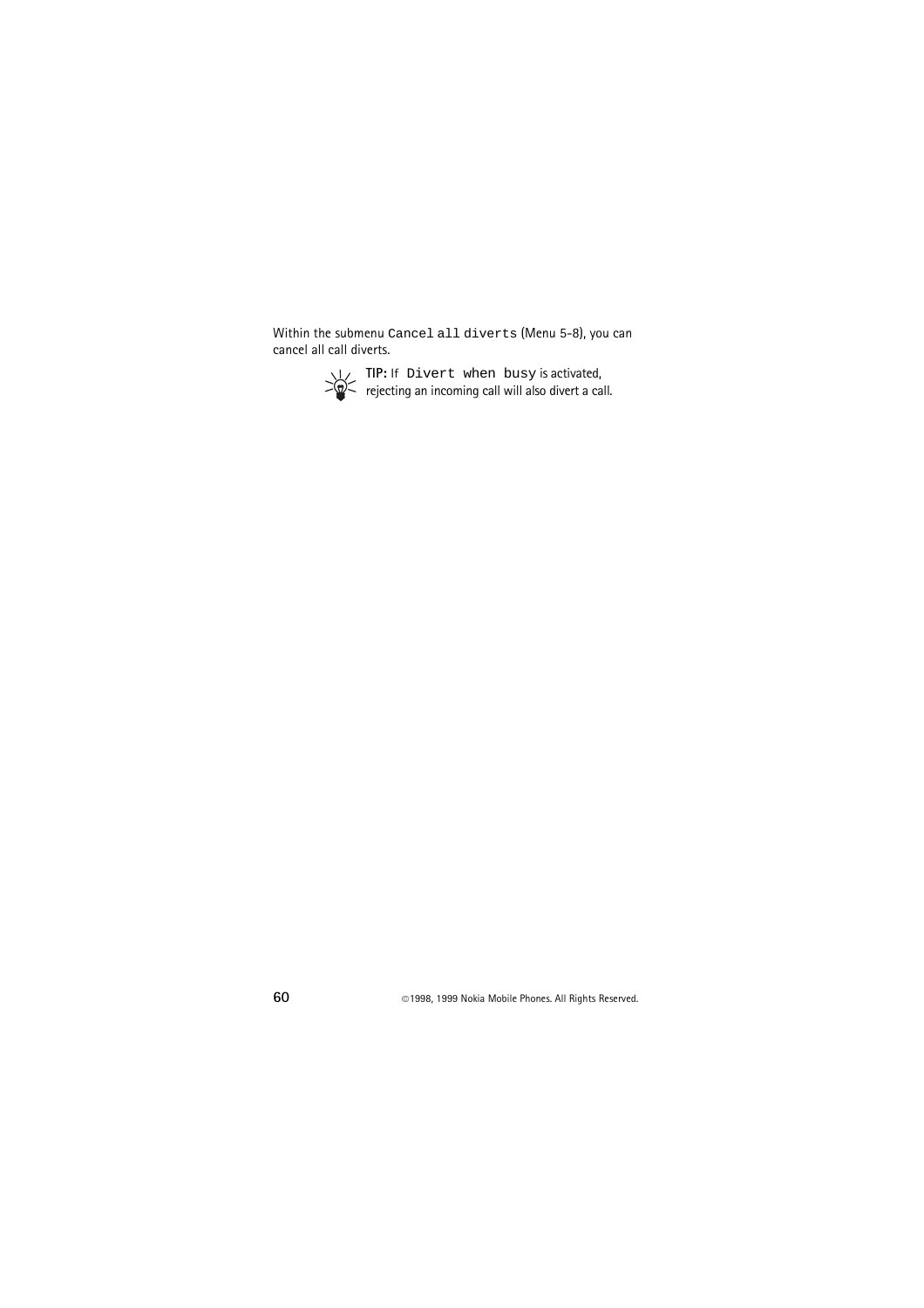Within the submenu `Cancel all diverts` (Menu 5-8), you can cancel all call diverts.

**TIP:** If `Divert when busy` is activated, rejecting an incoming call will also divert a call.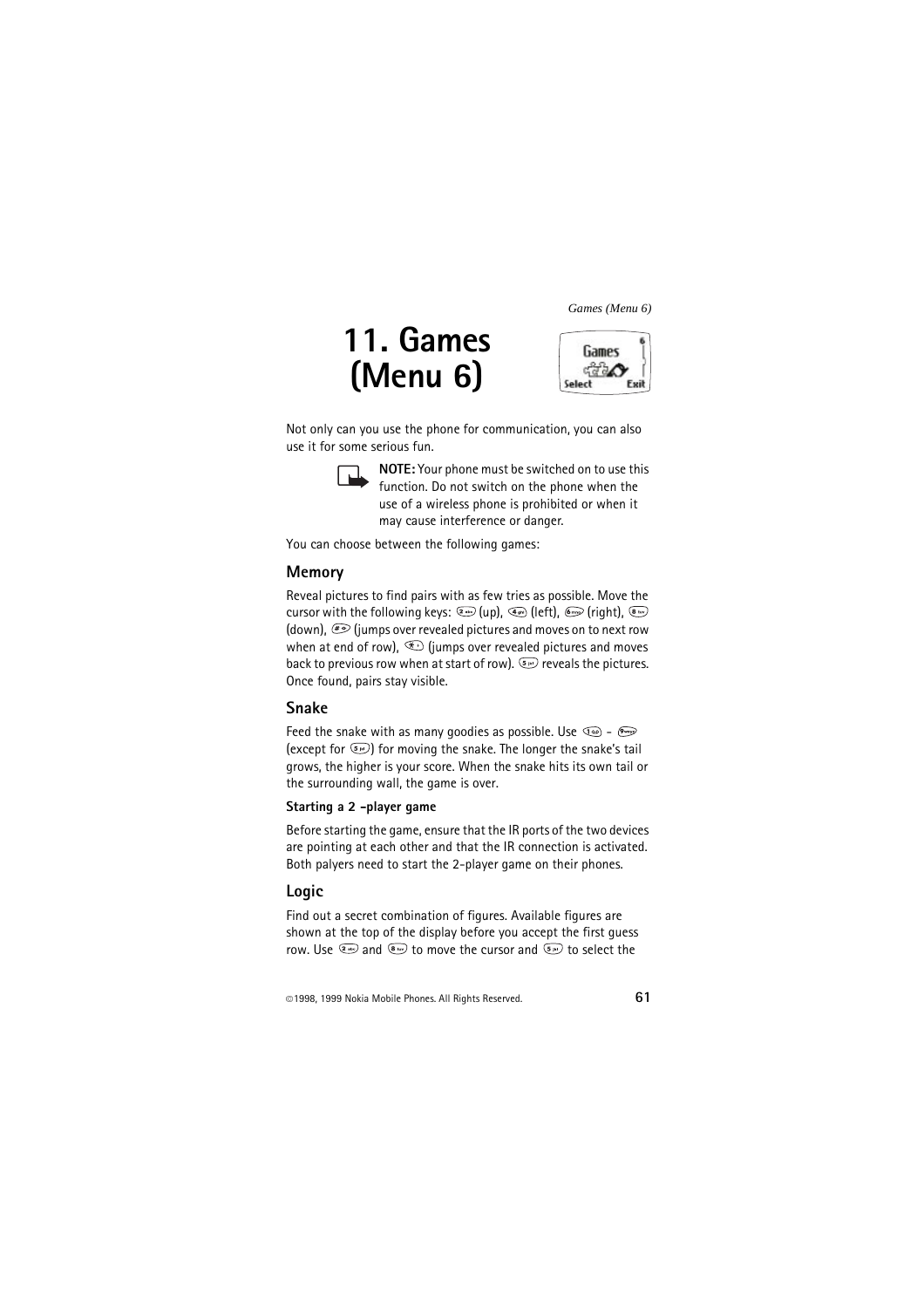# 11. Games (Menu 6)

Not only can you use the phone for communication, you can also use it for some serious fun.

**NOTE:** Your phone must be switched on to use this function. Do not switch on the phone when the use of a wireless phone is prohibited or when it may cause interference or danger.

You can choose between the following games:

## Memory

Reveal pictures to find pairs with as few tries as possible. Move the cursor with the following keys: 2 (up), 4 (left), 6 (right), 8 (down), # (jumps over revealed pictures and moves on to next row when at end of row), * (jumps over revealed pictures and moves back to previous row when at start of row). 5 reveals the pictures. Once found, pairs stay visible.

## Snake

Feed the snake with as many goodies as possible. Use 1 - 9 (except for 5) for moving the snake. The longer the snake's tail grows, the higher is your score. When the snake hits its own tail or the surrounding wall, the game is over.

### Starting a 2 -player game

Before starting the game, ensure that the IR ports of the two devices are pointing at each other and that the IR connection is activated. Both palyers need to start the 2-player game on their phones.

## Logic

Find out a secret combination of figures. Available figures are shown at the top of the display before you accept the first guess row. Use 2 and 8 to move the cursor and 5 to select the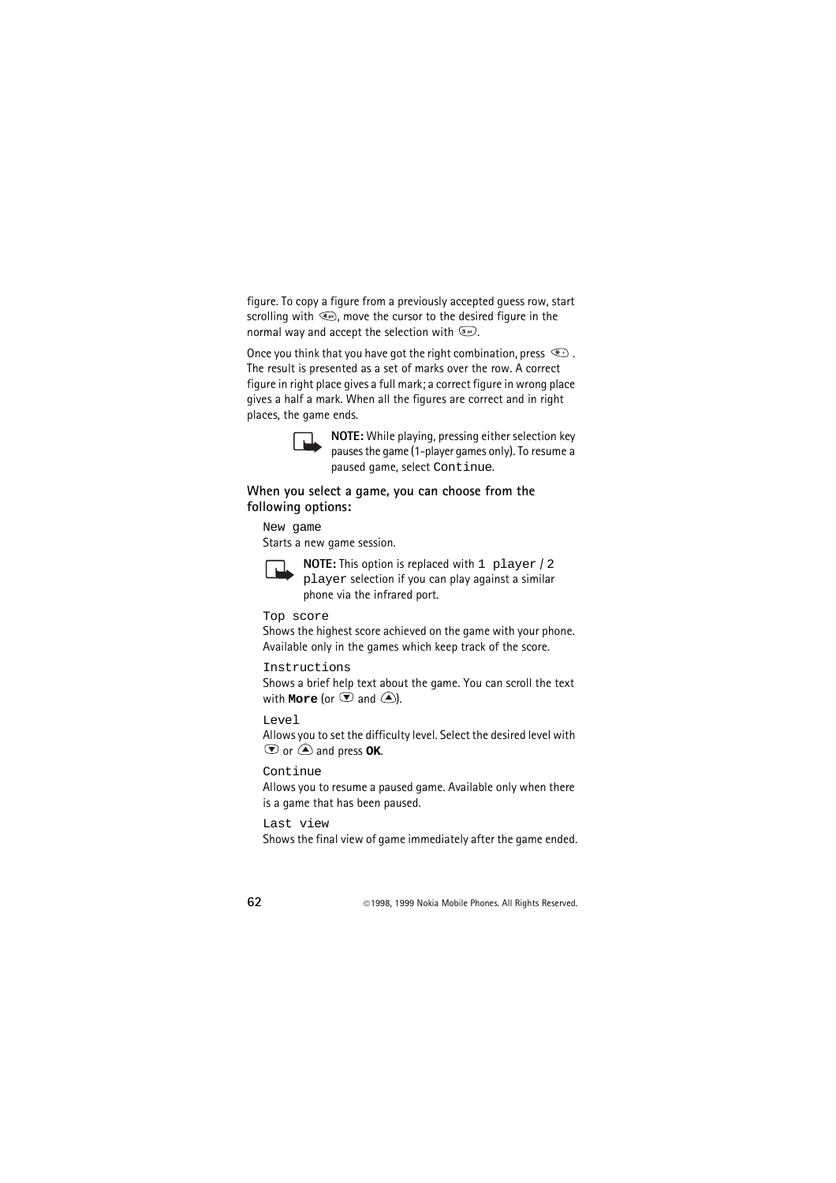figure. To copy a figure from a previously accepted guess row, start scrolling with (4), move the cursor to the desired figure in the normal way and accept the selection with (5).

Once you think that you have got the right combination, press (*). The result is presented as a set of marks over the row. A correct figure in right place gives a full mark; a correct figure in wrong place gives a half a mark. When all the figures are correct and in right places, the game ends.

**NOTE:** While playing, pressing either selection key pauses the game (1-player games only). To resume a paused game, select `Continue`.

### When you select a game, you can choose from the following options:

`New game`
Starts a new game session.

**NOTE:** This option is replaced with `1 player` / `2 player` selection if you can play against a similar phone via the infrared port.

`Top score`
Shows the highest score achieved on the game with your phone. Available only in the games which keep track of the score.

`Instructions`
Shows a brief help text about the game. You can scroll the text with **More** (or (▼) and (▲)).

`Level`
Allows you to set the difficulty level. Select the desired level with (▼) or (▲) and press **OK**.

`Continue`
Allows you to resume a paused game. Available only when there is a game that has been paused.

`Last view`
Shows the final view of game immediately after the game ended.

©1998, 1999 Nokia Mobile Phones. All Rights Reserved.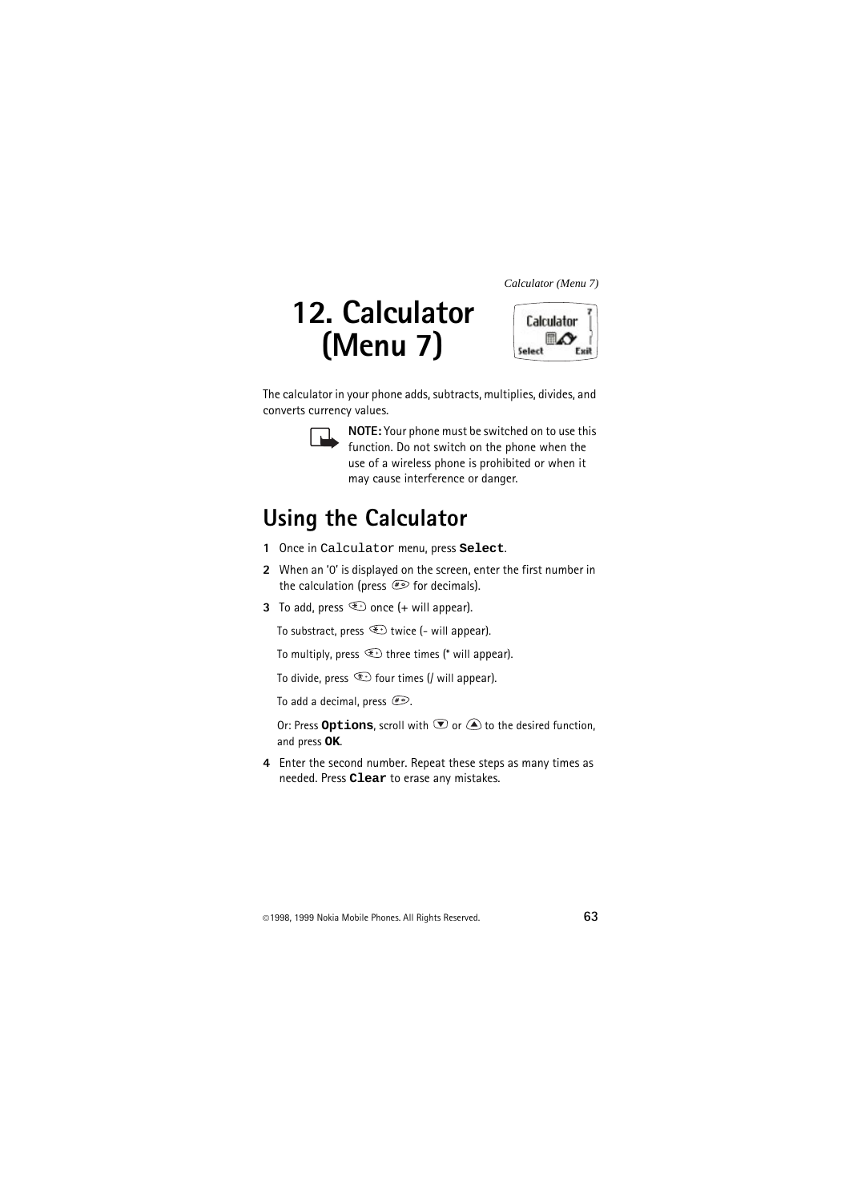# 12. Calculator (Menu 7)

The calculator in your phone adds, subtracts, multiplies, divides, and converts currency values.

**NOTE:** Your phone must be switched on to use this function. Do not switch on the phone when the use of a wireless phone is prohibited or when it may cause interference or danger.

## Using the Calculator

1. Once in `Calculator` menu, press **`Select`**.
2. When an '0' is displayed on the screen, enter the first number in the calculation (press # for decimals).
3. To add, press * once (+ will appear).

   To substract, press * twice (- will appear).

   To multiply, press * three times (* will appear).

   To divide, press * four times (/ will appear).

   To add a decimal, press #.

   Or: Press **`Options`**, scroll with ▼ or ▲ to the desired function, and press **`OK`**.
4. Enter the second number. Repeat these steps as many times as needed. Press **`Clear`** to erase any mistakes.

©1998, 1999 Nokia Mobile Phones. All Rights Reserved.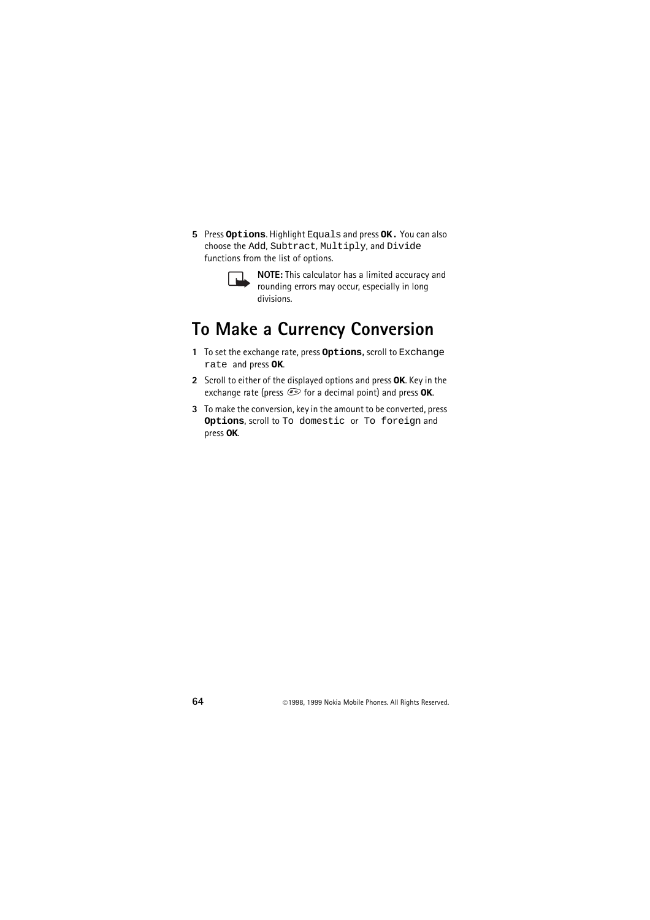5 Press **Options**. Highlight Equals and press **OK.** You can also choose the Add, Subtract, Multiply, and Divide functions from the list of options.

**NOTE:** This calculator has a limited accuracy and rounding errors may occur, especially in long divisions.

# To Make a Currency Conversion

1 To set the exchange rate, press **Options**, scroll to Exchange rate and press **OK**.

2 Scroll to either of the displayed options and press **OK**. Key in the exchange rate (press # for a decimal point) and press **OK**.

3 To make the conversion, key in the amount to be converted, press **Options**, scroll to To domestic or To foreign and press **OK**.

©1998, 1999 Nokia Mobile Phones. All Rights Reserved.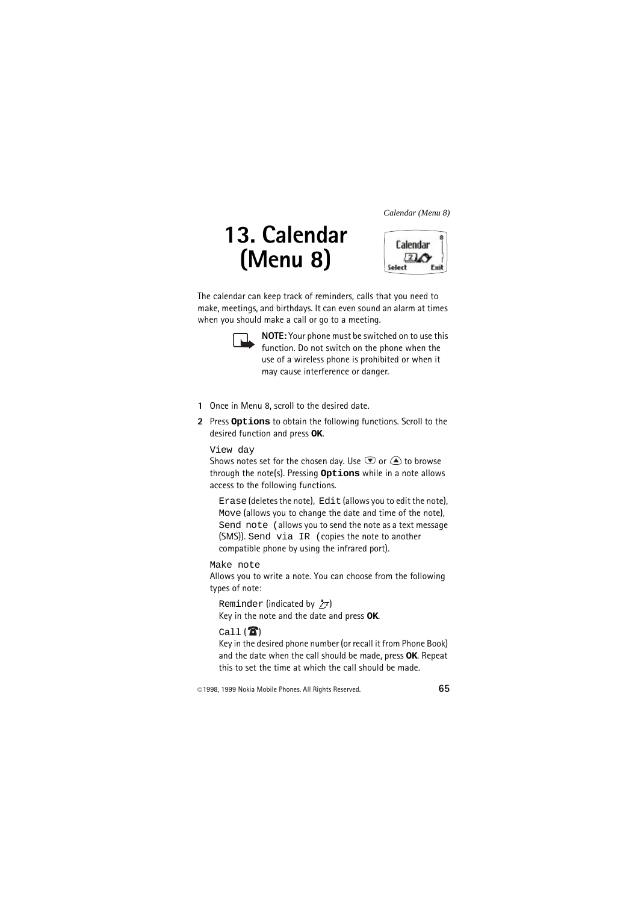# 13. Calendar (Menu 8)

The calendar can keep track of reminders, calls that you need to make, meetings, and birthdays. It can even sound an alarm at times when you should make a call or go to a meeting.

**NOTE:** Your phone must be switched on to use this function. Do not switch on the phone when the use of a wireless phone is prohibited or when it may cause interference or danger.

1. Once in Menu 8, scroll to the desired date.
2. Press **Options** to obtain the following functions. Scroll to the desired function and press **OK**.

   View day
   Shows notes set for the chosen day. Use ▼ or ▲ to browse through the note(s). Pressing **Options** while in a note allows access to the following functions.

   Erase (deletes the note), Edit (allows you to edit the note), Move (allows you to change the date and time of the note), Send note (allows you to send the note as a text message (SMS)). Send via IR (copies the note to another compatible phone by using the infrared port).

   Make note
   Allows you to write a note. You can choose from the following types of note:

   Reminder (indicated by )
   Key in the note and the date and press **OK**.

   Call ()
   Key in the desired phone number (or recall it from Phone Book) and the date when the call should be made, press **OK**. Repeat this to set the time at which the call should be made.

©1998, 1999 Nokia Mobile Phones. All Rights Reserved.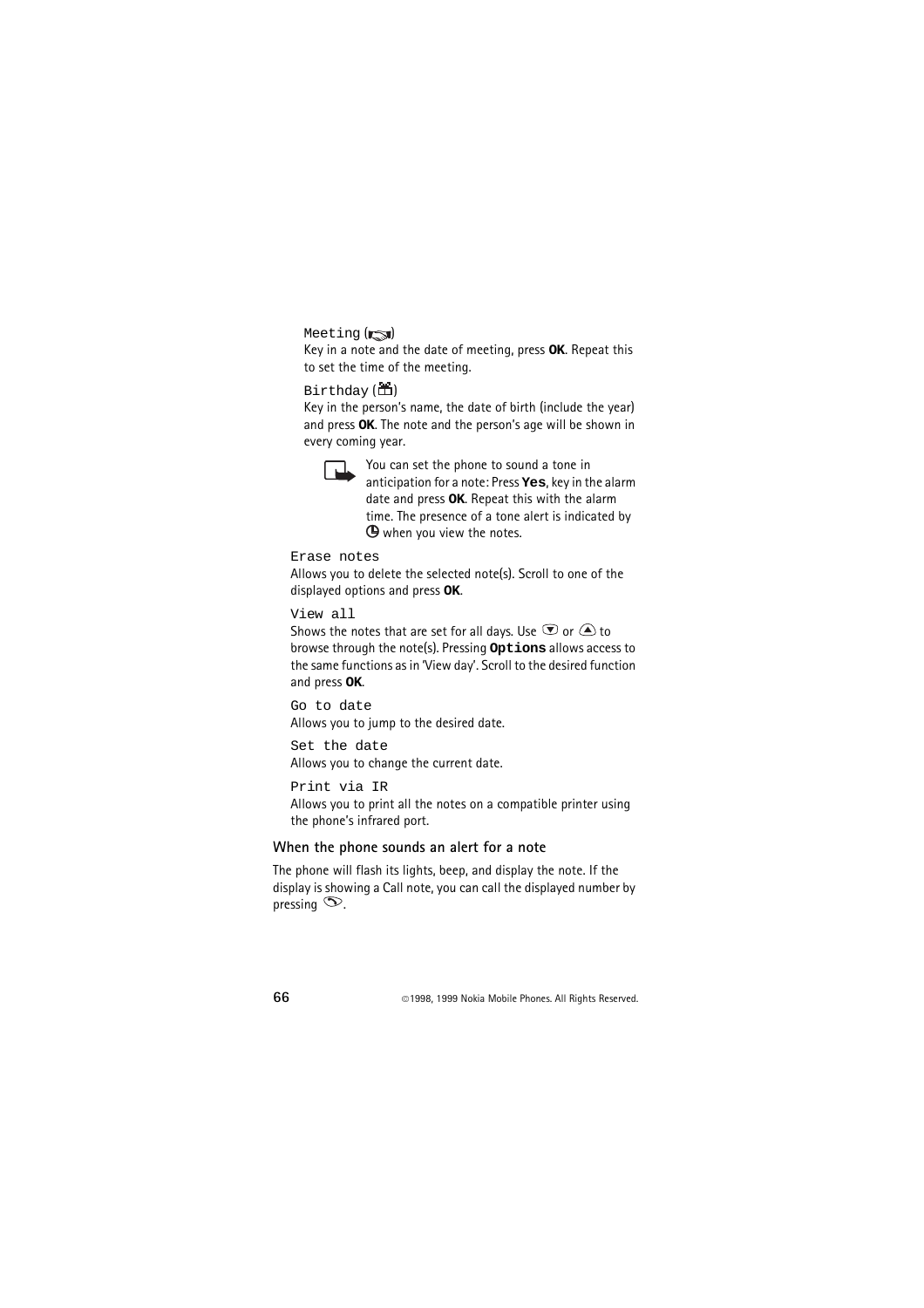`Meeting` (icon)

Key in a note and the date of meeting, press **OK**. Repeat this to set the time of the meeting.

`Birthday` (icon)

Key in the person's name, the date of birth (include the year) and press **OK**. The note and the person's age will be shown in every coming year.

You can set the phone to sound a tone in anticipation for a note: Press **Yes**, key in the alarm date and press **OK**. Repeat this with the alarm time. The presence of a tone alert is indicated by (icon) when you view the notes.

`Erase notes`

Allows you to delete the selected note(s). Scroll to one of the displayed options and press **OK**.

`View all`

Shows the notes that are set for all days. Use (down) or (up) to browse through the note(s). Pressing **Options** allows access to the same functions as in 'View day'. Scroll to the desired function and press **OK**.

`Go to date`

Allows you to jump to the desired date.

`Set the date`

Allows you to change the current date.

`Print via IR`

Allows you to print all the notes on a compatible printer using the phone's infrared port.

### When the phone sounds an alert for a note

The phone will flash its lights, beep, and display the note. If the display is showing a Call note, you can call the displayed number by pressing (call key).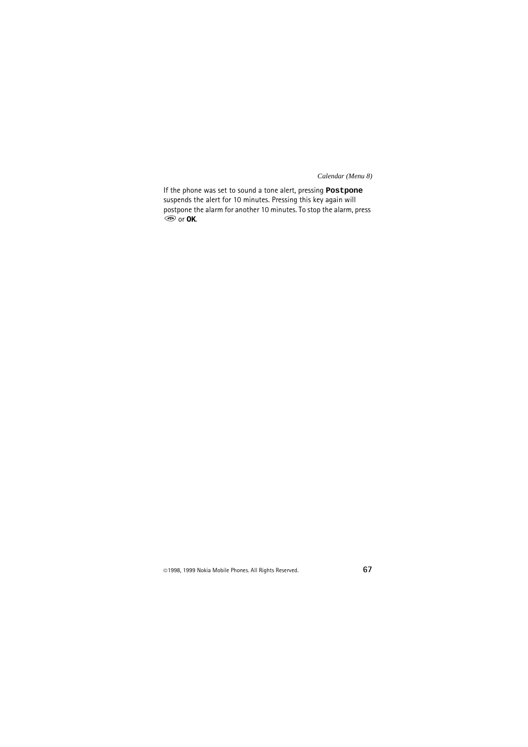If the phone was set to sound a tone alert, pressing **Postpone** suspends the alert for 10 minutes. Pressing this key again will postpone the alarm for another 10 minutes. To stop the alarm, press or **OK**.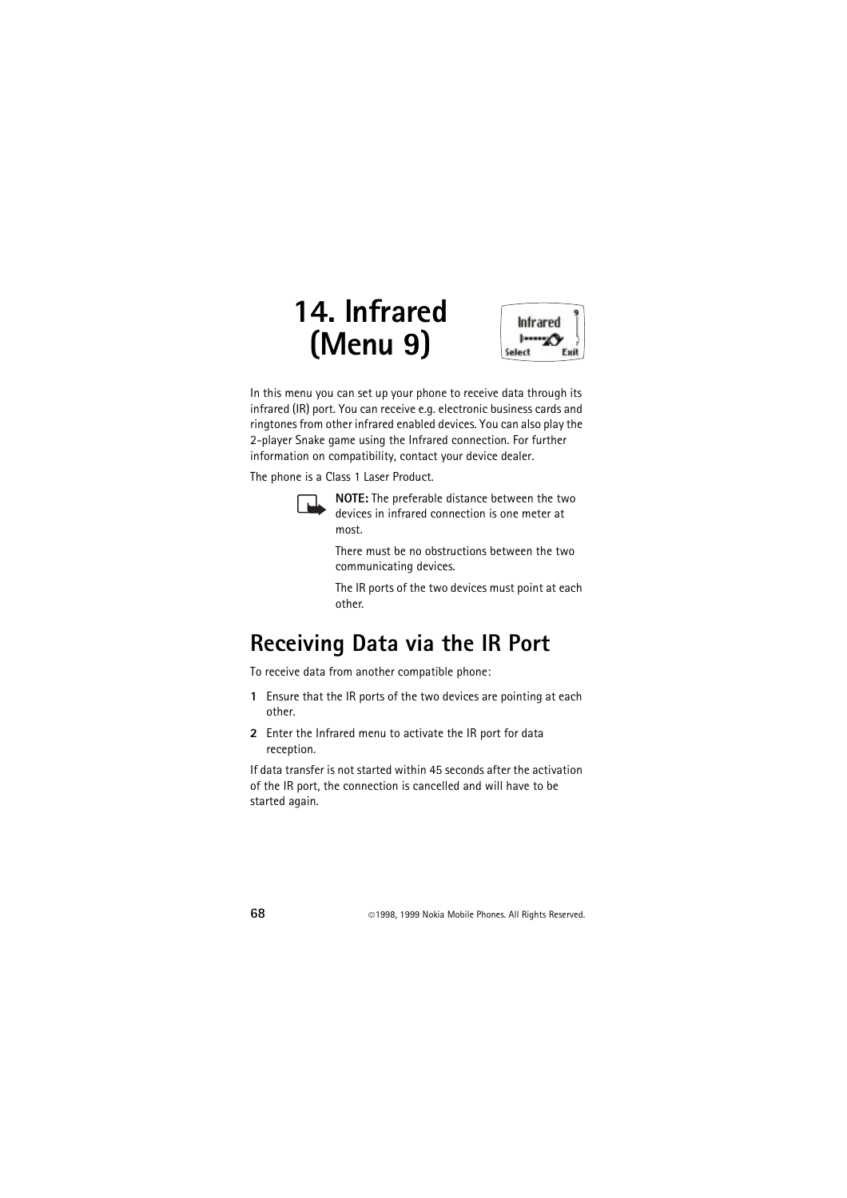# 14. Infrared (Menu 9)

In this menu you can set up your phone to receive data through its infrared (IR) port. You can receive e.g. electronic business cards and ringtones from other infrared enabled devices. You can also play the 2-player Snake game using the Infrared connection. For further information on compatibility, contact your device dealer.

The phone is a Class 1 Laser Product.

**NOTE:** The preferable distance between the two devices in infrared connection is one meter at most.

There must be no obstructions between the two communicating devices.

The IR ports of the two devices must point at each other.

## Receiving Data via the IR Port

To receive data from another compatible phone:

1. Ensure that the IR ports of the two devices are pointing at each other.
2. Enter the Infrared menu to activate the IR port for data reception.

If data transfer is not started within 45 seconds after the activation of the IR port, the connection is cancelled and will have to be started again.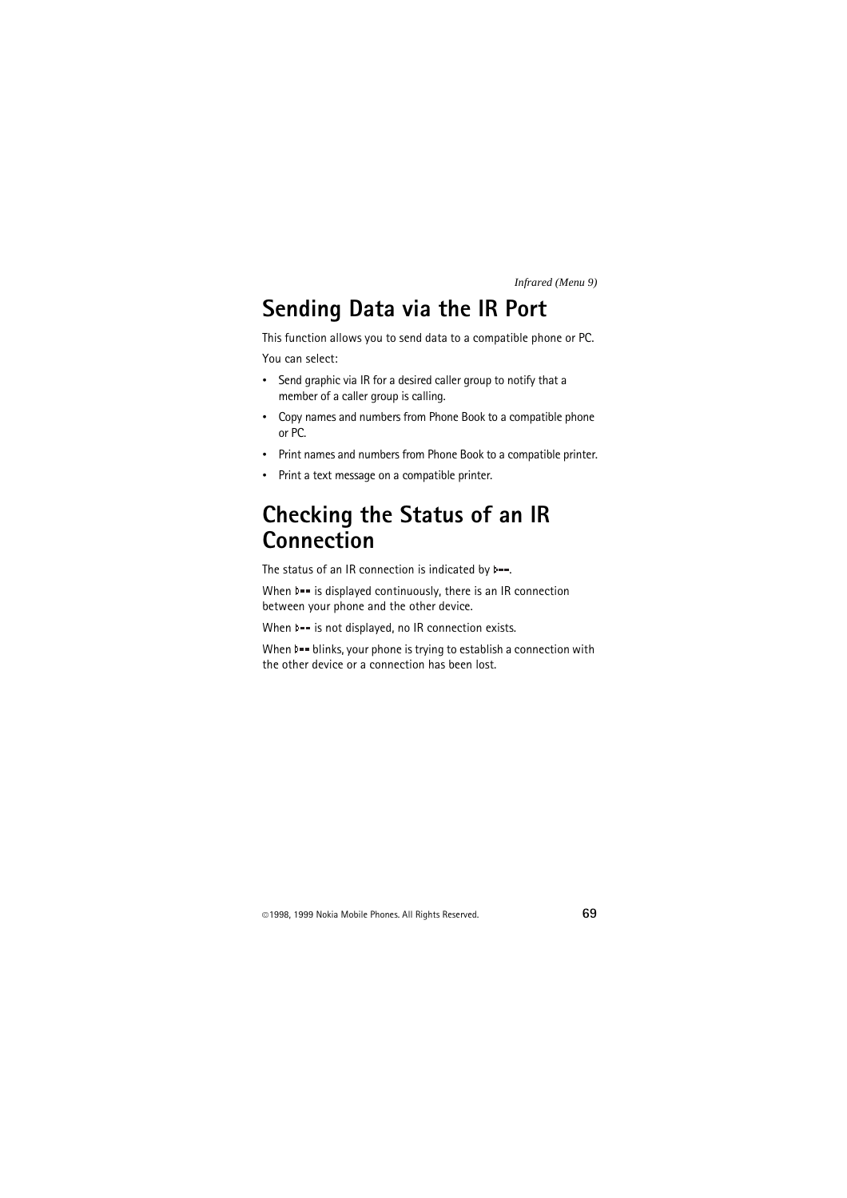# Sending Data via the IR Port

This function allows you to send data to a compatible phone or PC.

You can select:

- Send graphic via IR for a desired caller group to notify that a member of a caller group is calling.
- Copy names and numbers from Phone Book to a compatible phone or PC.
- Print names and numbers from Phone Book to a compatible printer.
- Print a text message on a compatible printer.

# Checking the Status of an IR Connection

The status of an IR connection is indicated by ▷▬▬.

When ▷▬▬ is displayed continuously, there is an IR connection between your phone and the other device.

When ▷▬▬ is not displayed, no IR connection exists.

When ▷▬▬ blinks, your phone is trying to establish a connection with the other device or a connection has been lost.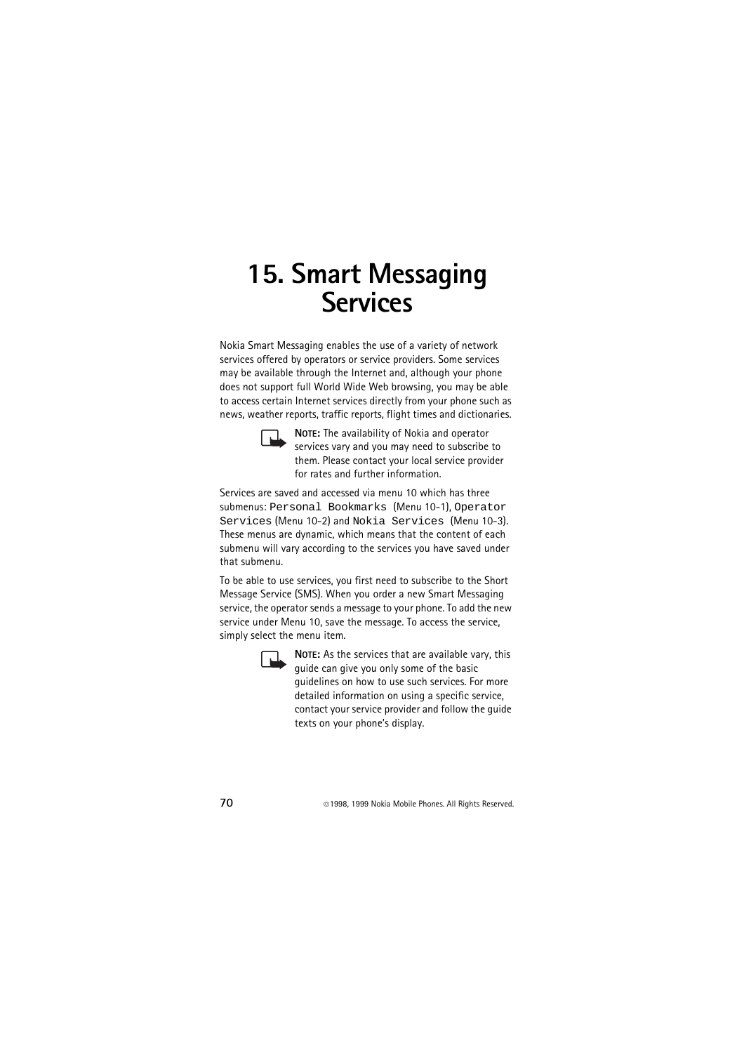# 15. Smart Messaging Services

Nokia Smart Messaging enables the use of a variety of network services offered by operators or service providers. Some services may be available through the Internet and, although your phone does not support full World Wide Web browsing, you may be able to access certain Internet services directly from your phone such as news, weather reports, traffic reports, flight times and dictionaries.

> **NOTE:** The availability of Nokia and operator services vary and you may need to subscribe to them. Please contact your local service provider for rates and further information.

Services are saved and accessed via menu 10 which has three submenus: `Personal Bookmarks` (Menu 10-1), `Operator Services` (Menu 10-2) and `Nokia Services` (Menu 10-3). These menus are dynamic, which means that the content of each submenu will vary according to the services you have saved under that submenu.

To be able to use services, you first need to subscribe to the Short Message Service (SMS). When you order a new Smart Messaging service, the operator sends a message to your phone. To add the new service under Menu 10, save the message. To access the service, simply select the menu item.

> **NOTE:** As the services that are available vary, this guide can give you only some of the basic guidelines on how to use such services. For more detailed information on using a specific service, contact your service provider and follow the guide texts on your phone's display.

©1998, 1999 Nokia Mobile Phones. All Rights Reserved.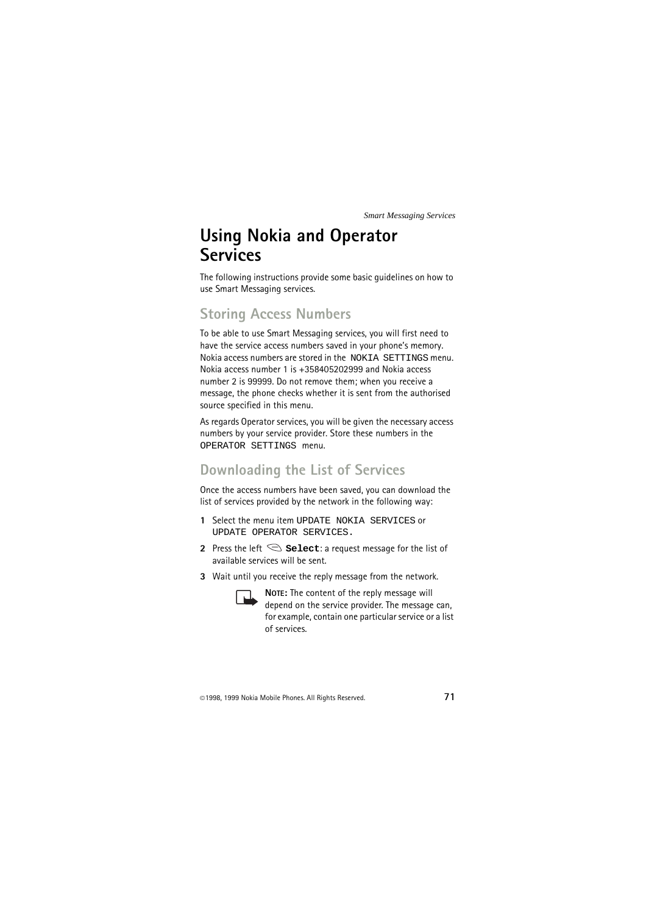# Using Nokia and Operator Services

The following instructions provide some basic guidelines on how to use Smart Messaging services.

## Storing Access Numbers

To be able to use Smart Messaging services, you will first need to have the service access numbers saved in your phone's memory. Nokia access numbers are stored in the NOKIA SETTINGS menu. Nokia access number 1 is +358405202999 and Nokia access number 2 is 99999. Do not remove them; when you receive a message, the phone checks whether it is sent from the authorised source specified in this menu.

As regards Operator services, you will be given the necessary access numbers by your service provider. Store these numbers in the OPERATOR SETTINGS menu.

## Downloading the List of Services

Once the access numbers have been saved, you can download the list of services provided by the network in the following way:

1. Select the menu item UPDATE NOKIA SERVICES or UPDATE OPERATOR SERVICES.
2. Press the left **Select**: a request message for the list of available services will be sent.
3. Wait until you receive the reply message from the network.

**NOTE:** The content of the reply message will depend on the service provider. The message can, for example, contain one particular service or a list of services.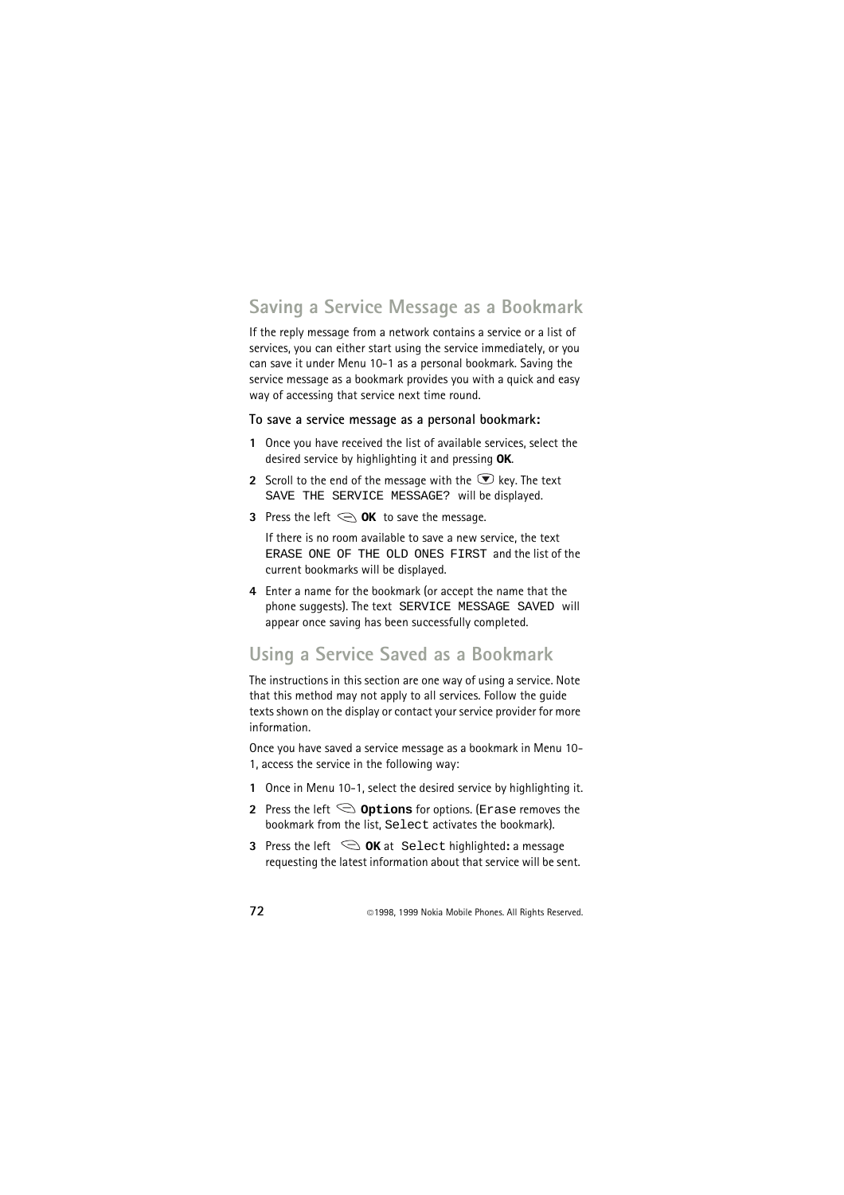## Saving a Service Message as a Bookmark

If the reply message from a network contains a service or a list of services, you can either start using the service immediately, or you can save it under Menu 10-1 as a personal bookmark. Saving the service message as a bookmark provides you with a quick and easy way of accessing that service next time round.

**To save a service message as a personal bookmark:**

1. Once you have received the list of available services, select the desired service by highlighting it and pressing **OK**.
2. Scroll to the end of the message with the key. The text SAVE THE SERVICE MESSAGE? will be displayed.
3. Press the left **OK** to save the message.

   If there is no room available to save a new service, the text ERASE ONE OF THE OLD ONES FIRST and the list of the current bookmarks will be displayed.
4. Enter a name for the bookmark (or accept the name that the phone suggests). The text SERVICE MESSAGE SAVED will appear once saving has been successfully completed.

## Using a Service Saved as a Bookmark

The instructions in this section are one way of using a service. Note that this method may not apply to all services. Follow the guide texts shown on the display or contact your service provider for more information.

Once you have saved a service message as a bookmark in Menu 10-1, access the service in the following way:

1. Once in Menu 10-1, select the desired service by highlighting it.
2. Press the left **Options** for options. (Erase removes the bookmark from the list, Select activates the bookmark).
3. Press the left **OK** at Select highlighted**:** a message requesting the latest information about that service will be sent.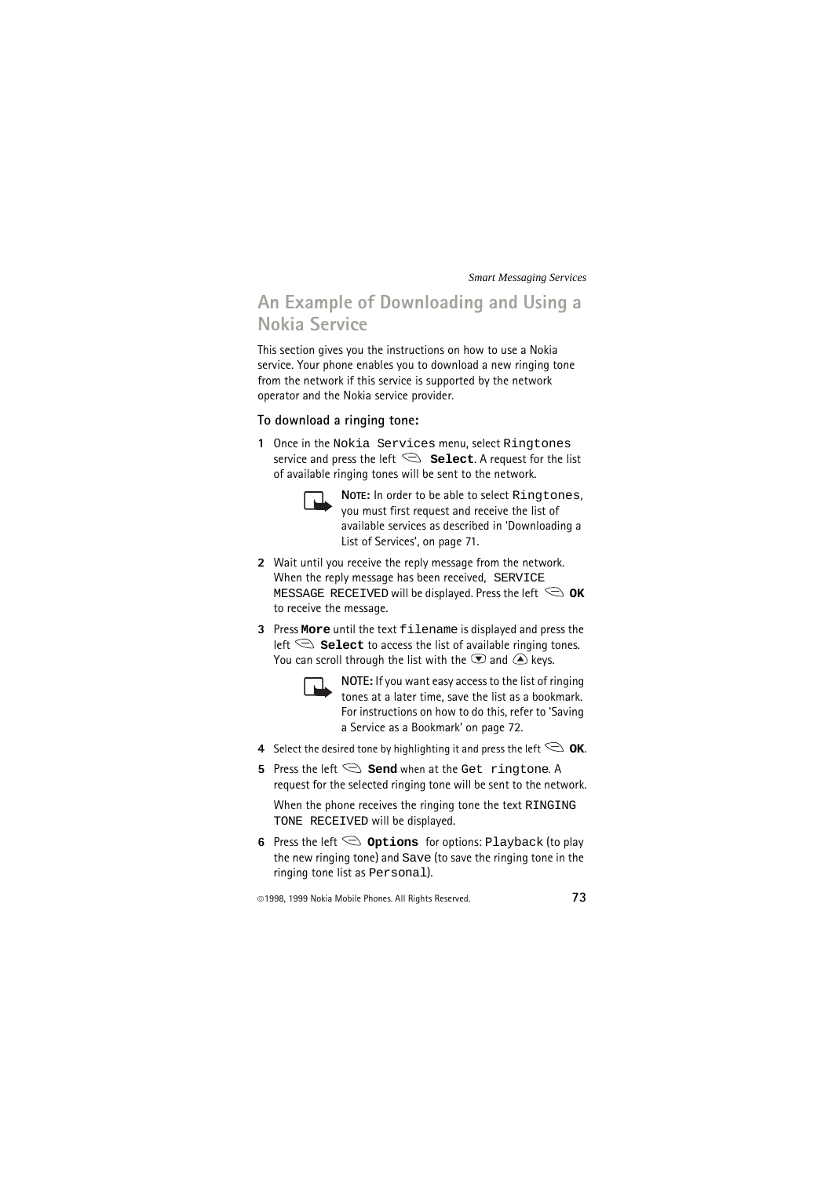## An Example of Downloading and Using a Nokia Service

This section gives you the instructions on how to use a Nokia service. Your phone enables you to download a new ringing tone from the network if this service is supported by the network operator and the Nokia service provider.

### To download a ringing tone:

1. Once in the `Nokia Services` menu, select `Ringtones` service and press the left **Select**. A request for the list of available ringing tones will be sent to the network.

   **NOTE:** In order to be able to select `Ringtones`, you must first request and receive the list of available services as described in 'Downloading a List of Services', on page 71.

2. Wait until you receive the reply message from the network. When the reply message has been received, `SERVICE MESSAGE RECEIVED` will be displayed. Press the left **OK** to receive the message.

3. Press **More** until the text `filename` is displayed and press the left **Select** to access the list of available ringing tones. You can scroll through the list with the ▼ and ▲ keys.

   **NOTE:** If you want easy access to the list of ringing tones at a later time, save the list as a bookmark. For instructions on how to do this, refer to 'Saving a Service as a Bookmark' on page 72.

4. Select the desired tone by highlighting it and press the left **OK**.

5. Press the left **Send** when at the `Get ringtone`. A request for the selected ringing tone will be sent to the network.

   When the phone receives the ringing tone the text `RINGING TONE RECEIVED` will be displayed.

6. Press the left **Options** for options: `Playback` (to play the new ringing tone) and `Save` (to save the ringing tone in the ringing tone list as `Personal`).

©1998, 1999 Nokia Mobile Phones. All Rights Reserved.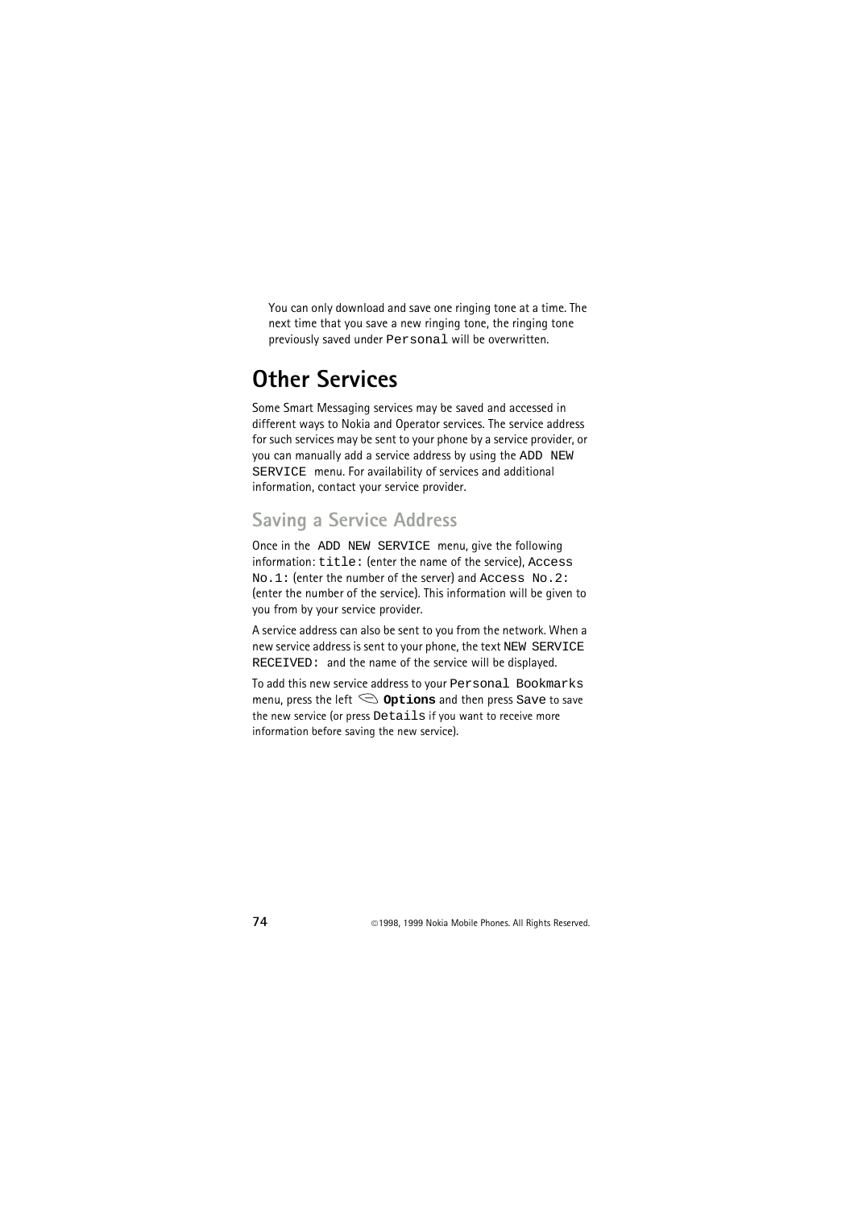You can only download and save one ringing tone at a time. The next time that you save a new ringing tone, the ringing tone previously saved under Personal will be overwritten.

# Other Services

Some Smart Messaging services may be saved and accessed in different ways to Nokia and Operator services. The service address for such services may be sent to your phone by a service provider, or you can manually add a service address by using the ADD NEW SERVICE menu. For availability of services and additional information, contact your service provider.

## Saving a Service Address

Once in the ADD NEW SERVICE menu, give the following information: title: (enter the name of the service), Access No.1: (enter the number of the server) and Access No.2: (enter the number of the service). This information will be given to you from by your service provider.

A service address can also be sent to you from the network. When a new service address is sent to your phone, the text NEW SERVICE RECEIVED: and the name of the service will be displayed.

To add this new service address to your Personal Bookmarks menu, press the left **Options** and then press Save to save the new service (or press Details if you want to receive more information before saving the new service).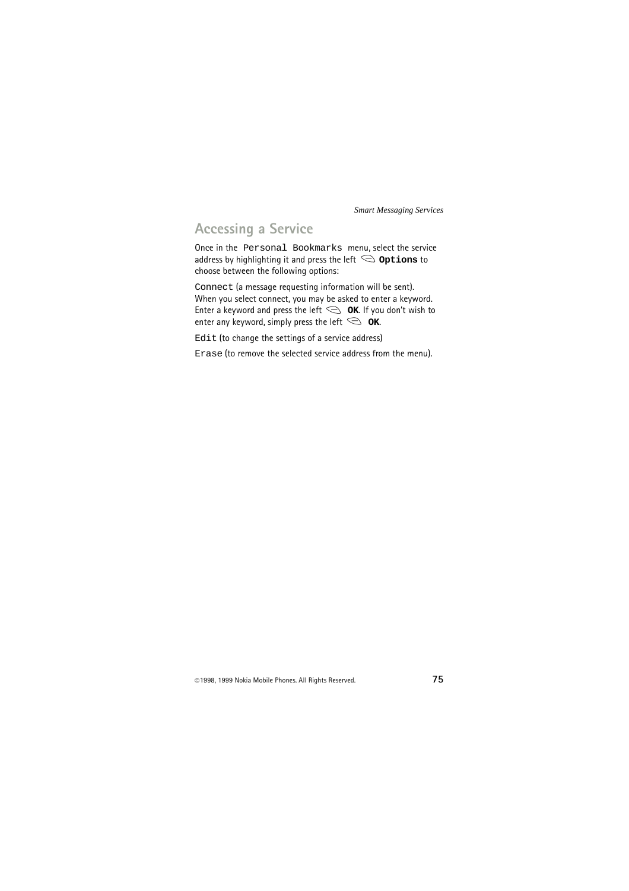## Accessing a Service

Once in the Personal Bookmarks menu, select the service address by highlighting it and press the left **Options** to choose between the following options:

Connect (a message requesting information will be sent). When you select connect, you may be asked to enter a keyword. Enter a keyword and press the left **OK**. If you don't wish to enter any keyword, simply press the left **OK**.

Edit (to change the settings of a service address)

Erase (to remove the selected service address from the menu).

©1998, 1999 Nokia Mobile Phones. All Rights Reserved.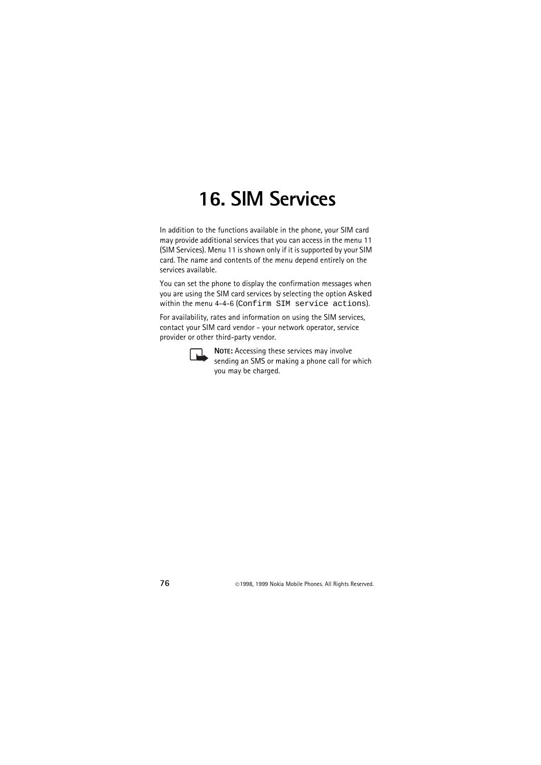# 16. SIM Services

In addition to the functions available in the phone, your SIM card may provide additional services that you can access in the menu 11 (SIM Services). Menu 11 is shown only if it is supported by your SIM card. The name and contents of the menu depend entirely on the services available.

You can set the phone to display the confirmation messages when you are using the SIM card services by selecting the option `Asked` within the menu 4-4-6 (`Confirm SIM service actions`).

For availability, rates and information on using the SIM services, contact your SIM card vendor - your network operator, service provider or other third-party vendor.

**NOTE:** Accessing these services may involve sending an SMS or making a phone call for which you may be charged.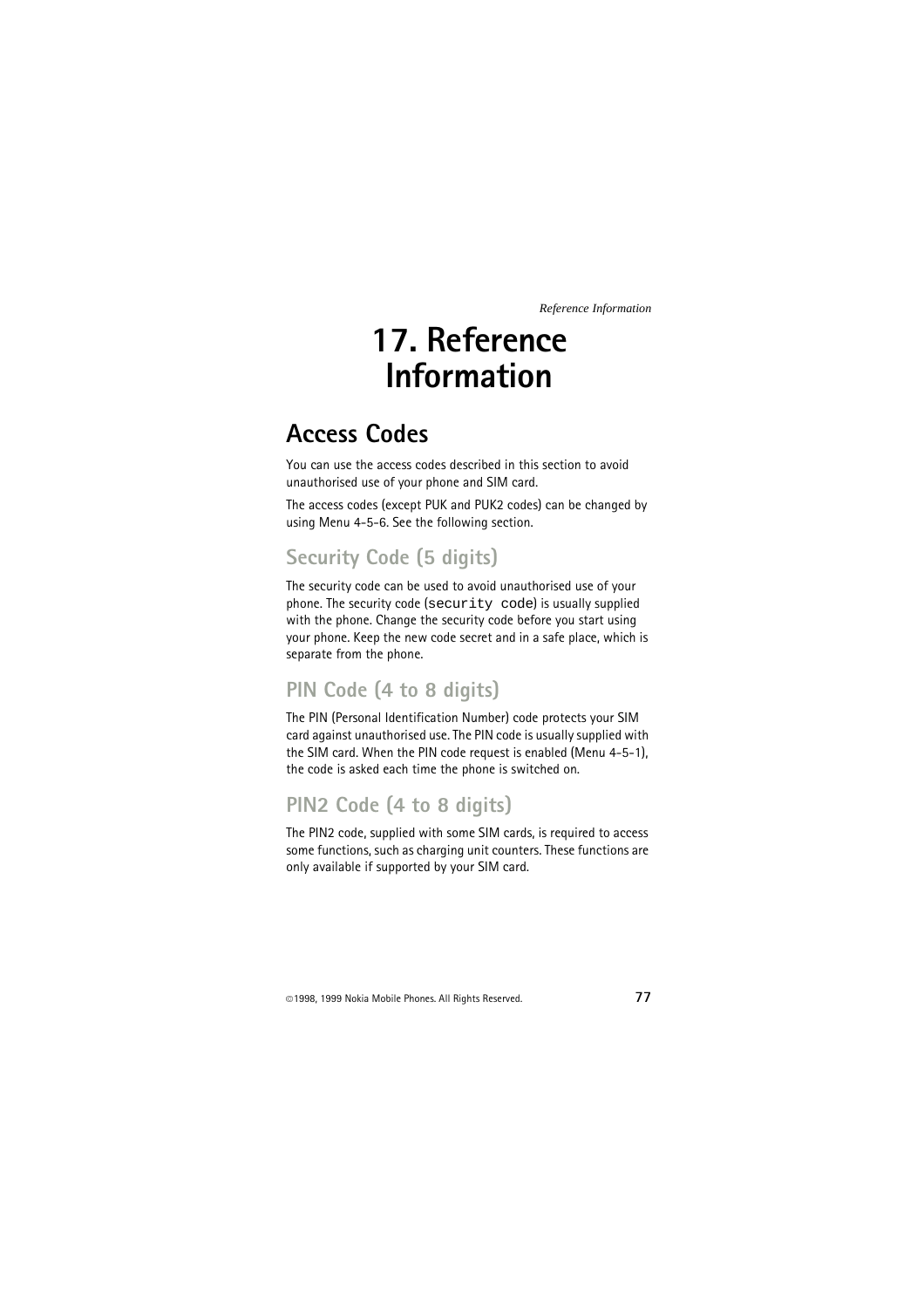# 17. Reference Information

## Access Codes

You can use the access codes described in this section to avoid unauthorised use of your phone and SIM card.

The access codes (except PUK and PUK2 codes) can be changed by using Menu 4-5-6. See the following section.

### Security Code (5 digits)

The security code can be used to avoid unauthorised use of your phone. The security code (`security code`) is usually supplied with the phone. Change the security code before you start using your phone. Keep the new code secret and in a safe place, which is separate from the phone.

### PIN Code (4 to 8 digits)

The PIN (Personal Identification Number) code protects your SIM card against unauthorised use. The PIN code is usually supplied with the SIM card. When the PIN code request is enabled (Menu 4-5-1), the code is asked each time the phone is switched on.

### PIN2 Code (4 to 8 digits)

The PIN2 code, supplied with some SIM cards, is required to access some functions, such as charging unit counters. These functions are only available if supported by your SIM card.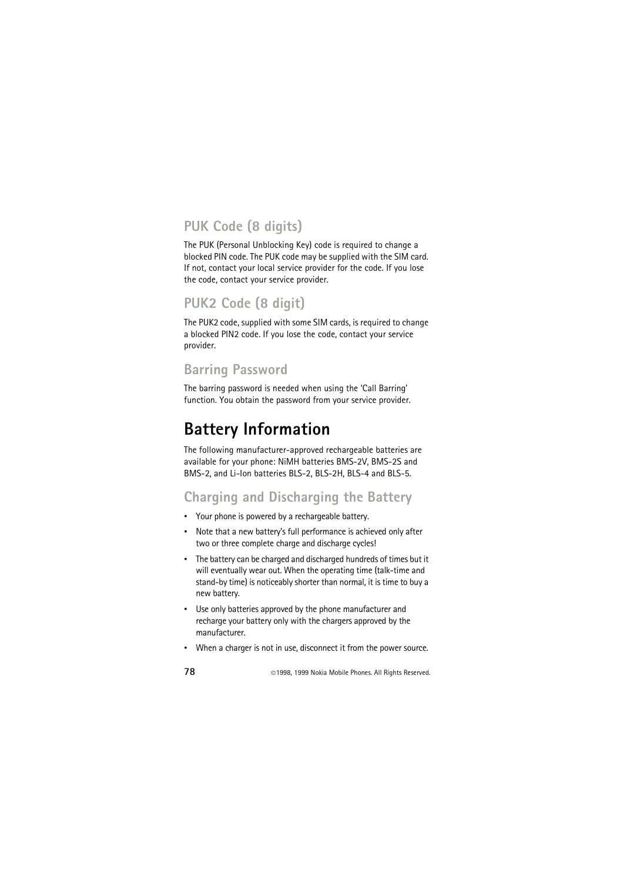## PUK Code (8 digits)

The PUK (Personal Unblocking Key) code is required to change a blocked PIN code. The PUK code may be supplied with the SIM card. If not, contact your local service provider for the code. If you lose the code, contact your service provider.

## PUK2 Code (8 digit)

The PUK2 code, supplied with some SIM cards, is required to change a blocked PIN2 code. If you lose the code, contact your service provider.

## Barring Password

The barring password is needed when using the 'Call Barring' function. You obtain the password from your service provider.

# Battery Information

The following manufacturer-approved rechargeable batteries are available for your phone: NiMH batteries BMS-2V, BMS-2S and BMS-2, and Li-Ion batteries BLS-2, BLS-2H, BLS-4 and BLS-5.

## Charging and Discharging the Battery

- Your phone is powered by a rechargeable battery.
- Note that a new battery's full performance is achieved only after two or three complete charge and discharge cycles!
- The battery can be charged and discharged hundreds of times but it will eventually wear out. When the operating time (talk-time and stand-by time) is noticeably shorter than normal, it is time to buy a new battery.
- Use only batteries approved by the phone manufacturer and recharge your battery only with the chargers approved by the manufacturer.
- When a charger is not in use, disconnect it from the power source.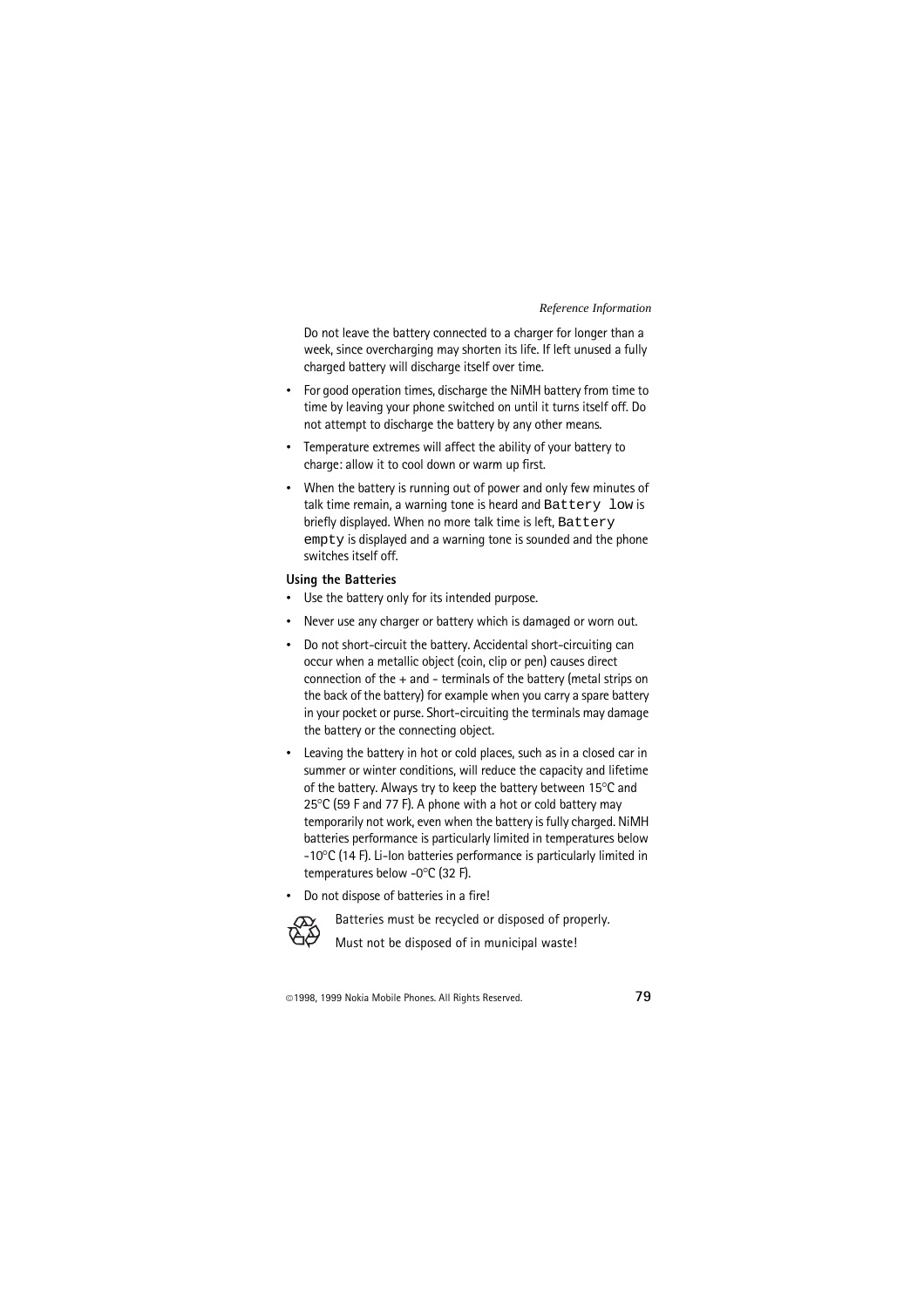Do not leave the battery connected to a charger for longer than a week, since overcharging may shorten its life. If left unused a fully charged battery will discharge itself over time.

- For good operation times, discharge the NiMH battery from time to time by leaving your phone switched on until it turns itself off. Do not attempt to discharge the battery by any other means.
- Temperature extremes will affect the ability of your battery to charge: allow it to cool down or warm up first.
- When the battery is running out of power and only few minutes of talk time remain, a warning tone is heard and `Battery low` is briefly displayed. When no more talk time is left, `Battery empty` is displayed and a warning tone is sounded and the phone switches itself off.

**Using the Batteries**

- Use the battery only for its intended purpose.
- Never use any charger or battery which is damaged or worn out.
- Do not short-circuit the battery. Accidental short-circuiting can occur when a metallic object (coin, clip or pen) causes direct connection of the + and - terminals of the battery (metal strips on the back of the battery) for example when you carry a spare battery in your pocket or purse. Short-circuiting the terminals may damage the battery or the connecting object.
- Leaving the battery in hot or cold places, such as in a closed car in summer or winter conditions, will reduce the capacity and lifetime of the battery. Always try to keep the battery between 15°C and 25°C (59 F and 77 F). A phone with a hot or cold battery may temporarily not work, even when the battery is fully charged. NiMH batteries performance is particularly limited in temperatures below -10°C (14 F). Li-Ion batteries performance is particularly limited in temperatures below -0°C (32 F).
- Do not dispose of batteries in a fire!

Batteries must be recycled or disposed of properly.

Must not be disposed of in municipal waste!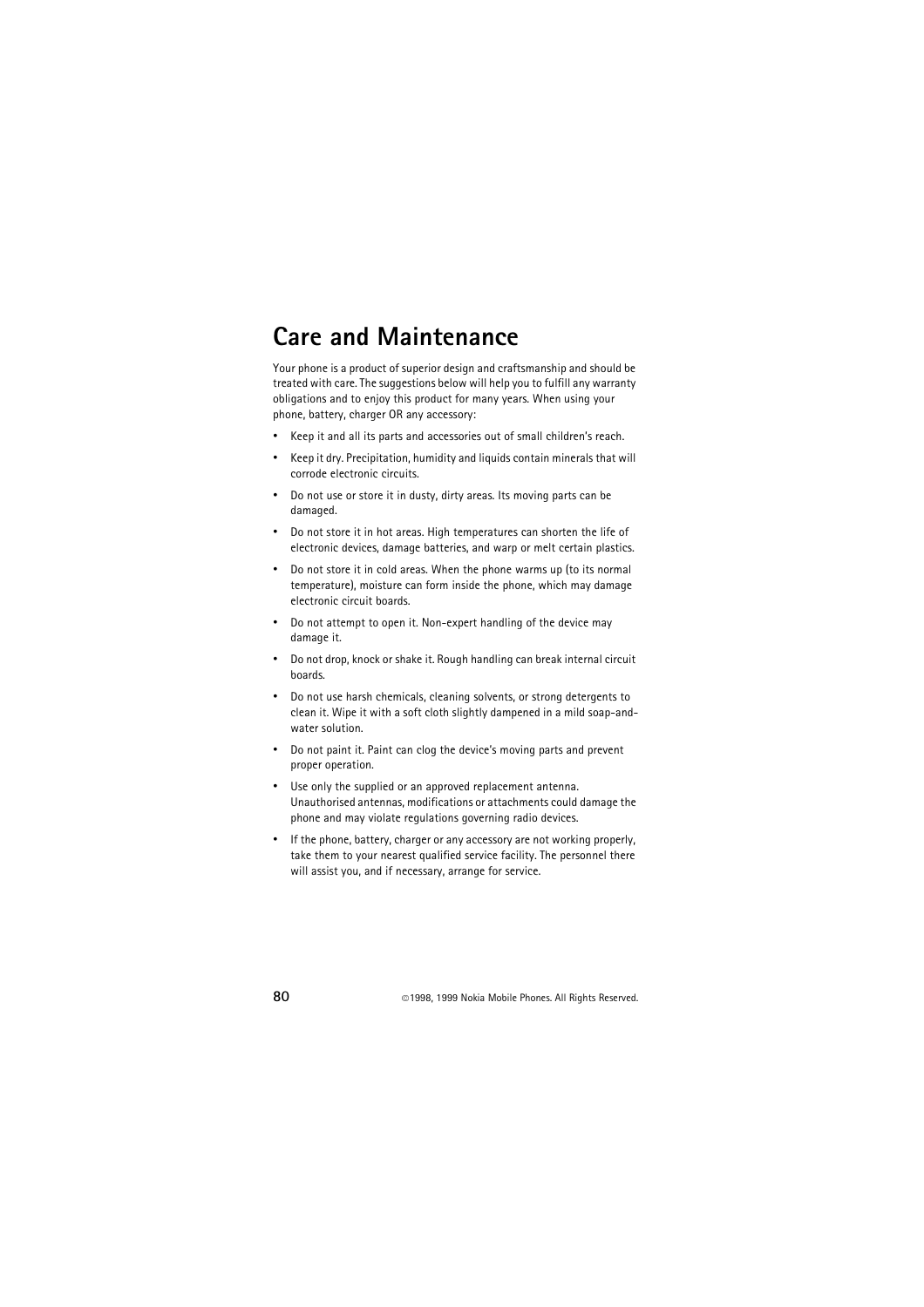# Care and Maintenance

Your phone is a product of superior design and craftsmanship and should be treated with care. The suggestions below will help you to fulfill any warranty obligations and to enjoy this product for many years. When using your phone, battery, charger OR any accessory:

- Keep it and all its parts and accessories out of small children's reach.
- Keep it dry. Precipitation, humidity and liquids contain minerals that will corrode electronic circuits.
- Do not use or store it in dusty, dirty areas. Its moving parts can be damaged.
- Do not store it in hot areas. High temperatures can shorten the life of electronic devices, damage batteries, and warp or melt certain plastics.
- Do not store it in cold areas. When the phone warms up (to its normal temperature), moisture can form inside the phone, which may damage electronic circuit boards.
- Do not attempt to open it. Non-expert handling of the device may damage it.
- Do not drop, knock or shake it. Rough handling can break internal circuit boards.
- Do not use harsh chemicals, cleaning solvents, or strong detergents to clean it. Wipe it with a soft cloth slightly dampened in a mild soap-and-water solution.
- Do not paint it. Paint can clog the device's moving parts and prevent proper operation.
- Use only the supplied or an approved replacement antenna. Unauthorised antennas, modifications or attachments could damage the phone and may violate regulations governing radio devices.
- If the phone, battery, charger or any accessory are not working properly, take them to your nearest qualified service facility. The personnel there will assist you, and if necessary, arrange for service.

©1998, 1999 Nokia Mobile Phones. All Rights Reserved.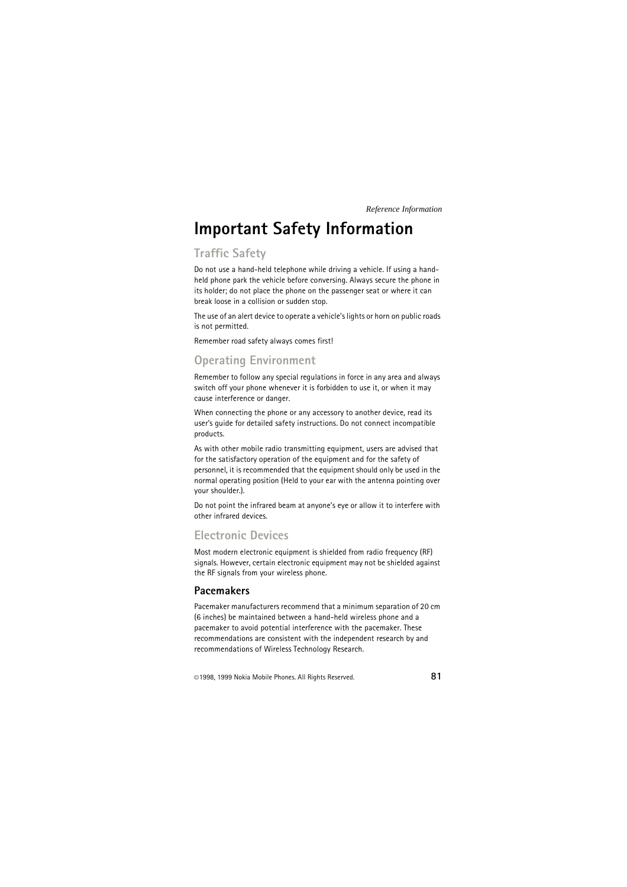# Important Safety Information

## Traffic Safety

Do not use a hand-held telephone while driving a vehicle. If using a hand-held phone park the vehicle before conversing. Always secure the phone in its holder; do not place the phone on the passenger seat or where it can break loose in a collision or sudden stop.

The use of an alert device to operate a vehicle's lights or horn on public roads is not permitted.

Remember road safety always comes first!

## Operating Environment

Remember to follow any special regulations in force in any area and always switch off your phone whenever it is forbidden to use it, or when it may cause interference or danger.

When connecting the phone or any accessory to another device, read its user's guide for detailed safety instructions. Do not connect incompatible products.

As with other mobile radio transmitting equipment, users are advised that for the satisfactory operation of the equipment and for the safety of personnel, it is recommended that the equipment should only be used in the normal operating position (Held to your ear with the antenna pointing over your shoulder.).

Do not point the infrared beam at anyone's eye or allow it to interfere with other infrared devices.

## Electronic Devices

Most modern electronic equipment is shielded from radio frequency (RF) signals. However, certain electronic equipment may not be shielded against the RF signals from your wireless phone.

### Pacemakers

Pacemaker manufacturers recommend that a minimum separation of 20 cm (6 inches) be maintained between a hand-held wireless phone and a pacemaker to avoid potential interference with the pacemaker. These recommendations are consistent with the independent research by and recommendations of Wireless Technology Research.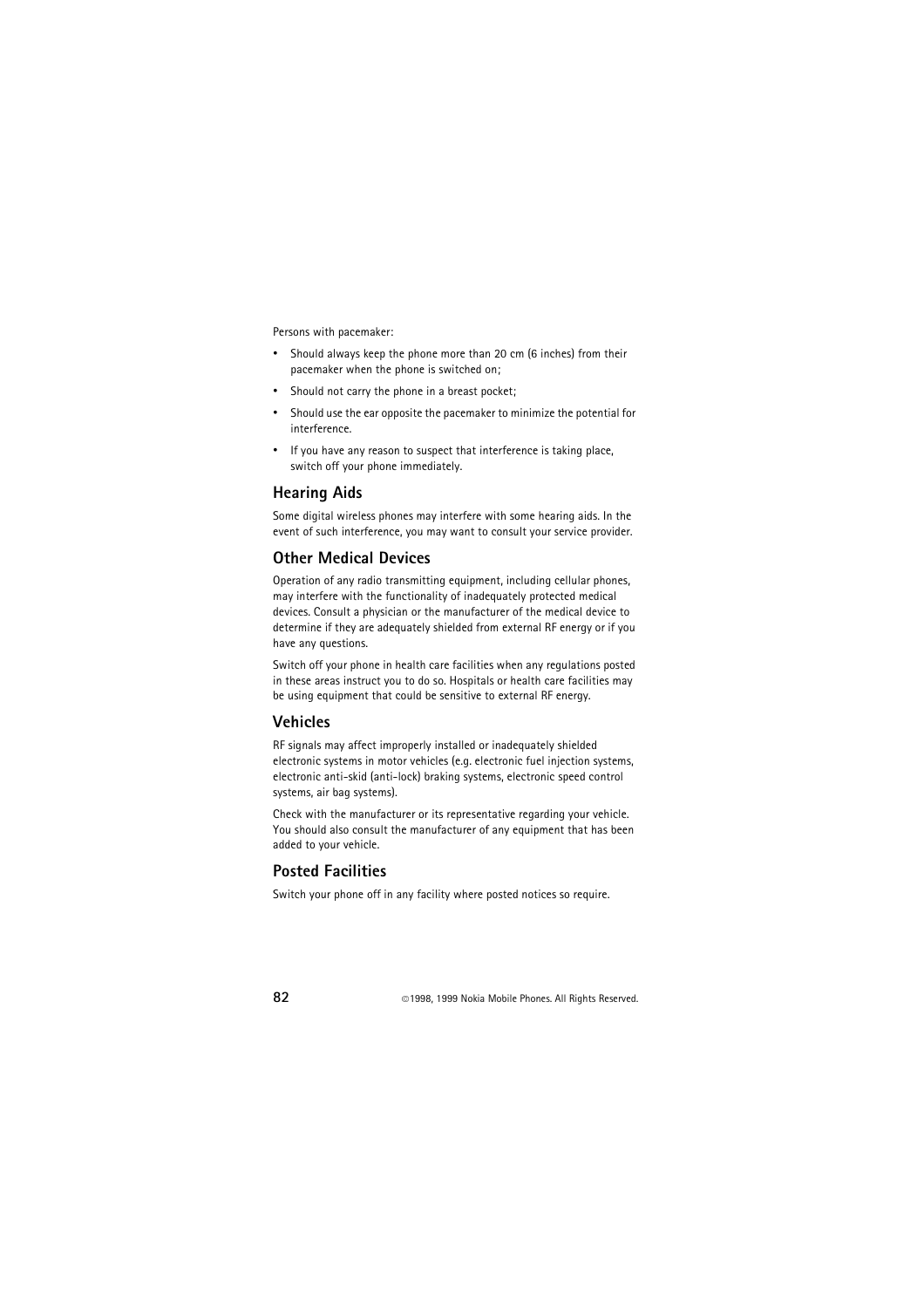Persons with pacemaker:

- Should always keep the phone more than 20 cm (6 inches) from their pacemaker when the phone is switched on;
- Should not carry the phone in a breast pocket;
- Should use the ear opposite the pacemaker to minimize the potential for interference.
- If you have any reason to suspect that interference is taking place, switch off your phone immediately.

## Hearing Aids

Some digital wireless phones may interfere with some hearing aids. In the event of such interference, you may want to consult your service provider.

## Other Medical Devices

Operation of any radio transmitting equipment, including cellular phones, may interfere with the functionality of inadequately protected medical devices. Consult a physician or the manufacturer of the medical device to determine if they are adequately shielded from external RF energy or if you have any questions.

Switch off your phone in health care facilities when any regulations posted in these areas instruct you to do so. Hospitals or health care facilities may be using equipment that could be sensitive to external RF energy.

## Vehicles

RF signals may affect improperly installed or inadequately shielded electronic systems in motor vehicles (e.g. electronic fuel injection systems, electronic anti-skid (anti-lock) braking systems, electronic speed control systems, air bag systems).

Check with the manufacturer or its representative regarding your vehicle. You should also consult the manufacturer of any equipment that has been added to your vehicle.

## Posted Facilities

Switch your phone off in any facility where posted notices so require.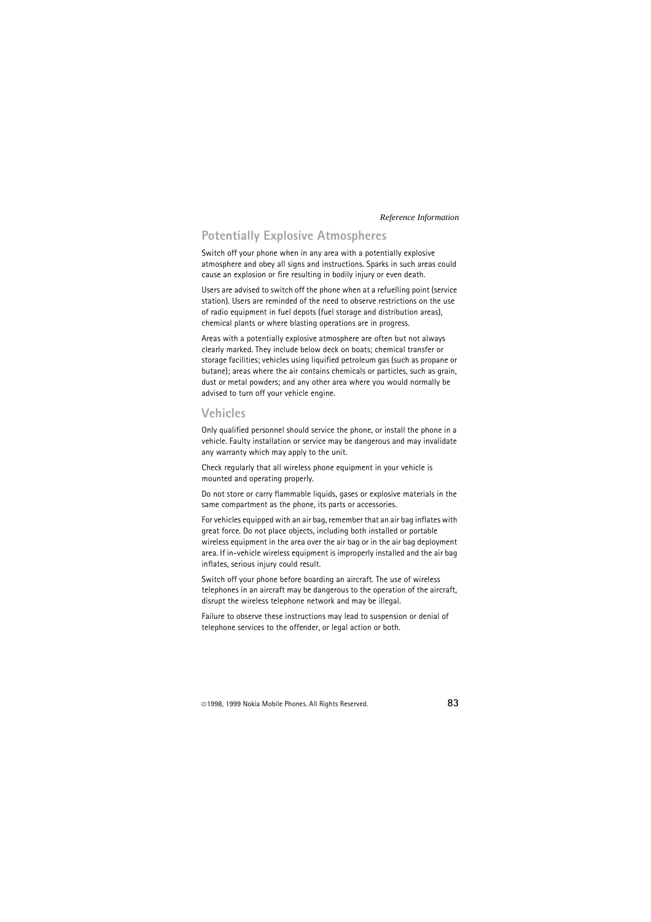## Potentially Explosive Atmospheres

Switch off your phone when in any area with a potentially explosive atmosphere and obey all signs and instructions. Sparks in such areas could cause an explosion or fire resulting in bodily injury or even death.

Users are advised to switch off the phone when at a refuelling point (service station). Users are reminded of the need to observe restrictions on the use of radio equipment in fuel depots (fuel storage and distribution areas), chemical plants or where blasting operations are in progress.

Areas with a potentially explosive atmosphere are often but not always clearly marked. They include below deck on boats; chemical transfer or storage facilities; vehicles using liquified petroleum gas (such as propane or butane); areas where the air contains chemicals or particles, such as grain, dust or metal powders; and any other area where you would normally be advised to turn off your vehicle engine.

## Vehicles

Only qualified personnel should service the phone, or install the phone in a vehicle. Faulty installation or service may be dangerous and may invalidate any warranty which may apply to the unit.

Check regularly that all wireless phone equipment in your vehicle is mounted and operating properly.

Do not store or carry flammable liquids, gases or explosive materials in the same compartment as the phone, its parts or accessories.

For vehicles equipped with an air bag, remember that an air bag inflates with great force. Do not place objects, including both installed or portable wireless equipment in the area over the air bag or in the air bag deployment area. If in-vehicle wireless equipment is improperly installed and the air bag inflates, serious injury could result.

Switch off your phone before boarding an aircraft. The use of wireless telephones in an aircraft may be dangerous to the operation of the aircraft, disrupt the wireless telephone network and may be illegal.

Failure to observe these instructions may lead to suspension or denial of telephone services to the offender, or legal action or both.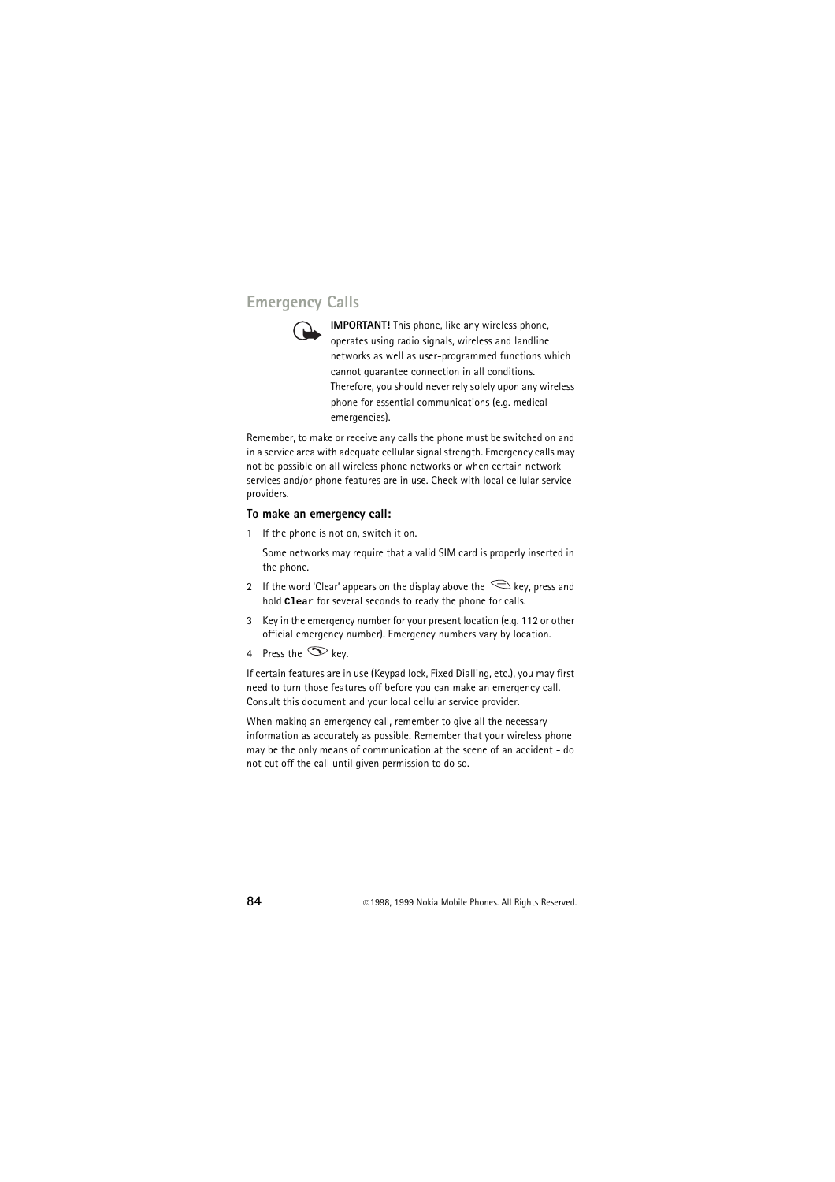## Emergency Calls

**IMPORTANT!** This phone, like any wireless phone, operates using radio signals, wireless and landline networks as well as user-programmed functions which cannot guarantee connection in all conditions. Therefore, you should never rely solely upon any wireless phone for essential communications (e.g. medical emergencies).

Remember, to make or receive any calls the phone must be switched on and in a service area with adequate cellular signal strength. Emergency calls may not be possible on all wireless phone networks or when certain network services and/or phone features are in use. Check with local cellular service providers.

### To make an emergency call:

1 If the phone is not on, switch it on.

   Some networks may require that a valid SIM card is properly inserted in the phone.

2 If the word 'Clear' appears on the display above the key, press and hold `Clear` for several seconds to ready the phone for calls.

3 Key in the emergency number for your present location (e.g. 112 or other official emergency number). Emergency numbers vary by location.

4 Press the key.

If certain features are in use (Keypad lock, Fixed Dialling, etc.), you may first need to turn those features off before you can make an emergency call. Consult this document and your local cellular service provider.

When making an emergency call, remember to give all the necessary information as accurately as possible. Remember that your wireless phone may be the only means of communication at the scene of an accident - do not cut off the call until given permission to do so.

©1998, 1999 Nokia Mobile Phones. All Rights Reserved.